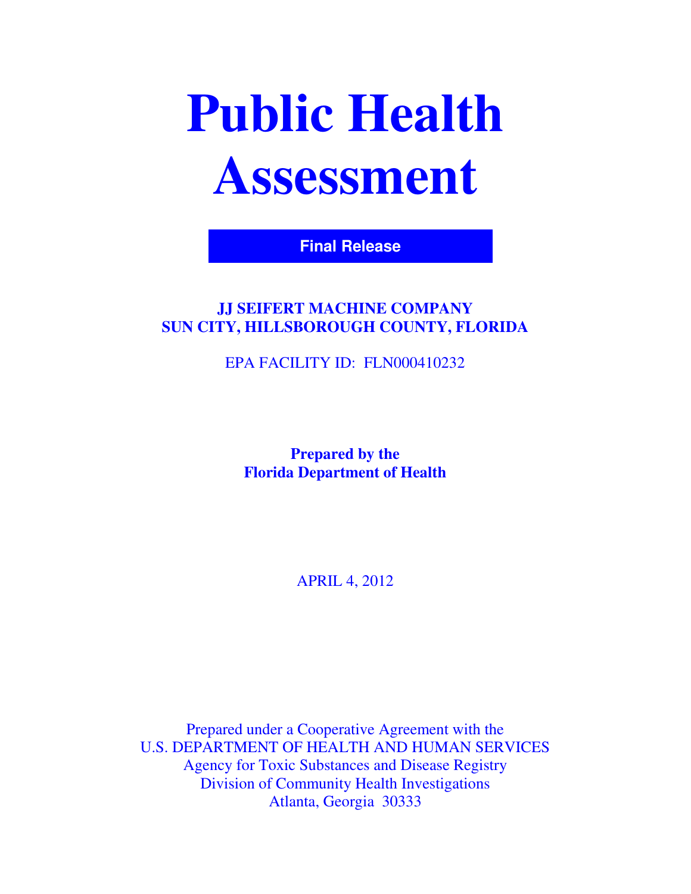# Public Health Assessment

**Final Release**

**JJ SEIFERT MACHINE COMPANY**
**SUN CITY, HILLSBOROUGH COUNTY, FLORIDA**

EPA FACILITY ID: FLN000410232

**Prepared by the**
**Florida Department of Health**

APRIL 4, 2012

Prepared under a Cooperative Agreement with the
U.S. DEPARTMENT OF HEALTH AND HUMAN SERVICES
Agency for Toxic Substances and Disease Registry
Division of Community Health Investigations
Atlanta, Georgia 30333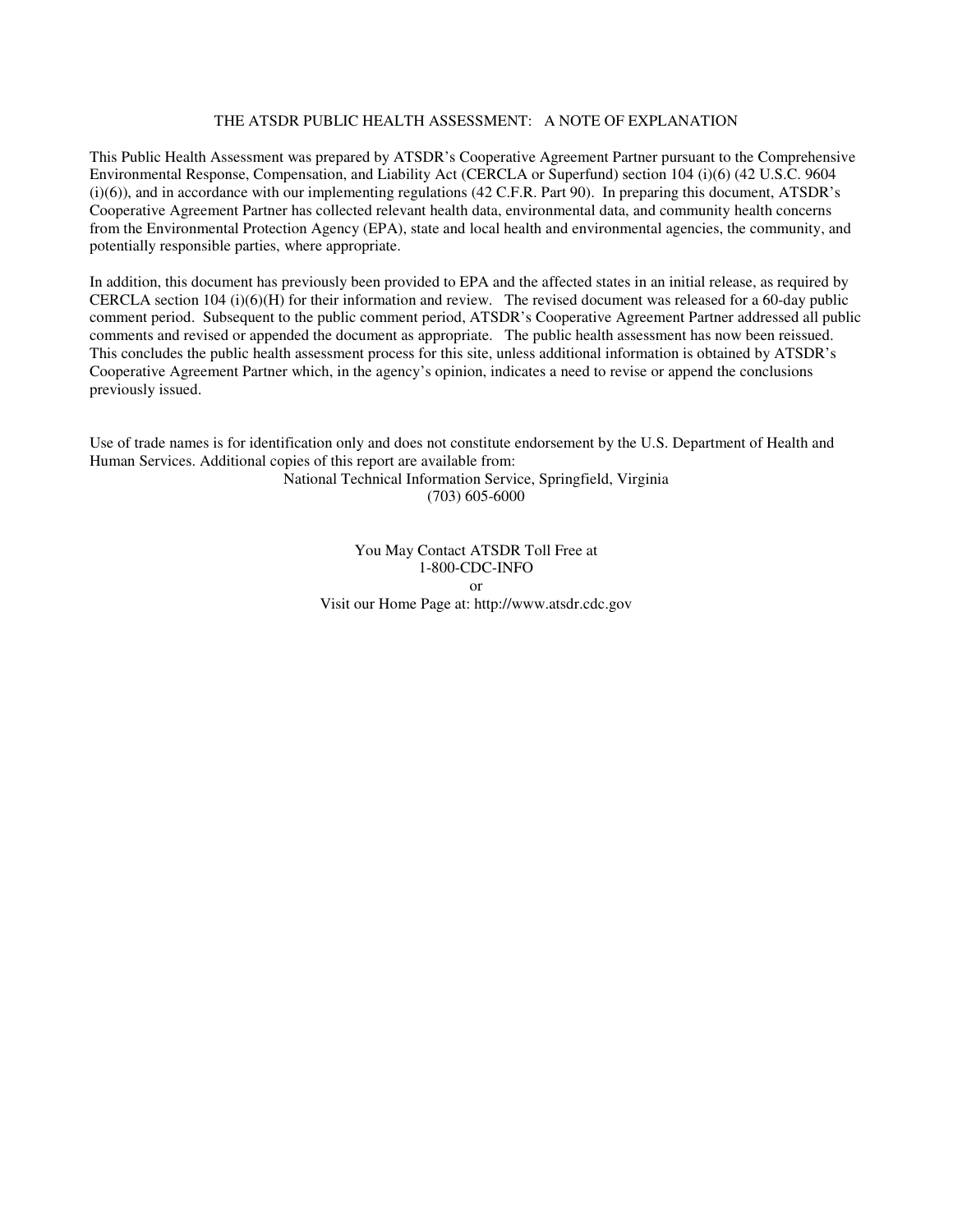# THE ATSDR PUBLIC HEALTH ASSESSMENT: A NOTE OF EXPLANATION

This Public Health Assessment was prepared by ATSDR's Cooperative Agreement Partner pursuant to the Comprehensive Environmental Response, Compensation, and Liability Act (CERCLA or Superfund) section 104 (i)(6) (42 U.S.C. 9604 (i)(6)), and in accordance with our implementing regulations (42 C.F.R. Part 90). In preparing this document, ATSDR's Cooperative Agreement Partner has collected relevant health data, environmental data, and community health concerns from the Environmental Protection Agency (EPA), state and local health and environmental agencies, the community, and potentially responsible parties, where appropriate.

In addition, this document has previously been provided to EPA and the affected states in an initial release, as required by CERCLA section 104 (i)(6)(H) for their information and review. The revised document was released for a 60-day public comment period. Subsequent to the public comment period, ATSDR's Cooperative Agreement Partner addressed all public comments and revised or appended the document as appropriate. The public health assessment has now been reissued. This concludes the public health assessment process for this site, unless additional information is obtained by ATSDR's Cooperative Agreement Partner which, in the agency's opinion, indicates a need to revise or append the conclusions previously issued.

Use of trade names is for identification only and does not constitute endorsement by the U.S. Department of Health and Human Services. Additional copies of this report are available from:

National Technical Information Service, Springfield, Virginia
(703) 605-6000

You May Contact ATSDR Toll Free at
1-800-CDC-INFO
or
Visit our Home Page at: http://www.atsdr.cdc.gov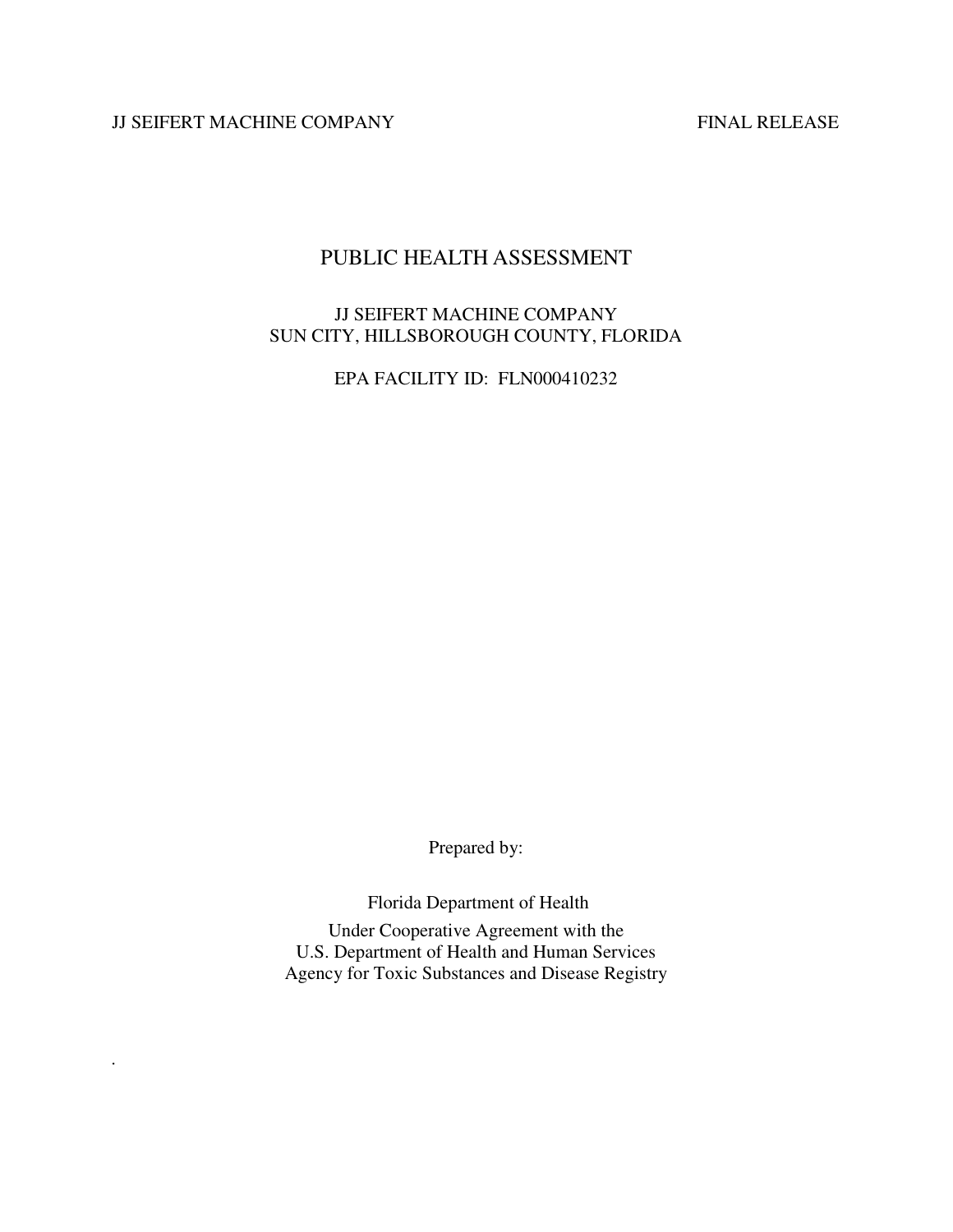# PUBLIC HEALTH ASSESSMENT

JJ SEIFERT MACHINE COMPANY
SUN CITY, HILLSBOROUGH COUNTY, FLORIDA

EPA FACILITY ID: FLN000410232

Prepared by:

Florida Department of Health

Under Cooperative Agreement with the
U.S. Department of Health and Human Services
Agency for Toxic Substances and Disease Registry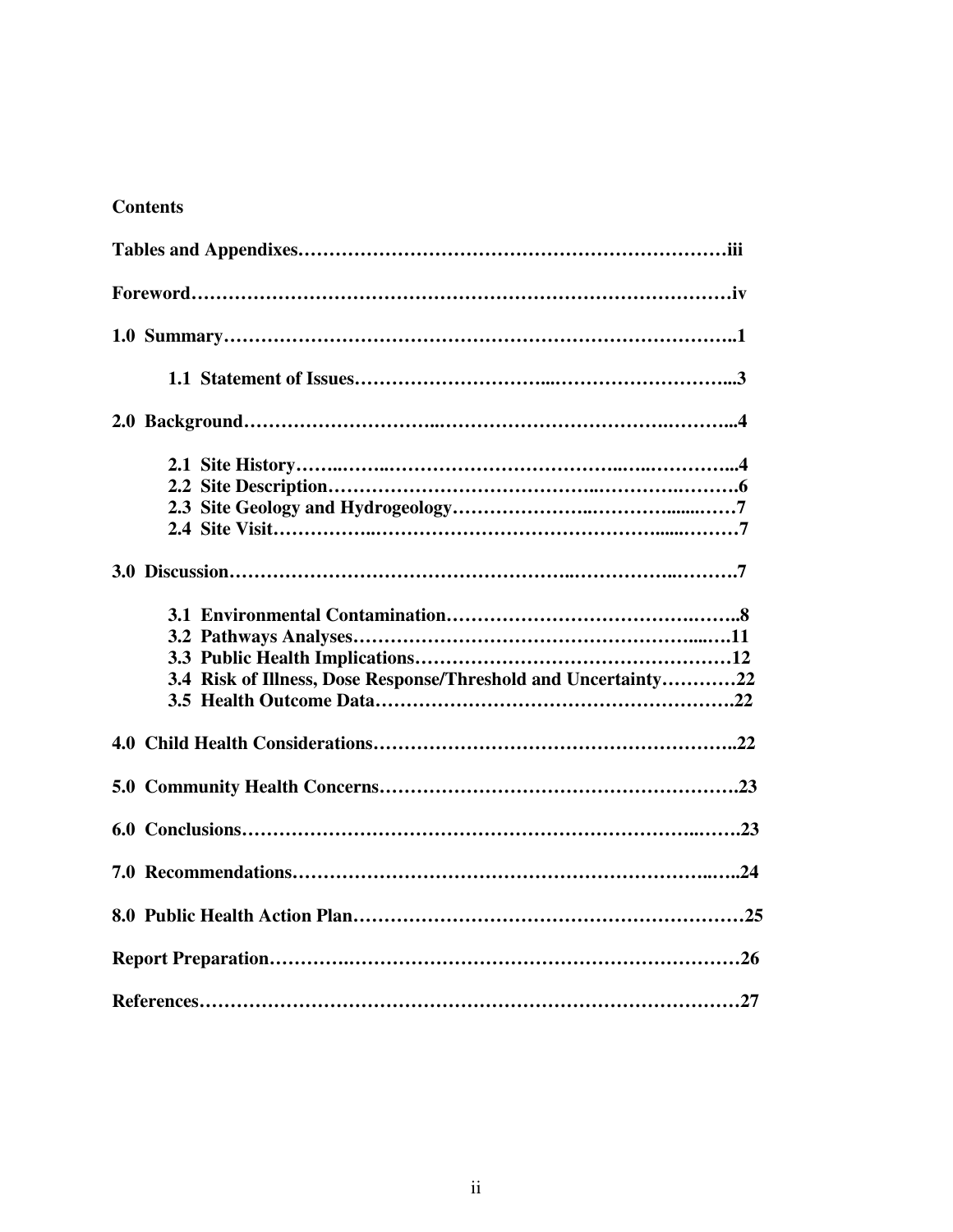**Contents**

**Tables and Appendixes……………………………………………………………iii**

**Foreword…………………………………………………………………………iv**

**1.0 Summary……………………………………………………………………..1**

**1.1 Statement of Issues…………………………...………………………...3**

**2.0 Background…………………………..……………………………….………...4**

**2.1 Site History……..……..…………………………………..…..…………...4**
**2.2 Site Description…………………………………….……………..……….6**
**2.3 Site Geology and Hydrogeology…………………..…………......……7**
**2.4 Site Visit…………….……………………………………………......………7**

**3.0 Discussion……………………………………………..……………..……….7**

**3.1 Environmental Contamination…………………………………….……..8**
**3.2 Pathways Analyses……………………………………………......….11**
**3.3 Public Health Implications…………………………………………12**
**3.4 Risk of Illness, Dose Response/Threshold and Uncertainty…………22**
**3.5 Health Outcome Data……………………………………………….22**

**4.0 Child Health Considerations………………………………………………..22**

**5.0 Community Health Concerns……………………………………………….23**

**6.0 Conclusions…………………………………………………………..…….23**

**7.0 Recommendations…………………………………………………..…..24**

**8.0 Public Health Action Plan……………………………………………………25**

**Report Preparation………….……………………………………………………26**

**References…………………………………………………………………………27**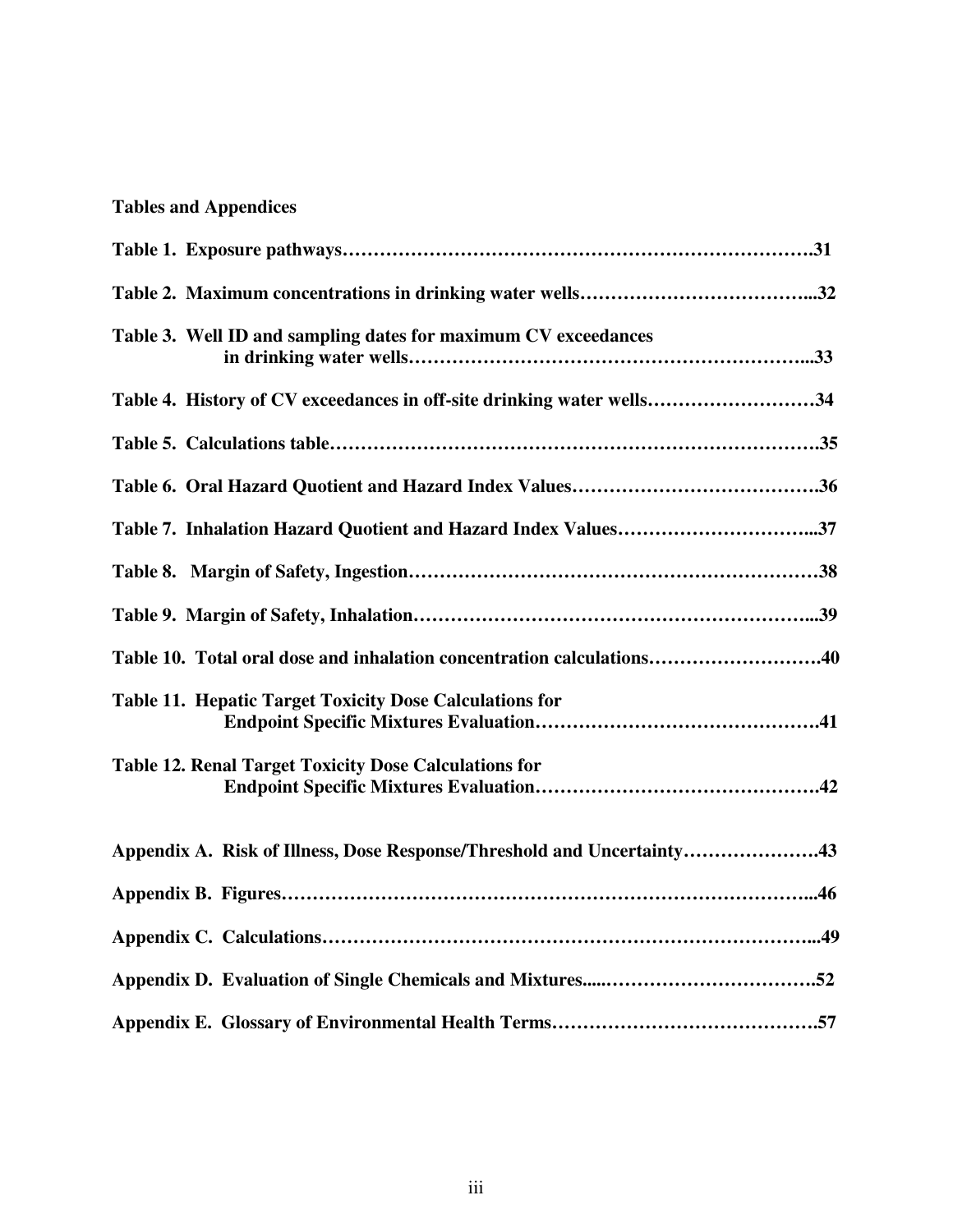**Tables and Appendices**

**Table 1. Exposure pathways……………………………………………………………….31**

**Table 2. Maximum concentrations in drinking water wells………………………………...32**

**Table 3. Well ID and sampling dates for maximum CV exceedances in drinking water wells…………………………………………………...33**

**Table 4. History of CV exceedances in off-site drinking water wells………………………34**

**Table 5. Calculations table………………………………………………………………….35**

**Table 6. Oral Hazard Quotient and Hazard Index Values………………………………….36**

**Table 7. Inhalation Hazard Quotient and Hazard Index Values…………………………...37**

**Table 8. Margin of Safety, Ingestion………………………………………………………38**

**Table 9. Margin of Safety, Inhalation……………………………………………………...39**

**Table 10. Total oral dose and inhalation concentration calculations……………………….40**

**Table 11. Hepatic Target Toxicity Dose Calculations for Endpoint Specific Mixtures Evaluation……………………………………….41**

**Table 12. Renal Target Toxicity Dose Calculations for Endpoint Specific Mixtures Evaluation……………………………………….42**

**Appendix A. Risk of Illness, Dose Response/Threshold and Uncertainty………………….43**

**Appendix B. Figures………………………………………………………………………...46**

**Appendix C. Calculations…………………………………………………………………...49**

**Appendix D. Evaluation of Single Chemicals and Mixtures.....…………………………….52**

**Appendix E. Glossary of Environmental Health Terms…………………………………….57**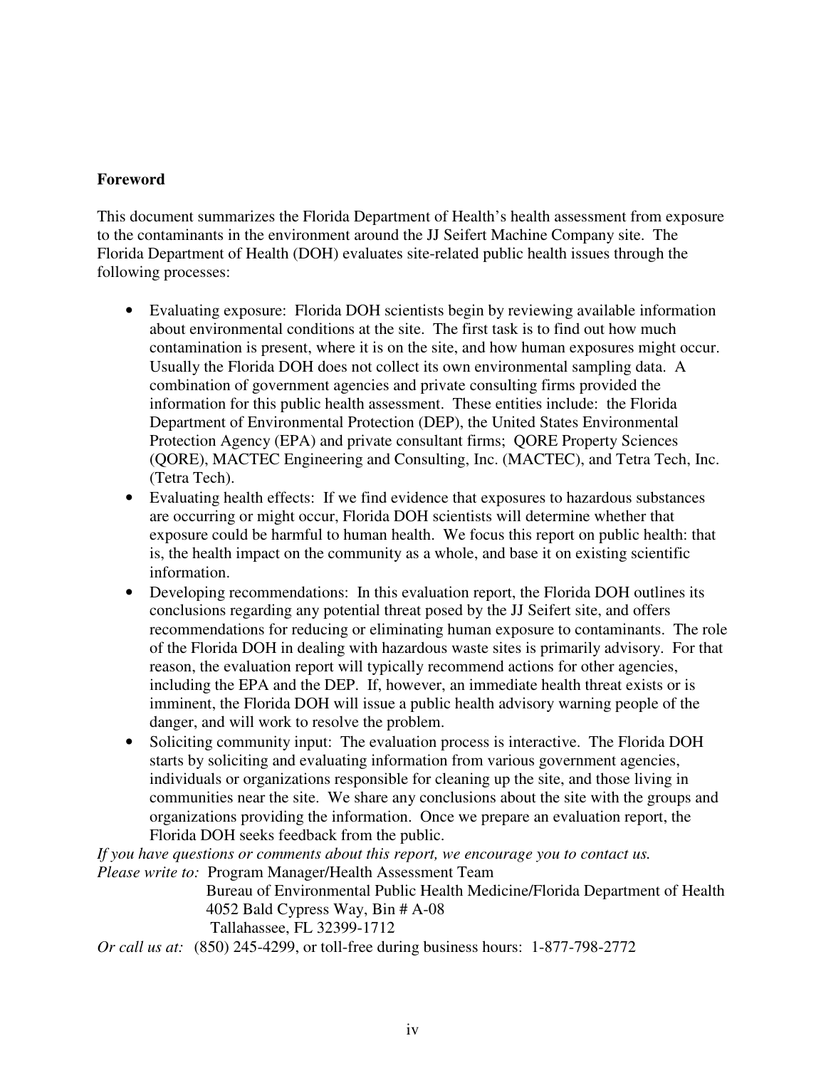**Foreword**

This document summarizes the Florida Department of Health's health assessment from exposure to the contaminants in the environment around the JJ Seifert Machine Company site. The Florida Department of Health (DOH) evaluates site-related public health issues through the following processes:

- Evaluating exposure: Florida DOH scientists begin by reviewing available information about environmental conditions at the site. The first task is to find out how much contamination is present, where it is on the site, and how human exposures might occur. Usually the Florida DOH does not collect its own environmental sampling data. A combination of government agencies and private consulting firms provided the information for this public health assessment. These entities include: the Florida Department of Environmental Protection (DEP), the United States Environmental Protection Agency (EPA) and private consultant firms; QORE Property Sciences (QORE), MACTEC Engineering and Consulting, Inc. (MACTEC), and Tetra Tech, Inc. (Tetra Tech).
- Evaluating health effects: If we find evidence that exposures to hazardous substances are occurring or might occur, Florida DOH scientists will determine whether that exposure could be harmful to human health. We focus this report on public health: that is, the health impact on the community as a whole, and base it on existing scientific information.
- Developing recommendations: In this evaluation report, the Florida DOH outlines its conclusions regarding any potential threat posed by the JJ Seifert site, and offers recommendations for reducing or eliminating human exposure to contaminants. The role of the Florida DOH in dealing with hazardous waste sites is primarily advisory. For that reason, the evaluation report will typically recommend actions for other agencies, including the EPA and the DEP. If, however, an immediate health threat exists or is imminent, the Florida DOH will issue a public health advisory warning people of the danger, and will work to resolve the problem.
- Soliciting community input: The evaluation process is interactive. The Florida DOH starts by soliciting and evaluating information from various government agencies, individuals or organizations responsible for cleaning up the site, and those living in communities near the site. We share any conclusions about the site with the groups and organizations providing the information. Once we prepare an evaluation report, the Florida DOH seeks feedback from the public.

*If you have questions or comments about this report, we encourage you to contact us.*

*Please write to:* Program Manager/Health Assessment Team
Bureau of Environmental Public Health Medicine/Florida Department of Health
4052 Bald Cypress Way, Bin # A-08
Tallahassee, FL 32399-1712

*Or call us at:* (850) 245-4299, or toll-free during business hours: 1-877-798-2772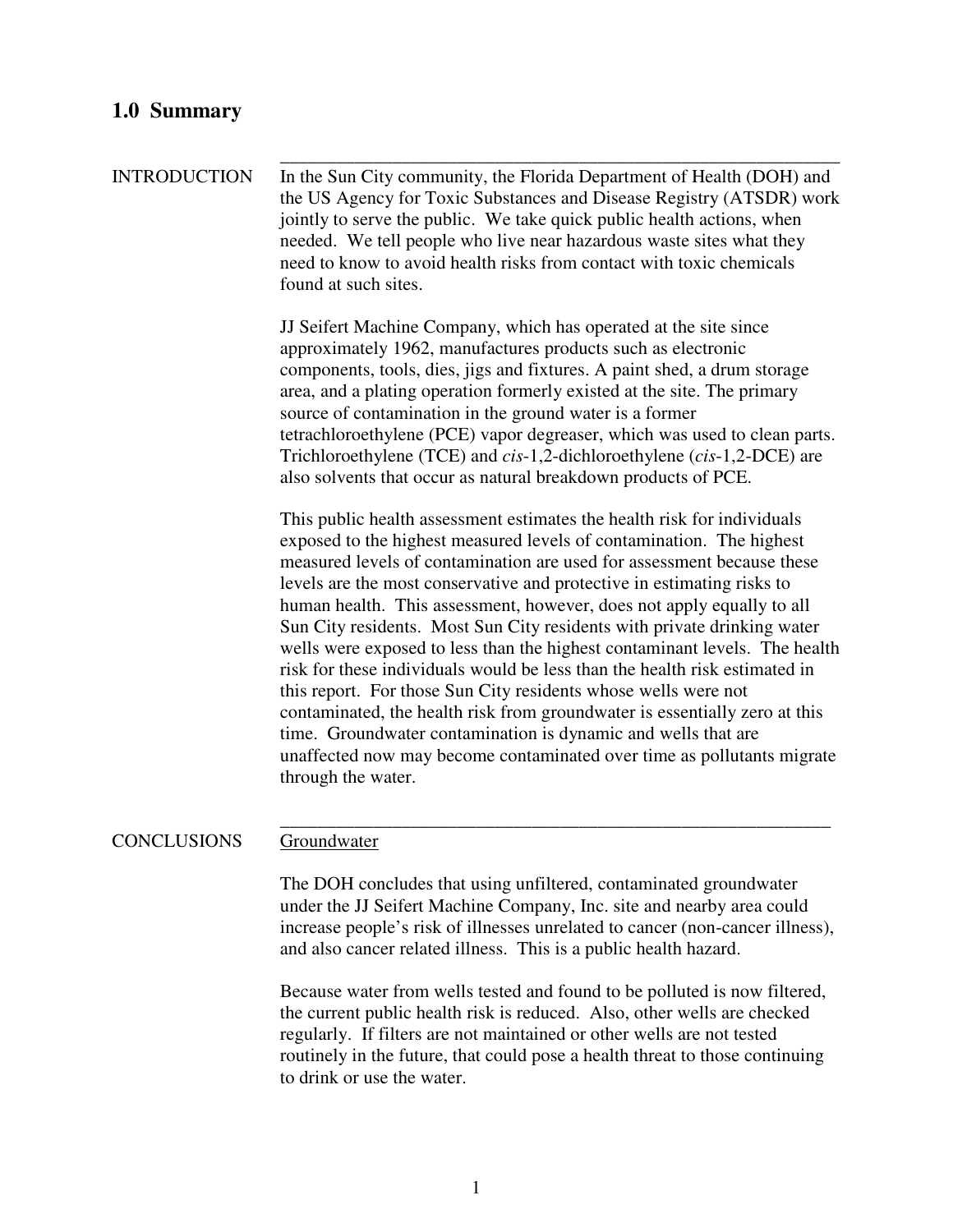## 1.0 Summary

INTRODUCTION

In the Sun City community, the Florida Department of Health (DOH) and the US Agency for Toxic Substances and Disease Registry (ATSDR) work jointly to serve the public. We take quick public health actions, when needed. We tell people who live near hazardous waste sites what they need to know to avoid health risks from contact with toxic chemicals found at such sites.

JJ Seifert Machine Company, which has operated at the site since approximately 1962, manufactures products such as electronic components, tools, dies, jigs and fixtures. A paint shed, a drum storage area, and a plating operation formerly existed at the site. The primary source of contamination in the ground water is a former tetrachloroethylene (PCE) vapor degreaser, which was used to clean parts. Trichloroethylene (TCE) and *cis*-1,2-dichloroethylene (*cis*-1,2-DCE) are also solvents that occur as natural breakdown products of PCE.

This public health assessment estimates the health risk for individuals exposed to the highest measured levels of contamination. The highest measured levels of contamination are used for assessment because these levels are the most conservative and protective in estimating risks to human health. This assessment, however, does not apply equally to all Sun City residents. Most Sun City residents with private drinking water wells were exposed to less than the highest contaminant levels. The health risk for these individuals would be less than the health risk estimated in this report. For those Sun City residents whose wells were not contaminated, the health risk from groundwater is essentially zero at this time. Groundwater contamination is dynamic and wells that are unaffected now may become contaminated over time as pollutants migrate through the water.

CONCLUSIONS

Groundwater

The DOH concludes that using unfiltered, contaminated groundwater under the JJ Seifert Machine Company, Inc. site and nearby area could increase people's risk of illnesses unrelated to cancer (non-cancer illness), and also cancer related illness. This is a public health hazard.

Because water from wells tested and found to be polluted is now filtered, the current public health risk is reduced. Also, other wells are checked regularly. If filters are not maintained or other wells are not tested routinely in the future, that could pose a health threat to those continuing to drink or use the water.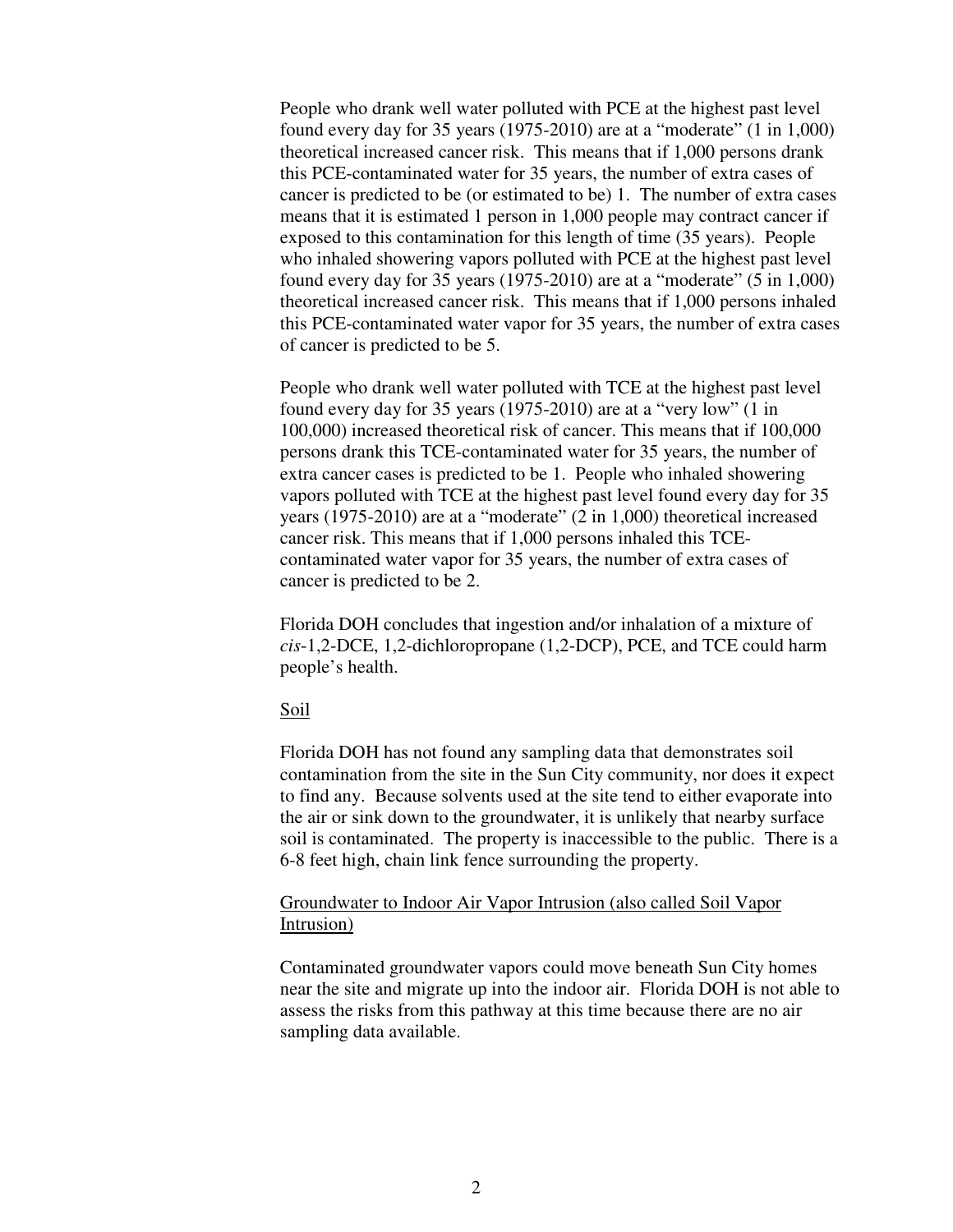People who drank well water polluted with PCE at the highest past level found every day for 35 years (1975-2010) are at a "moderate" (1 in 1,000) theoretical increased cancer risk. This means that if 1,000 persons drank this PCE-contaminated water for 35 years, the number of extra cases of cancer is predicted to be (or estimated to be) 1. The number of extra cases means that it is estimated 1 person in 1,000 people may contract cancer if exposed to this contamination for this length of time (35 years). People who inhaled showering vapors polluted with PCE at the highest past level found every day for 35 years (1975-2010) are at a "moderate" (5 in 1,000) theoretical increased cancer risk. This means that if 1,000 persons inhaled this PCE-contaminated water vapor for 35 years, the number of extra cases of cancer is predicted to be 5.

People who drank well water polluted with TCE at the highest past level found every day for 35 years (1975-2010) are at a "very low" (1 in 100,000) increased theoretical risk of cancer. This means that if 100,000 persons drank this TCE-contaminated water for 35 years, the number of extra cancer cases is predicted to be 1. People who inhaled showering vapors polluted with TCE at the highest past level found every day for 35 years (1975-2010) are at a "moderate" (2 in 1,000) theoretical increased cancer risk. This means that if 1,000 persons inhaled this TCE-contaminated water vapor for 35 years, the number of extra cases of cancer is predicted to be 2.

Florida DOH concludes that ingestion and/or inhalation of a mixture of *cis*-1,2-DCE, 1,2-dichloropropane (1,2-DCP), PCE, and TCE could harm people's health.

<u>Soil</u>

Florida DOH has not found any sampling data that demonstrates soil contamination from the site in the Sun City community, nor does it expect to find any. Because solvents used at the site tend to either evaporate into the air or sink down to the groundwater, it is unlikely that nearby surface soil is contaminated. The property is inaccessible to the public. There is a 6-8 feet high, chain link fence surrounding the property.

<u>Groundwater to Indoor Air Vapor Intrusion (also called Soil Vapor Intrusion)</u>

Contaminated groundwater vapors could move beneath Sun City homes near the site and migrate up into the indoor air. Florida DOH is not able to assess the risks from this pathway at this time because there are no air sampling data available.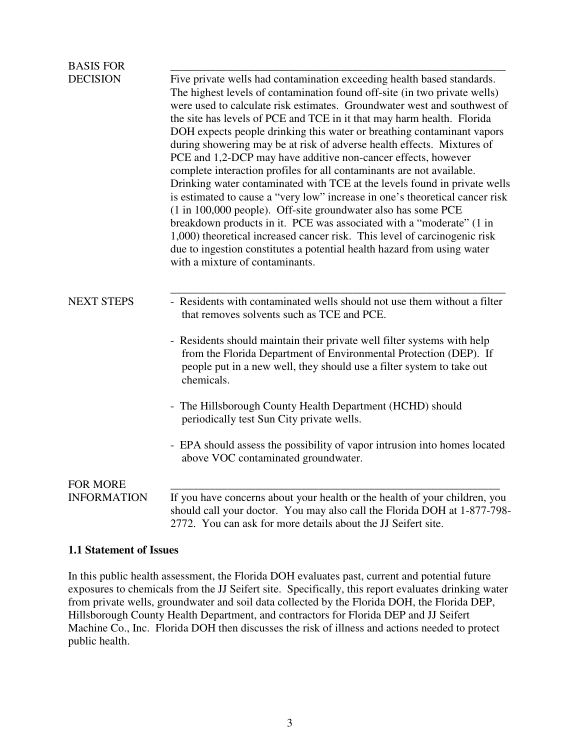**BASIS FOR DECISION**

Five private wells had contamination exceeding health based standards. The highest levels of contamination found off-site (in two private wells) were used to calculate risk estimates. Groundwater west and southwest of the site has levels of PCE and TCE in it that may harm health. Florida DOH expects people drinking this water or breathing contaminant vapors during showering may be at risk of adverse health effects. Mixtures of PCE and 1,2-DCP may have additive non-cancer effects, however complete interaction profiles for all contaminants are not available. Drinking water contaminated with TCE at the levels found in private wells is estimated to cause a "very low" increase in one's theoretical cancer risk (1 in 100,000 people). Off-site groundwater also has some PCE breakdown products in it. PCE was associated with a "moderate" (1 in 1,000) theoretical increased cancer risk. This level of carcinogenic risk due to ingestion constitutes a potential health hazard from using water with a mixture of contaminants.

**NEXT STEPS**

- Residents with contaminated wells should not use them without a filter that removes solvents such as TCE and PCE.

- Residents should maintain their private well filter systems with help from the Florida Department of Environmental Protection (DEP). If people put in a new well, they should use a filter system to take out chemicals.

- The Hillsborough County Health Department (HCHD) should periodically test Sun City private wells.

- EPA should assess the possibility of vapor intrusion into homes located above VOC contaminated groundwater.

**FOR MORE INFORMATION**

If you have concerns about your health or the health of your children, you should call your doctor. You may also call the Florida DOH at 1-877-798-2772. You can ask for more details about the JJ Seifert site.

### 1.1 Statement of Issues

In this public health assessment, the Florida DOH evaluates past, current and potential future exposures to chemicals from the JJ Seifert site. Specifically, this report evaluates drinking water from private wells, groundwater and soil data collected by the Florida DOH, the Florida DEP, Hillsborough County Health Department, and contractors for Florida DEP and JJ Seifert Machine Co., Inc. Florida DOH then discusses the risk of illness and actions needed to protect public health.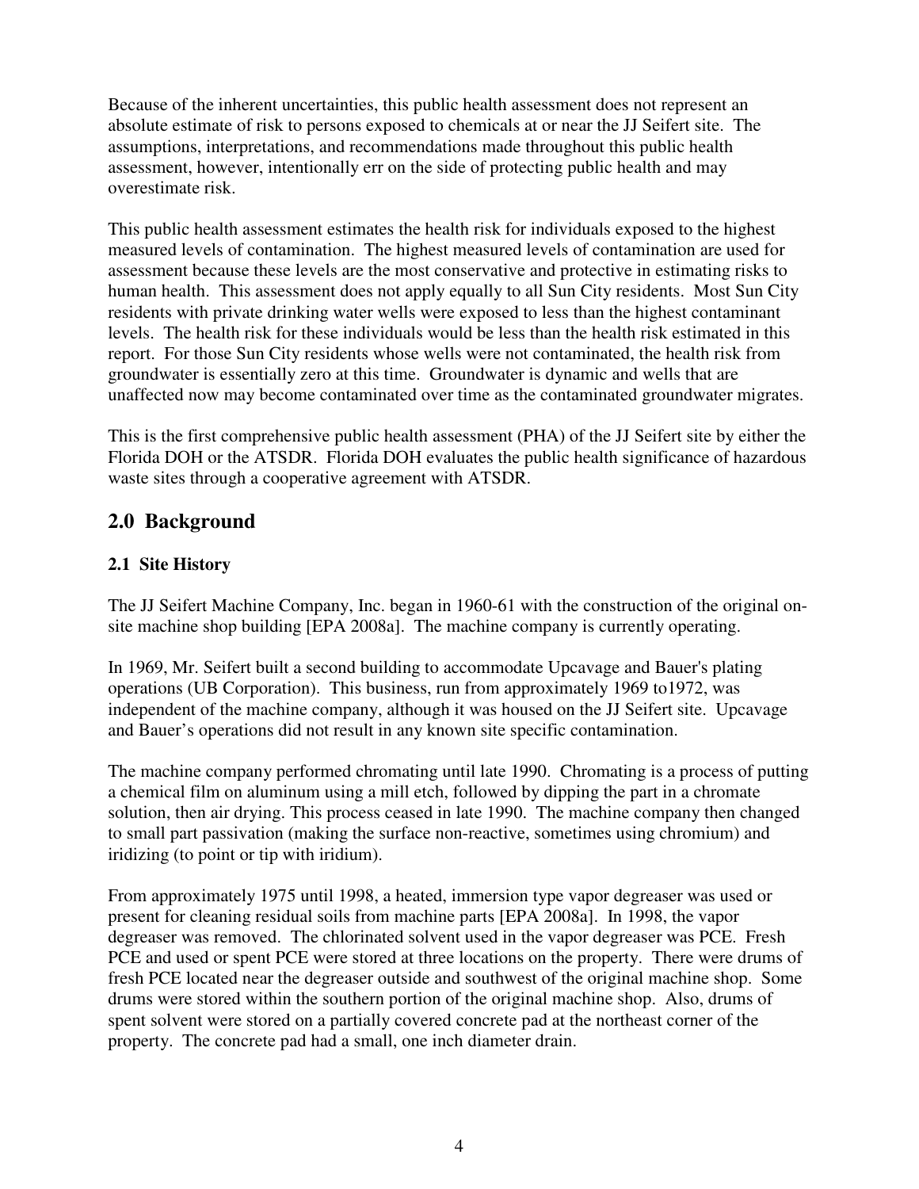Because of the inherent uncertainties, this public health assessment does not represent an absolute estimate of risk to persons exposed to chemicals at or near the JJ Seifert site. The assumptions, interpretations, and recommendations made throughout this public health assessment, however, intentionally err on the side of protecting public health and may overestimate risk.

This public health assessment estimates the health risk for individuals exposed to the highest measured levels of contamination. The highest measured levels of contamination are used for assessment because these levels are the most conservative and protective in estimating risks to human health. This assessment does not apply equally to all Sun City residents. Most Sun City residents with private drinking water wells were exposed to less than the highest contaminant levels. The health risk for these individuals would be less than the health risk estimated in this report. For those Sun City residents whose wells were not contaminated, the health risk from groundwater is essentially zero at this time. Groundwater is dynamic and wells that are unaffected now may become contaminated over time as the contaminated groundwater migrates.

This is the first comprehensive public health assessment (PHA) of the JJ Seifert site by either the Florida DOH or the ATSDR. Florida DOH evaluates the public health significance of hazardous waste sites through a cooperative agreement with ATSDR.

## 2.0 Background

### 2.1 Site History

The JJ Seifert Machine Company, Inc. began in 1960-61 with the construction of the original on-site machine shop building [EPA 2008a]. The machine company is currently operating.

In 1969, Mr. Seifert built a second building to accommodate Upcavage and Bauer's plating operations (UB Corporation). This business, run from approximately 1969 to1972, was independent of the machine company, although it was housed on the JJ Seifert site. Upcavage and Bauer's operations did not result in any known site specific contamination.

The machine company performed chromating until late 1990. Chromating is a process of putting a chemical film on aluminum using a mill etch, followed by dipping the part in a chromate solution, then air drying. This process ceased in late 1990. The machine company then changed to small part passivation (making the surface non-reactive, sometimes using chromium) and iridizing (to point or tip with iridium).

From approximately 1975 until 1998, a heated, immersion type vapor degreaser was used or present for cleaning residual soils from machine parts [EPA 2008a]. In 1998, the vapor degreaser was removed. The chlorinated solvent used in the vapor degreaser was PCE. Fresh PCE and used or spent PCE were stored at three locations on the property. There were drums of fresh PCE located near the degreaser outside and southwest of the original machine shop. Some drums were stored within the southern portion of the original machine shop. Also, drums of spent solvent were stored on a partially covered concrete pad at the northeast corner of the property. The concrete pad had a small, one inch diameter drain.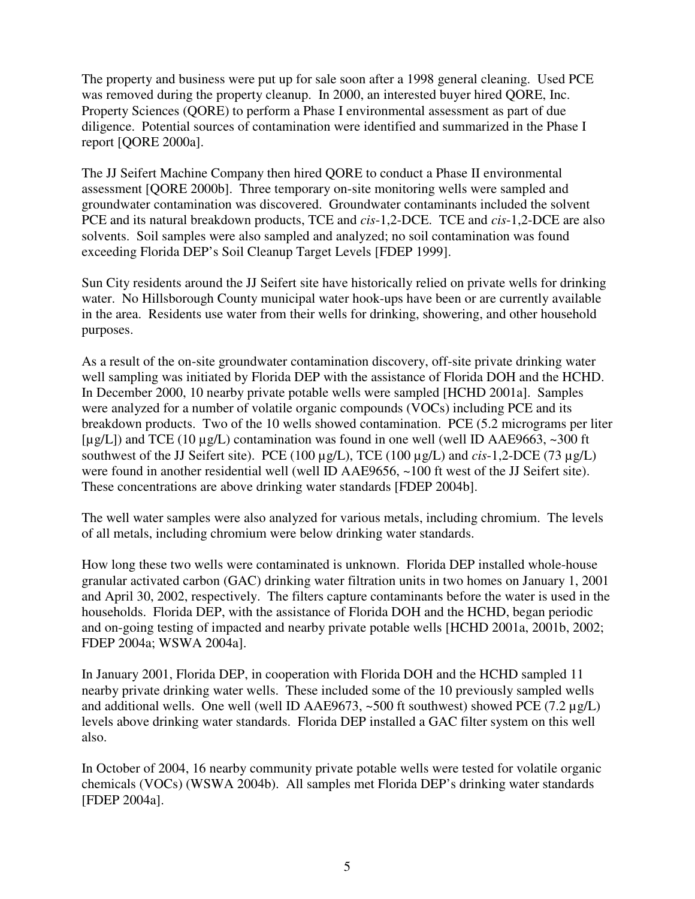The property and business were put up for sale soon after a 1998 general cleaning. Used PCE was removed during the property cleanup. In 2000, an interested buyer hired QORE, Inc. Property Sciences (QORE) to perform a Phase I environmental assessment as part of due diligence. Potential sources of contamination were identified and summarized in the Phase I report [QORE 2000a].

The JJ Seifert Machine Company then hired QORE to conduct a Phase II environmental assessment [QORE 2000b]. Three temporary on-site monitoring wells were sampled and groundwater contamination was discovered. Groundwater contaminants included the solvent PCE and its natural breakdown products, TCE and *cis*-1,2-DCE. TCE and *cis*-1,2-DCE are also solvents. Soil samples were also sampled and analyzed; no soil contamination was found exceeding Florida DEP's Soil Cleanup Target Levels [FDEP 1999].

Sun City residents around the JJ Seifert site have historically relied on private wells for drinking water. No Hillsborough County municipal water hook-ups have been or are currently available in the area. Residents use water from their wells for drinking, showering, and other household purposes.

As a result of the on-site groundwater contamination discovery, off-site private drinking water well sampling was initiated by Florida DEP with the assistance of Florida DOH and the HCHD. In December 2000, 10 nearby private potable wells were sampled [HCHD 2001a]. Samples were analyzed for a number of volatile organic compounds (VOCs) including PCE and its breakdown products. Two of the 10 wells showed contamination. PCE (5.2 micrograms per liter [µg/L]) and TCE (10 µg/L) contamination was found in one well (well ID AAE9663, ~300 ft southwest of the JJ Seifert site). PCE (100 µg/L), TCE (100 µg/L) and *cis*-1,2-DCE (73 µg/L) were found in another residential well (well ID AAE9656, ~100 ft west of the JJ Seifert site). These concentrations are above drinking water standards [FDEP 2004b].

The well water samples were also analyzed for various metals, including chromium. The levels of all metals, including chromium were below drinking water standards.

How long these two wells were contaminated is unknown. Florida DEP installed whole-house granular activated carbon (GAC) drinking water filtration units in two homes on January 1, 2001 and April 30, 2002, respectively. The filters capture contaminants before the water is used in the households. Florida DEP, with the assistance of Florida DOH and the HCHD, began periodic and on-going testing of impacted and nearby private potable wells [HCHD 2001a, 2001b, 2002; FDEP 2004a; WSWA 2004a].

In January 2001, Florida DEP, in cooperation with Florida DOH and the HCHD sampled 11 nearby private drinking water wells. These included some of the 10 previously sampled wells and additional wells. One well (well ID AAE9673, ~500 ft southwest) showed PCE (7.2 µg/L) levels above drinking water standards. Florida DEP installed a GAC filter system on this well also.

In October of 2004, 16 nearby community private potable wells were tested for volatile organic chemicals (VOCs) (WSWA 2004b). All samples met Florida DEP's drinking water standards [FDEP 2004a].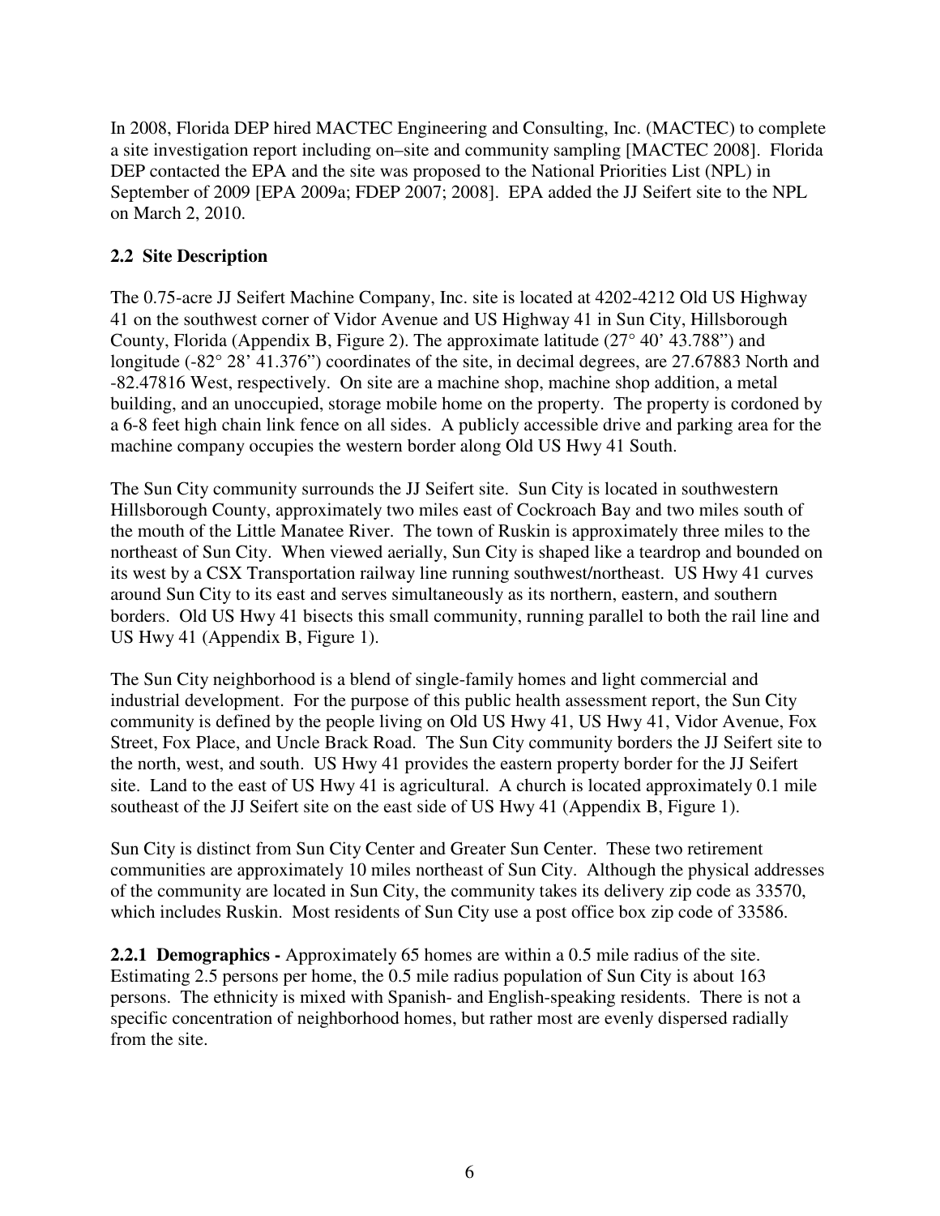In 2008, Florida DEP hired MACTEC Engineering and Consulting, Inc. (MACTEC) to complete a site investigation report including on–site and community sampling [MACTEC 2008]. Florida DEP contacted the EPA and the site was proposed to the National Priorities List (NPL) in September of 2009 [EPA 2009a; FDEP 2007; 2008]. EPA added the JJ Seifert site to the NPL on March 2, 2010.

## 2.2 Site Description

The 0.75-acre JJ Seifert Machine Company, Inc. site is located at 4202-4212 Old US Highway 41 on the southwest corner of Vidor Avenue and US Highway 41 in Sun City, Hillsborough County, Florida (Appendix B, Figure 2). The approximate latitude (27° 40' 43.788") and longitude (-82° 28' 41.376") coordinates of the site, in decimal degrees, are 27.67883 North and -82.47816 West, respectively. On site are a machine shop, machine shop addition, a metal building, and an unoccupied, storage mobile home on the property. The property is cordoned by a 6-8 feet high chain link fence on all sides. A publicly accessible drive and parking area for the machine company occupies the western border along Old US Hwy 41 South.

The Sun City community surrounds the JJ Seifert site. Sun City is located in southwestern Hillsborough County, approximately two miles east of Cockroach Bay and two miles south of the mouth of the Little Manatee River. The town of Ruskin is approximately three miles to the northeast of Sun City. When viewed aerially, Sun City is shaped like a teardrop and bounded on its west by a CSX Transportation railway line running southwest/northeast. US Hwy 41 curves around Sun City to its east and serves simultaneously as its northern, eastern, and southern borders. Old US Hwy 41 bisects this small community, running parallel to both the rail line and US Hwy 41 (Appendix B, Figure 1).

The Sun City neighborhood is a blend of single-family homes and light commercial and industrial development. For the purpose of this public health assessment report, the Sun City community is defined by the people living on Old US Hwy 41, US Hwy 41, Vidor Avenue, Fox Street, Fox Place, and Uncle Brack Road. The Sun City community borders the JJ Seifert site to the north, west, and south. US Hwy 41 provides the eastern property border for the JJ Seifert site. Land to the east of US Hwy 41 is agricultural. A church is located approximately 0.1 mile southeast of the JJ Seifert site on the east side of US Hwy 41 (Appendix B, Figure 1).

Sun City is distinct from Sun City Center and Greater Sun Center. These two retirement communities are approximately 10 miles northeast of Sun City. Although the physical addresses of the community are located in Sun City, the community takes its delivery zip code as 33570, which includes Ruskin. Most residents of Sun City use a post office box zip code of 33586.

**2.2.1 Demographics -** Approximately 65 homes are within a 0.5 mile radius of the site. Estimating 2.5 persons per home, the 0.5 mile radius population of Sun City is about 163 persons. The ethnicity is mixed with Spanish- and English-speaking residents. There is not a specific concentration of neighborhood homes, but rather most are evenly dispersed radially from the site.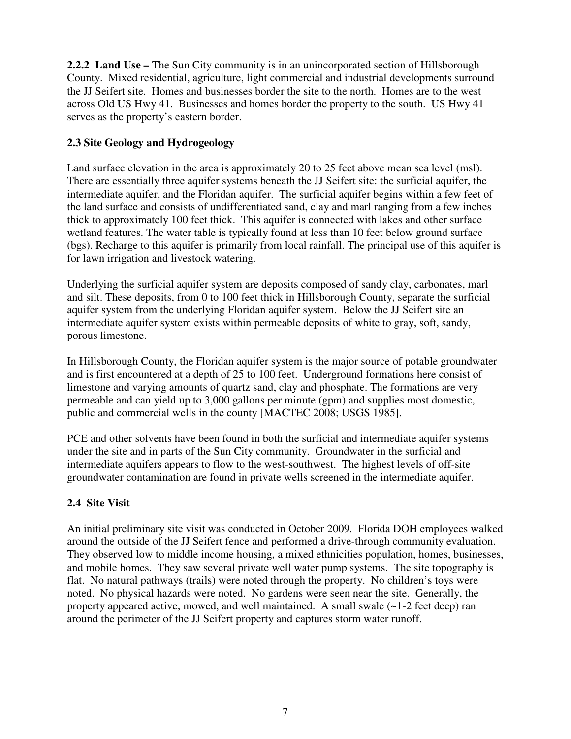**2.2.2 Land Use –** The Sun City community is in an unincorporated section of Hillsborough County. Mixed residential, agriculture, light commercial and industrial developments surround the JJ Seifert site. Homes and businesses border the site to the north. Homes are to the west across Old US Hwy 41. Businesses and homes border the property to the south. US Hwy 41 serves as the property's eastern border.

### 2.3 Site Geology and Hydrogeology

Land surface elevation in the area is approximately 20 to 25 feet above mean sea level (msl). There are essentially three aquifer systems beneath the JJ Seifert site: the surficial aquifer, the intermediate aquifer, and the Floridan aquifer. The surficial aquifer begins within a few feet of the land surface and consists of undifferentiated sand, clay and marl ranging from a few inches thick to approximately 100 feet thick. This aquifer is connected with lakes and other surface wetland features. The water table is typically found at less than 10 feet below ground surface (bgs). Recharge to this aquifer is primarily from local rainfall. The principal use of this aquifer is for lawn irrigation and livestock watering.

Underlying the surficial aquifer system are deposits composed of sandy clay, carbonates, marl and silt. These deposits, from 0 to 100 feet thick in Hillsborough County, separate the surficial aquifer system from the underlying Floridan aquifer system. Below the JJ Seifert site an intermediate aquifer system exists within permeable deposits of white to gray, soft, sandy, porous limestone.

In Hillsborough County, the Floridan aquifer system is the major source of potable groundwater and is first encountered at a depth of 25 to 100 feet. Underground formations here consist of limestone and varying amounts of quartz sand, clay and phosphate. The formations are very permeable and can yield up to 3,000 gallons per minute (gpm) and supplies most domestic, public and commercial wells in the county [MACTEC 2008; USGS 1985].

PCE and other solvents have been found in both the surficial and intermediate aquifer systems under the site and in parts of the Sun City community. Groundwater in the surficial and intermediate aquifers appears to flow to the west-southwest. The highest levels of off-site groundwater contamination are found in private wells screened in the intermediate aquifer.

### 2.4 Site Visit

An initial preliminary site visit was conducted in October 2009. Florida DOH employees walked around the outside of the JJ Seifert fence and performed a drive-through community evaluation. They observed low to middle income housing, a mixed ethnicities population, homes, businesses, and mobile homes. They saw several private well water pump systems. The site topography is flat. No natural pathways (trails) were noted through the property. No children's toys were noted. No physical hazards were noted. No gardens were seen near the site. Generally, the property appeared active, mowed, and well maintained. A small swale (~1-2 feet deep) ran around the perimeter of the JJ Seifert property and captures storm water runoff.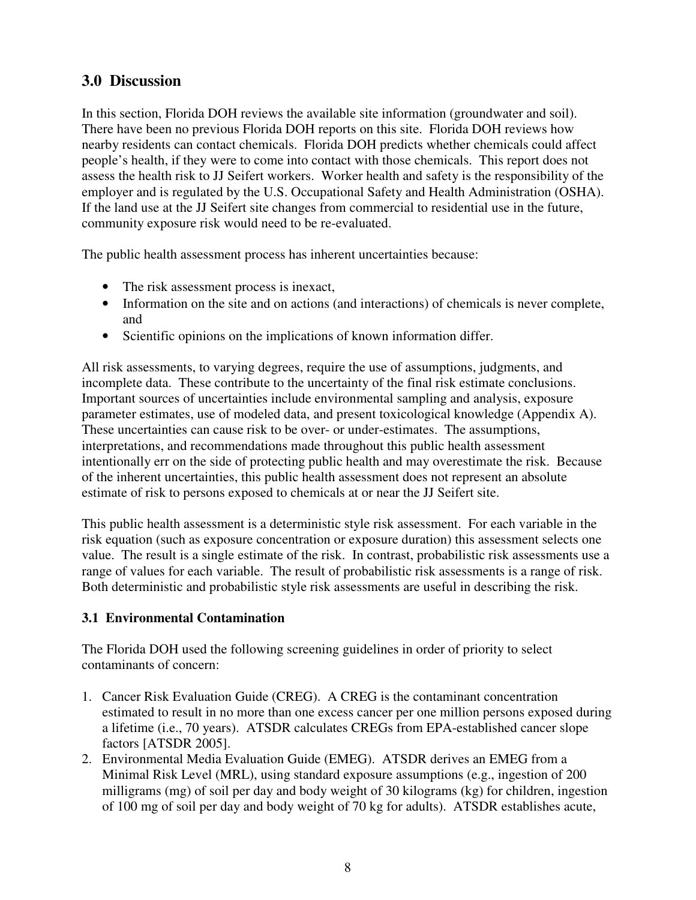## 3.0 Discussion

In this section, Florida DOH reviews the available site information (groundwater and soil). There have been no previous Florida DOH reports on this site. Florida DOH reviews how nearby residents can contact chemicals. Florida DOH predicts whether chemicals could affect people's health, if they were to come into contact with those chemicals. This report does not assess the health risk to JJ Seifert workers. Worker health and safety is the responsibility of the employer and is regulated by the U.S. Occupational Safety and Health Administration (OSHA). If the land use at the JJ Seifert site changes from commercial to residential use in the future, community exposure risk would need to be re-evaluated.

The public health assessment process has inherent uncertainties because:

- The risk assessment process is inexact,
- Information on the site and on actions (and interactions) of chemicals is never complete, and
- Scientific opinions on the implications of known information differ.

All risk assessments, to varying degrees, require the use of assumptions, judgments, and incomplete data. These contribute to the uncertainty of the final risk estimate conclusions. Important sources of uncertainties include environmental sampling and analysis, exposure parameter estimates, use of modeled data, and present toxicological knowledge (Appendix A). These uncertainties can cause risk to be over- or under-estimates. The assumptions, interpretations, and recommendations made throughout this public health assessment intentionally err on the side of protecting public health and may overestimate the risk. Because of the inherent uncertainties, this public health assessment does not represent an absolute estimate of risk to persons exposed to chemicals at or near the JJ Seifert site.

This public health assessment is a deterministic style risk assessment. For each variable in the risk equation (such as exposure concentration or exposure duration) this assessment selects one value. The result is a single estimate of the risk. In contrast, probabilistic risk assessments use a range of values for each variable. The result of probabilistic risk assessments is a range of risk. Both deterministic and probabilistic style risk assessments are useful in describing the risk.

### 3.1 Environmental Contamination

The Florida DOH used the following screening guidelines in order of priority to select contaminants of concern:

1. Cancer Risk Evaluation Guide (CREG). A CREG is the contaminant concentration estimated to result in no more than one excess cancer per one million persons exposed during a lifetime (i.e., 70 years). ATSDR calculates CREGs from EPA-established cancer slope factors [ATSDR 2005].
2. Environmental Media Evaluation Guide (EMEG). ATSDR derives an EMEG from a Minimal Risk Level (MRL), using standard exposure assumptions (e.g., ingestion of 200 milligrams (mg) of soil per day and body weight of 30 kilograms (kg) for children, ingestion of 100 mg of soil per day and body weight of 70 kg for adults). ATSDR establishes acute,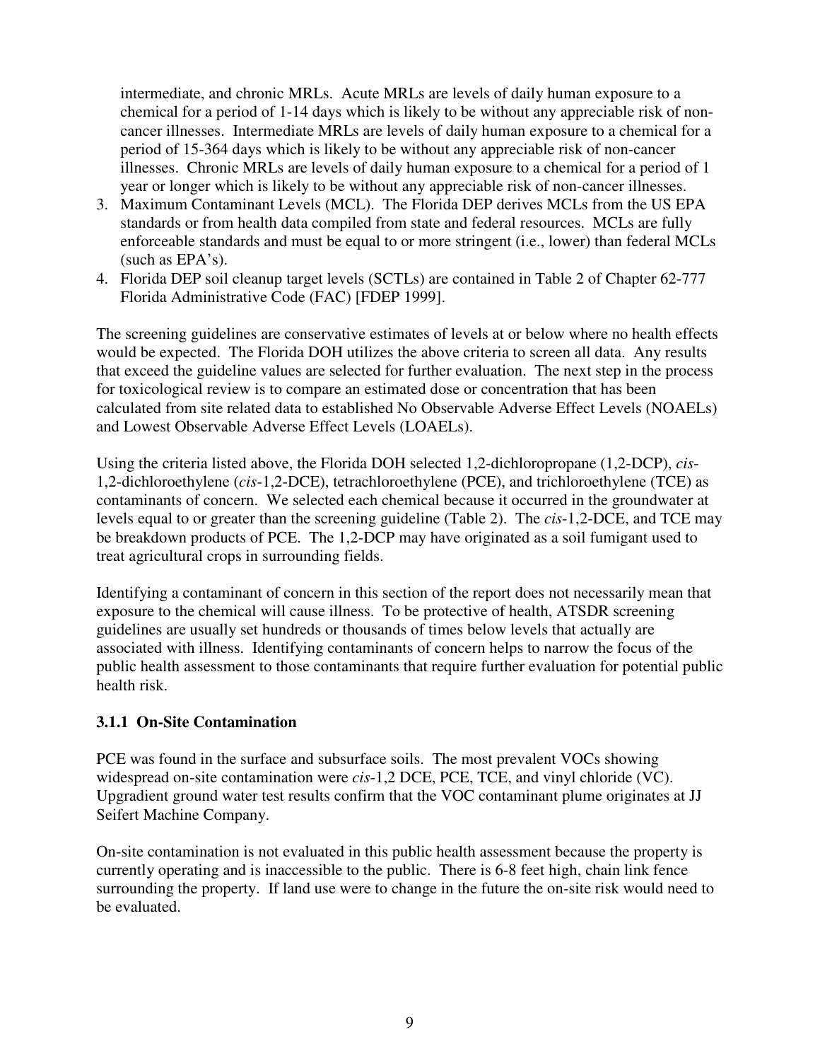intermediate, and chronic MRLs. Acute MRLs are levels of daily human exposure to a chemical for a period of 1-14 days which is likely to be without any appreciable risk of non-cancer illnesses. Intermediate MRLs are levels of daily human exposure to a chemical for a period of 15-364 days which is likely to be without any appreciable risk of non-cancer illnesses. Chronic MRLs are levels of daily human exposure to a chemical for a period of 1 year or longer which is likely to be without any appreciable risk of non-cancer illnesses.

3. Maximum Contaminant Levels (MCL). The Florida DEP derives MCLs from the US EPA standards or from health data compiled from state and federal resources. MCLs are fully enforceable standards and must be equal to or more stringent (i.e., lower) than federal MCLs (such as EPA's).
4. Florida DEP soil cleanup target levels (SCTLs) are contained in Table 2 of Chapter 62-777 Florida Administrative Code (FAC) [FDEP 1999].

The screening guidelines are conservative estimates of levels at or below where no health effects would be expected. The Florida DOH utilizes the above criteria to screen all data. Any results that exceed the guideline values are selected for further evaluation. The next step in the process for toxicological review is to compare an estimated dose or concentration that has been calculated from site related data to established No Observable Adverse Effect Levels (NOAELs) and Lowest Observable Adverse Effect Levels (LOAELs).

Using the criteria listed above, the Florida DOH selected 1,2-dichloropropane (1,2-DCP), *cis*-1,2-dichloroethylene (*cis*-1,2-DCE), tetrachloroethylene (PCE), and trichloroethylene (TCE) as contaminants of concern. We selected each chemical because it occurred in the groundwater at levels equal to or greater than the screening guideline (Table 2). The *cis*-1,2-DCE, and TCE may be breakdown products of PCE. The 1,2-DCP may have originated as a soil fumigant used to treat agricultural crops in surrounding fields.

Identifying a contaminant of concern in this section of the report does not necessarily mean that exposure to the chemical will cause illness. To be protective of health, ATSDR screening guidelines are usually set hundreds or thousands of times below levels that actually are associated with illness. Identifying contaminants of concern helps to narrow the focus of the public health assessment to those contaminants that require further evaluation for potential public health risk.

### 3.1.1 On-Site Contamination

PCE was found in the surface and subsurface soils. The most prevalent VOCs showing widespread on-site contamination were *cis*-1,2 DCE, PCE, TCE, and vinyl chloride (VC). Upgradient ground water test results confirm that the VOC contaminant plume originates at JJ Seifert Machine Company.

On-site contamination is not evaluated in this public health assessment because the property is currently operating and is inaccessible to the public. There is 6-8 feet high, chain link fence surrounding the property. If land use were to change in the future the on-site risk would need to be evaluated.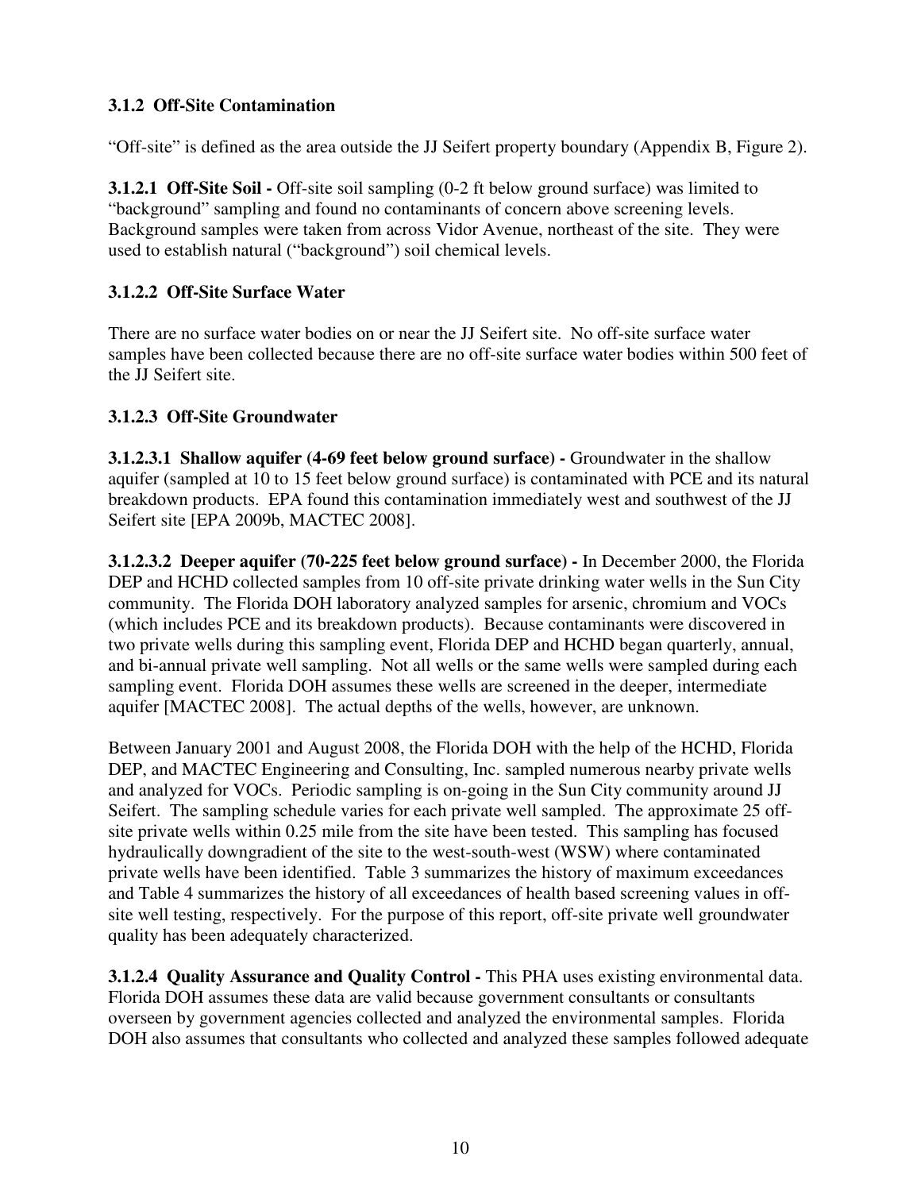### 3.1.2 Off-Site Contamination

"Off-site" is defined as the area outside the JJ Seifert property boundary (Appendix B, Figure 2).

**3.1.2.1 Off-Site Soil -** Off-site soil sampling (0-2 ft below ground surface) was limited to "background" sampling and found no contaminants of concern above screening levels. Background samples were taken from across Vidor Avenue, northeast of the site. They were used to establish natural ("background") soil chemical levels.

#### 3.1.2.2 Off-Site Surface Water

There are no surface water bodies on or near the JJ Seifert site. No off-site surface water samples have been collected because there are no off-site surface water bodies within 500 feet of the JJ Seifert site.

#### 3.1.2.3 Off-Site Groundwater

**3.1.2.3.1 Shallow aquifer (4-69 feet below ground surface) -** Groundwater in the shallow aquifer (sampled at 10 to 15 feet below ground surface) is contaminated with PCE and its natural breakdown products. EPA found this contamination immediately west and southwest of the JJ Seifert site [EPA 2009b, MACTEC 2008].

**3.1.2.3.2 Deeper aquifer (70-225 feet below ground surface) -** In December 2000, the Florida DEP and HCHD collected samples from 10 off-site private drinking water wells in the Sun City community. The Florida DOH laboratory analyzed samples for arsenic, chromium and VOCs (which includes PCE and its breakdown products). Because contaminants were discovered in two private wells during this sampling event, Florida DEP and HCHD began quarterly, annual, and bi-annual private well sampling. Not all wells or the same wells were sampled during each sampling event. Florida DOH assumes these wells are screened in the deeper, intermediate aquifer [MACTEC 2008]. The actual depths of the wells, however, are unknown.

Between January 2001 and August 2008, the Florida DOH with the help of the HCHD, Florida DEP, and MACTEC Engineering and Consulting, Inc. sampled numerous nearby private wells and analyzed for VOCs. Periodic sampling is on-going in the Sun City community around JJ Seifert. The sampling schedule varies for each private well sampled. The approximate 25 off-site private wells within 0.25 mile from the site have been tested. This sampling has focused hydraulically downgradient of the site to the west-south-west (WSW) where contaminated private wells have been identified. Table 3 summarizes the history of maximum exceedances and Table 4 summarizes the history of all exceedances of health based screening values in off-site well testing, respectively. For the purpose of this report, off-site private well groundwater quality has been adequately characterized.

**3.1.2.4 Quality Assurance and Quality Control -** This PHA uses existing environmental data. Florida DOH assumes these data are valid because government consultants or consultants overseen by government agencies collected and analyzed the environmental samples. Florida DOH also assumes that consultants who collected and analyzed these samples followed adequate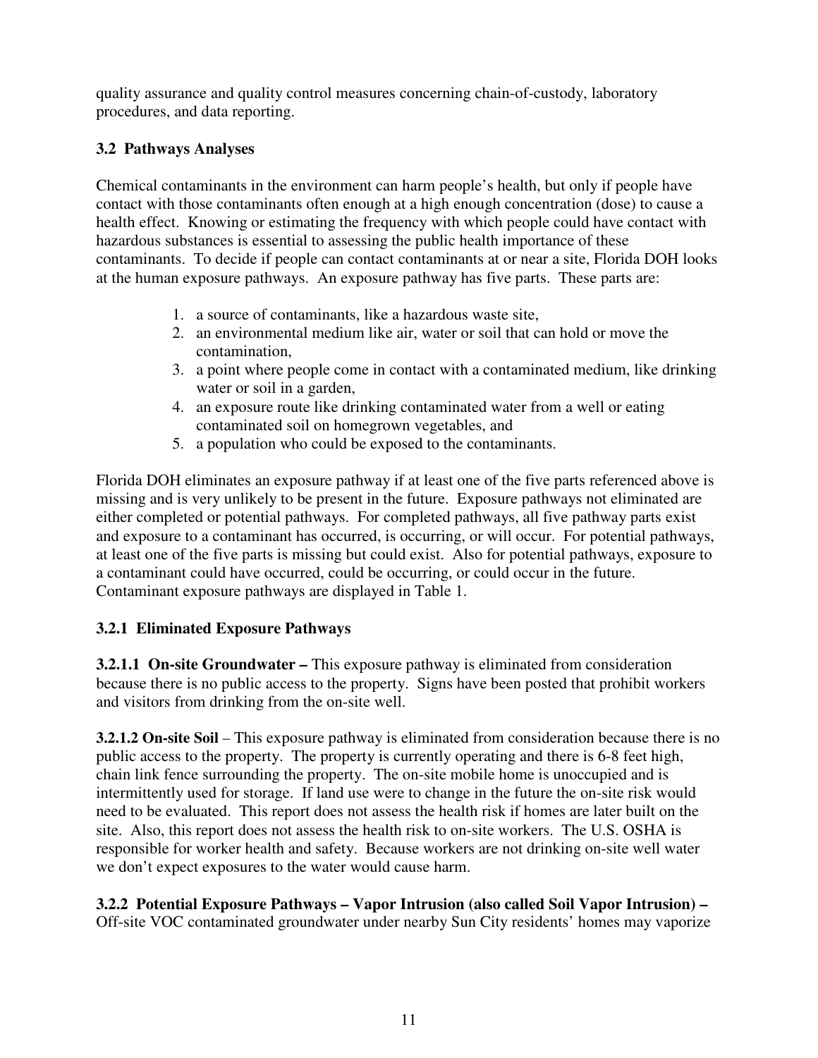quality assurance and quality control measures concerning chain-of-custody, laboratory procedures, and data reporting.

### 3.2 Pathways Analyses

Chemical contaminants in the environment can harm people's health, but only if people have contact with those contaminants often enough at a high enough concentration (dose) to cause a health effect. Knowing or estimating the frequency with which people could have contact with hazardous substances is essential to assessing the public health importance of these contaminants. To decide if people can contact contaminants at or near a site, Florida DOH looks at the human exposure pathways. An exposure pathway has five parts. These parts are:

1. a source of contaminants, like a hazardous waste site,
2. an environmental medium like air, water or soil that can hold or move the contamination,
3. a point where people come in contact with a contaminated medium, like drinking water or soil in a garden,
4. an exposure route like drinking contaminated water from a well or eating contaminated soil on homegrown vegetables, and
5. a population who could be exposed to the contaminants.

Florida DOH eliminates an exposure pathway if at least one of the five parts referenced above is missing and is very unlikely to be present in the future. Exposure pathways not eliminated are either completed or potential pathways. For completed pathways, all five pathway parts exist and exposure to a contaminant has occurred, is occurring, or will occur. For potential pathways, at least one of the five parts is missing but could exist. Also for potential pathways, exposure to a contaminant could have occurred, could be occurring, or could occur in the future. Contaminant exposure pathways are displayed in Table 1.

#### 3.2.1 Eliminated Exposure Pathways

**3.2.1.1 On-site Groundwater –** This exposure pathway is eliminated from consideration because there is no public access to the property. Signs have been posted that prohibit workers and visitors from drinking from the on-site well.

**3.2.1.2 On-site Soil** – This exposure pathway is eliminated from consideration because there is no public access to the property. The property is currently operating and there is 6-8 feet high, chain link fence surrounding the property. The on-site mobile home is unoccupied and is intermittently used for storage. If land use were to change in the future the on-site risk would need to be evaluated. This report does not assess the health risk if homes are later built on the site. Also, this report does not assess the health risk to on-site workers. The U.S. OSHA is responsible for worker health and safety. Because workers are not drinking on-site well water we don't expect exposures to the water would cause harm.

**3.2.2 Potential Exposure Pathways – Vapor Intrusion (also called Soil Vapor Intrusion) –** Off-site VOC contaminated groundwater under nearby Sun City residents' homes may vaporize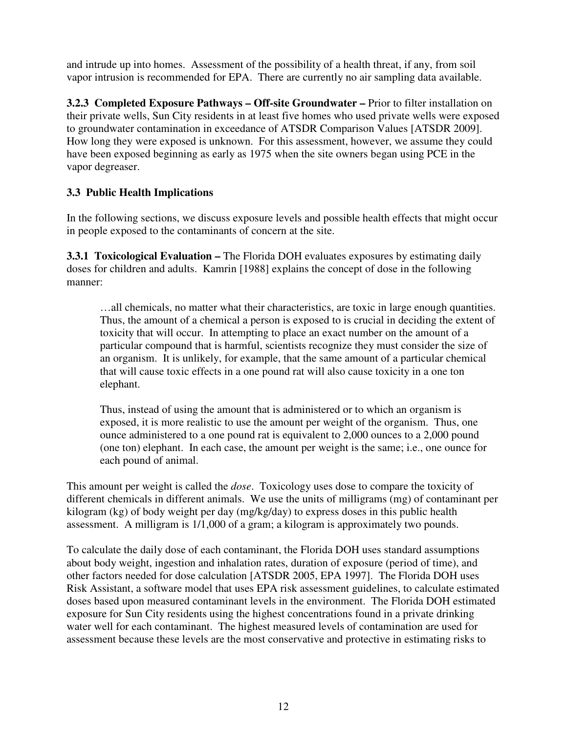and intrude up into homes. Assessment of the possibility of a health threat, if any, from soil vapor intrusion is recommended for EPA. There are currently no air sampling data available.

**3.2.3 Completed Exposure Pathways – Off-site Groundwater –** Prior to filter installation on their private wells, Sun City residents in at least five homes who used private wells were exposed to groundwater contamination in exceedance of ATSDR Comparison Values [ATSDR 2009]. How long they were exposed is unknown. For this assessment, however, we assume they could have been exposed beginning as early as 1975 when the site owners began using PCE in the vapor degreaser.

### 3.3 Public Health Implications

In the following sections, we discuss exposure levels and possible health effects that might occur in people exposed to the contaminants of concern at the site.

**3.3.1 Toxicological Evaluation –** The Florida DOH evaluates exposures by estimating daily doses for children and adults. Kamrin [1988] explains the concept of dose in the following manner:

> …all chemicals, no matter what their characteristics, are toxic in large enough quantities. Thus, the amount of a chemical a person is exposed to is crucial in deciding the extent of toxicity that will occur. In attempting to place an exact number on the amount of a particular compound that is harmful, scientists recognize they must consider the size of an organism. It is unlikely, for example, that the same amount of a particular chemical that will cause toxic effects in a one pound rat will also cause toxicity in a one ton elephant.
>
> Thus, instead of using the amount that is administered or to which an organism is exposed, it is more realistic to use the amount per weight of the organism. Thus, one ounce administered to a one pound rat is equivalent to 2,000 ounces to a 2,000 pound (one ton) elephant. In each case, the amount per weight is the same; i.e., one ounce for each pound of animal.

This amount per weight is called the *dose*. Toxicology uses dose to compare the toxicity of different chemicals in different animals. We use the units of milligrams (mg) of contaminant per kilogram (kg) of body weight per day (mg/kg/day) to express doses in this public health assessment. A milligram is 1/1,000 of a gram; a kilogram is approximately two pounds.

To calculate the daily dose of each contaminant, the Florida DOH uses standard assumptions about body weight, ingestion and inhalation rates, duration of exposure (period of time), and other factors needed for dose calculation [ATSDR 2005, EPA 1997]. The Florida DOH uses Risk Assistant, a software model that uses EPA risk assessment guidelines, to calculate estimated doses based upon measured contaminant levels in the environment. The Florida DOH estimated exposure for Sun City residents using the highest concentrations found in a private drinking water well for each contaminant. The highest measured levels of contamination are used for assessment because these levels are the most conservative and protective in estimating risks to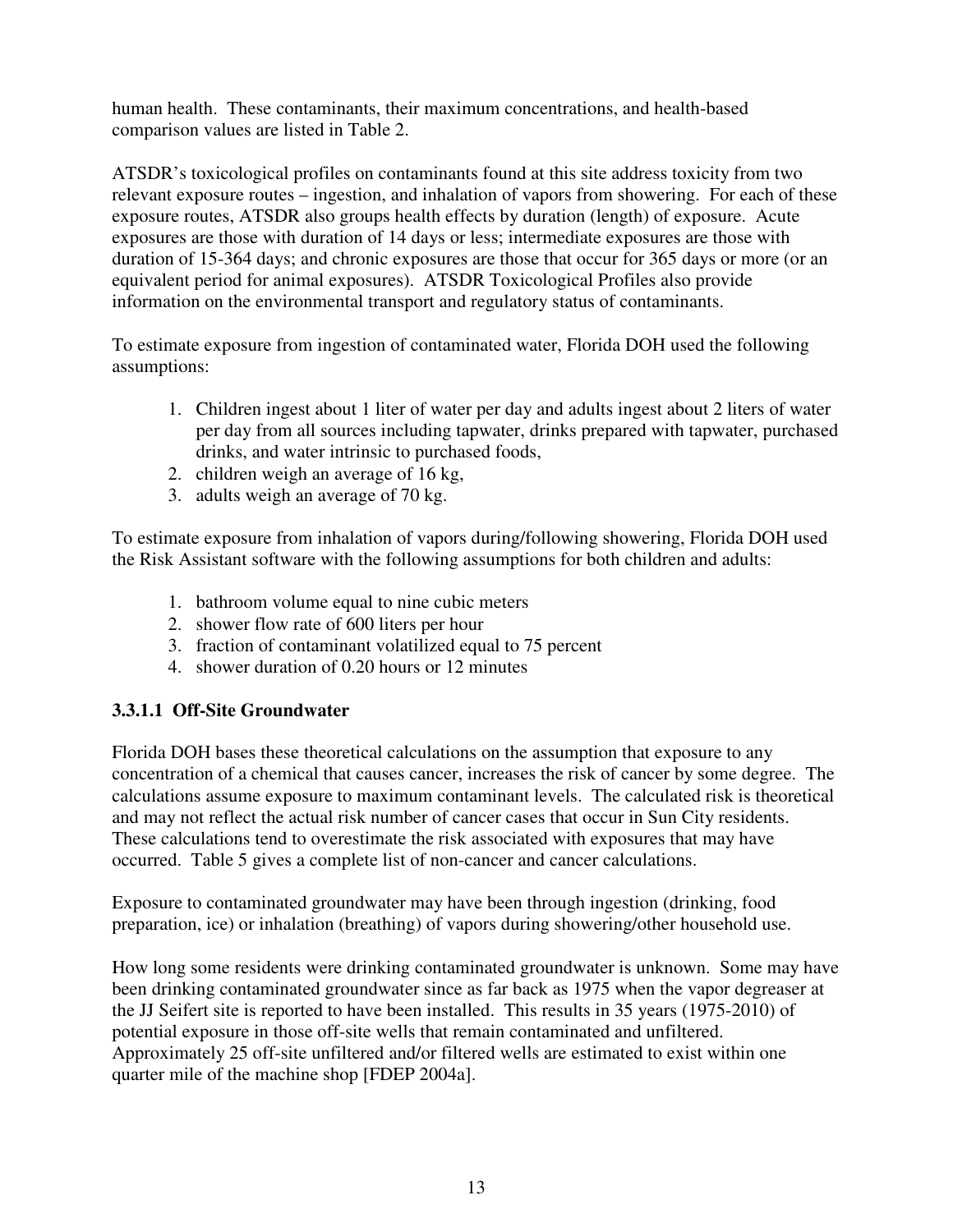human health. These contaminants, their maximum concentrations, and health-based comparison values are listed in Table 2.

ATSDR's toxicological profiles on contaminants found at this site address toxicity from two relevant exposure routes – ingestion, and inhalation of vapors from showering. For each of these exposure routes, ATSDR also groups health effects by duration (length) of exposure. Acute exposures are those with duration of 14 days or less; intermediate exposures are those with duration of 15-364 days; and chronic exposures are those that occur for 365 days or more (or an equivalent period for animal exposures). ATSDR Toxicological Profiles also provide information on the environmental transport and regulatory status of contaminants.

To estimate exposure from ingestion of contaminated water, Florida DOH used the following assumptions:

1. Children ingest about 1 liter of water per day and adults ingest about 2 liters of water per day from all sources including tapwater, drinks prepared with tapwater, purchased drinks, and water intrinsic to purchased foods,
2. children weigh an average of 16 kg,
3. adults weigh an average of 70 kg.

To estimate exposure from inhalation of vapors during/following showering, Florida DOH used the Risk Assistant software with the following assumptions for both children and adults:

1. bathroom volume equal to nine cubic meters
2. shower flow rate of 600 liters per hour
3. fraction of contaminant volatilized equal to 75 percent
4. shower duration of 0.20 hours or 12 minutes

### 3.3.1.1 Off-Site Groundwater

Florida DOH bases these theoretical calculations on the assumption that exposure to any concentration of a chemical that causes cancer, increases the risk of cancer by some degree. The calculations assume exposure to maximum contaminant levels. The calculated risk is theoretical and may not reflect the actual risk number of cancer cases that occur in Sun City residents. These calculations tend to overestimate the risk associated with exposures that may have occurred. Table 5 gives a complete list of non-cancer and cancer calculations.

Exposure to contaminated groundwater may have been through ingestion (drinking, food preparation, ice) or inhalation (breathing) of vapors during showering/other household use.

How long some residents were drinking contaminated groundwater is unknown. Some may have been drinking contaminated groundwater since as far back as 1975 when the vapor degreaser at the JJ Seifert site is reported to have been installed. This results in 35 years (1975-2010) of potential exposure in those off-site wells that remain contaminated and unfiltered. Approximately 25 off-site unfiltered and/or filtered wells are estimated to exist within one quarter mile of the machine shop [FDEP 2004a].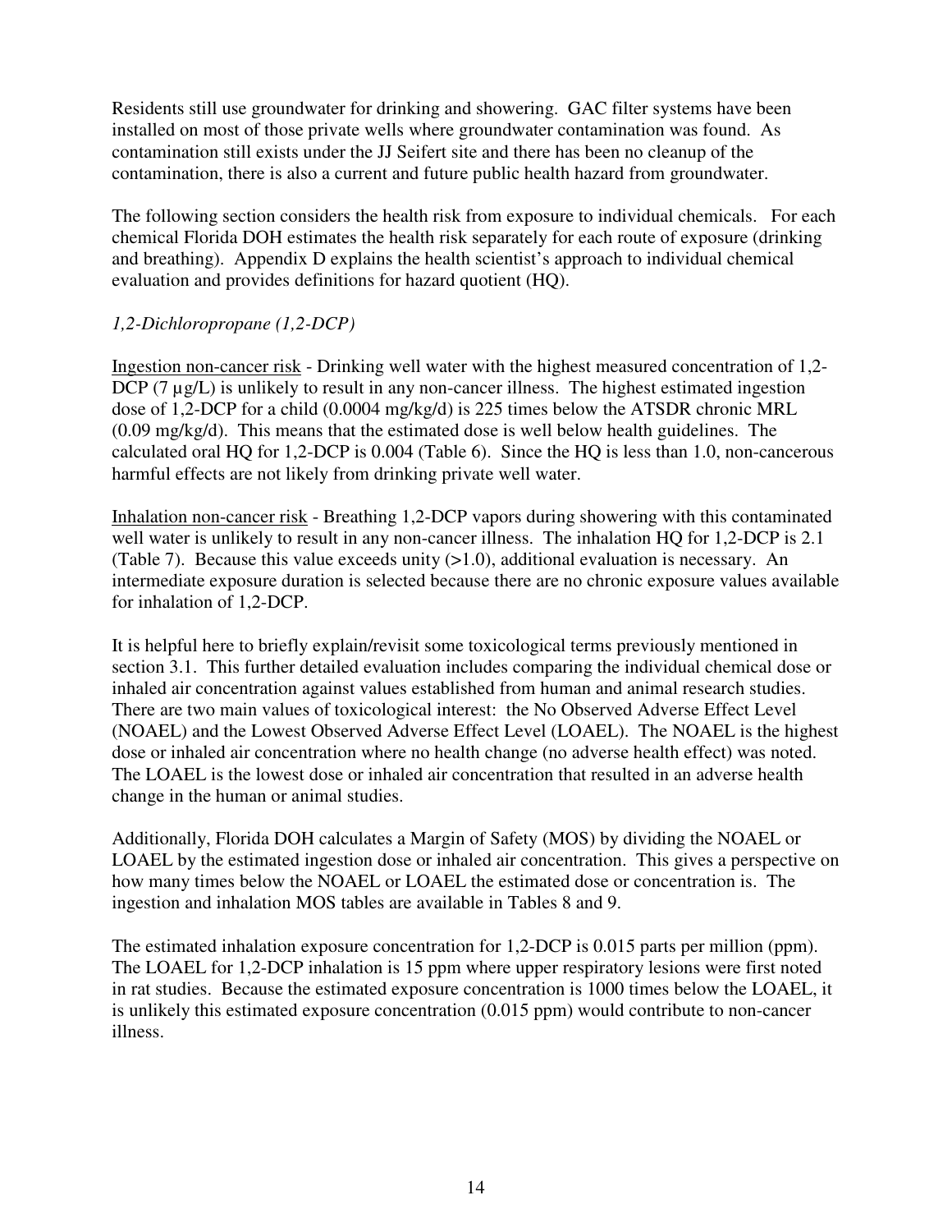Residents still use groundwater for drinking and showering. GAC filter systems have been installed on most of those private wells where groundwater contamination was found. As contamination still exists under the JJ Seifert site and there has been no cleanup of the contamination, there is also a current and future public health hazard from groundwater.

The following section considers the health risk from exposure to individual chemicals. For each chemical Florida DOH estimates the health risk separately for each route of exposure (drinking and breathing). Appendix D explains the health scientist's approach to individual chemical evaluation and provides definitions for hazard quotient (HQ).

*1,2-Dichloropropane (1,2-DCP)*

<u>Ingestion non-cancer risk</u> - Drinking well water with the highest measured concentration of 1,2-DCP (7 µg/L) is unlikely to result in any non-cancer illness. The highest estimated ingestion dose of 1,2-DCP for a child (0.0004 mg/kg/d) is 225 times below the ATSDR chronic MRL (0.09 mg/kg/d). This means that the estimated dose is well below health guidelines. The calculated oral HQ for 1,2-DCP is 0.004 (Table 6). Since the HQ is less than 1.0, non-cancerous harmful effects are not likely from drinking private well water.

<u>Inhalation non-cancer risk</u> - Breathing 1,2-DCP vapors during showering with this contaminated well water is unlikely to result in any non-cancer illness. The inhalation HQ for 1,2-DCP is 2.1 (Table 7). Because this value exceeds unity (>1.0), additional evaluation is necessary. An intermediate exposure duration is selected because there are no chronic exposure values available for inhalation of 1,2-DCP.

It is helpful here to briefly explain/revisit some toxicological terms previously mentioned in section 3.1. This further detailed evaluation includes comparing the individual chemical dose or inhaled air concentration against values established from human and animal research studies. There are two main values of toxicological interest: the No Observed Adverse Effect Level (NOAEL) and the Lowest Observed Adverse Effect Level (LOAEL). The NOAEL is the highest dose or inhaled air concentration where no health change (no adverse health effect) was noted. The LOAEL is the lowest dose or inhaled air concentration that resulted in an adverse health change in the human or animal studies.

Additionally, Florida DOH calculates a Margin of Safety (MOS) by dividing the NOAEL or LOAEL by the estimated ingestion dose or inhaled air concentration. This gives a perspective on how many times below the NOAEL or LOAEL the estimated dose or concentration is. The ingestion and inhalation MOS tables are available in Tables 8 and 9.

The estimated inhalation exposure concentration for 1,2-DCP is 0.015 parts per million (ppm). The LOAEL for 1,2-DCP inhalation is 15 ppm where upper respiratory lesions were first noted in rat studies. Because the estimated exposure concentration is 1000 times below the LOAEL, it is unlikely this estimated exposure concentration (0.015 ppm) would contribute to non-cancer illness.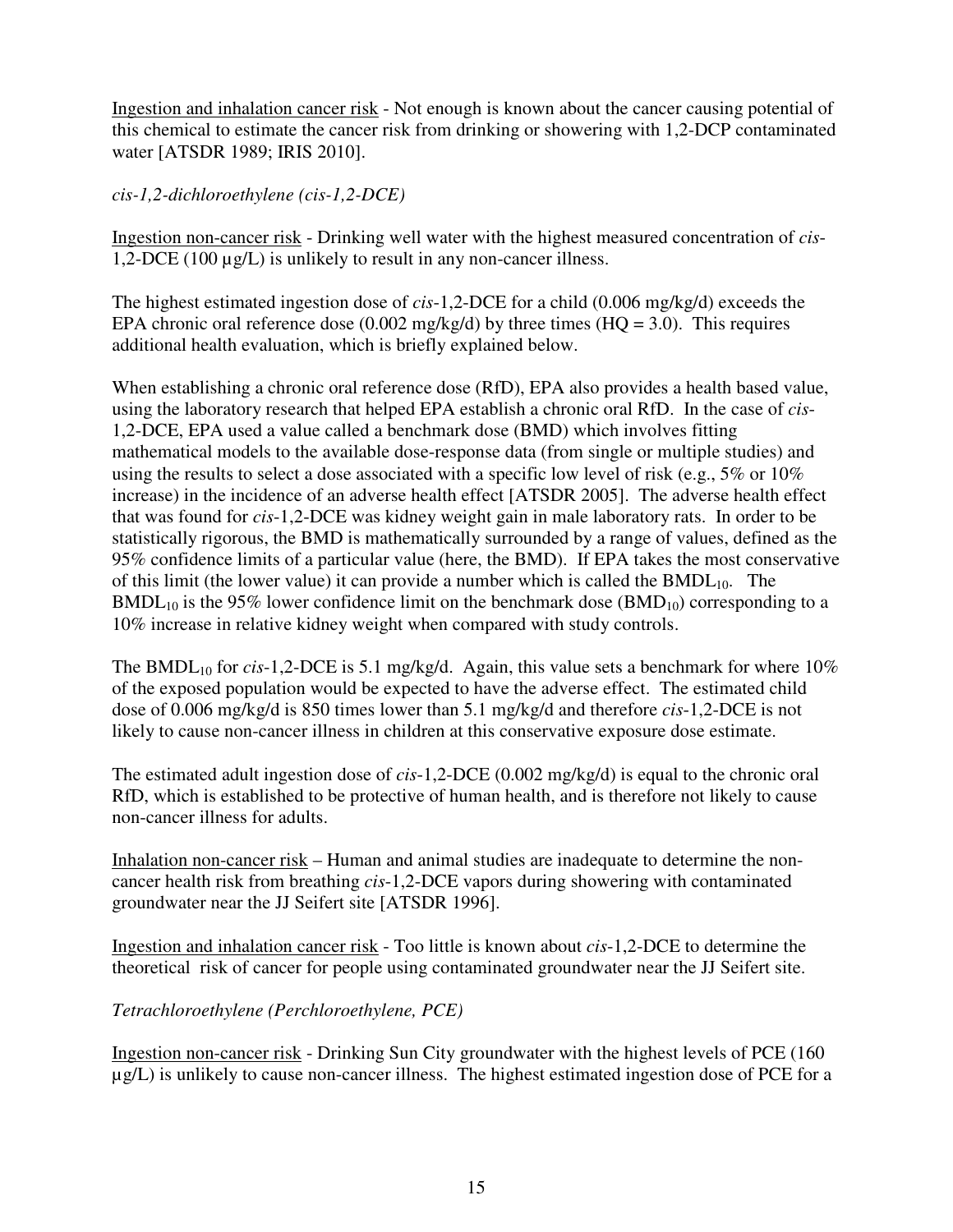Ingestion and inhalation cancer risk - Not enough is known about the cancer causing potential of this chemical to estimate the cancer risk from drinking or showering with 1,2-DCP contaminated water [ATSDR 1989; IRIS 2010].

*cis-1,2-dichloroethylene (cis-1,2-DCE)*

Ingestion non-cancer risk - Drinking well water with the highest measured concentration of *cis*-1,2-DCE (100 µg/L) is unlikely to result in any non-cancer illness.

The highest estimated ingestion dose of *cis*-1,2-DCE for a child (0.006 mg/kg/d) exceeds the EPA chronic oral reference dose (0.002 mg/kg/d) by three times (HQ = 3.0). This requires additional health evaluation, which is briefly explained below.

When establishing a chronic oral reference dose (RfD), EPA also provides a health based value, using the laboratory research that helped EPA establish a chronic oral RfD. In the case of *cis*-1,2-DCE, EPA used a value called a benchmark dose (BMD) which involves fitting mathematical models to the available dose-response data (from single or multiple studies) and using the results to select a dose associated with a specific low level of risk (e.g., 5% or 10% increase) in the incidence of an adverse health effect [ATSDR 2005]. The adverse health effect that was found for *cis*-1,2-DCE was kidney weight gain in male laboratory rats. In order to be statistically rigorous, the BMD is mathematically surrounded by a range of values, defined as the 95% confidence limits of a particular value (here, the BMD). If EPA takes the most conservative of this limit (the lower value) it can provide a number which is called the $BMDL_{10}$. The $BMDL_{10}$ is the 95% lower confidence limit on the benchmark dose ($BMD_{10}$) corresponding to a 10% increase in relative kidney weight when compared with study controls.

The $BMDL_{10}$ for *cis*-1,2-DCE is 5.1 mg/kg/d. Again, this value sets a benchmark for where 10% of the exposed population would be expected to have the adverse effect. The estimated child dose of 0.006 mg/kg/d is 850 times lower than 5.1 mg/kg/d and therefore *cis*-1,2-DCE is not likely to cause non-cancer illness in children at this conservative exposure dose estimate.

The estimated adult ingestion dose of *cis*-1,2-DCE (0.002 mg/kg/d) is equal to the chronic oral RfD, which is established to be protective of human health, and is therefore not likely to cause non-cancer illness for adults.

Inhalation non-cancer risk – Human and animal studies are inadequate to determine the non-cancer health risk from breathing *cis*-1,2-DCE vapors during showering with contaminated groundwater near the JJ Seifert site [ATSDR 1996].

Ingestion and inhalation cancer risk - Too little is known about *cis*-1,2-DCE to determine the theoretical risk of cancer for people using contaminated groundwater near the JJ Seifert site.

*Tetrachloroethylene (Perchloroethylene, PCE)*

Ingestion non-cancer risk - Drinking Sun City groundwater with the highest levels of PCE (160 µg/L) is unlikely to cause non-cancer illness. The highest estimated ingestion dose of PCE for a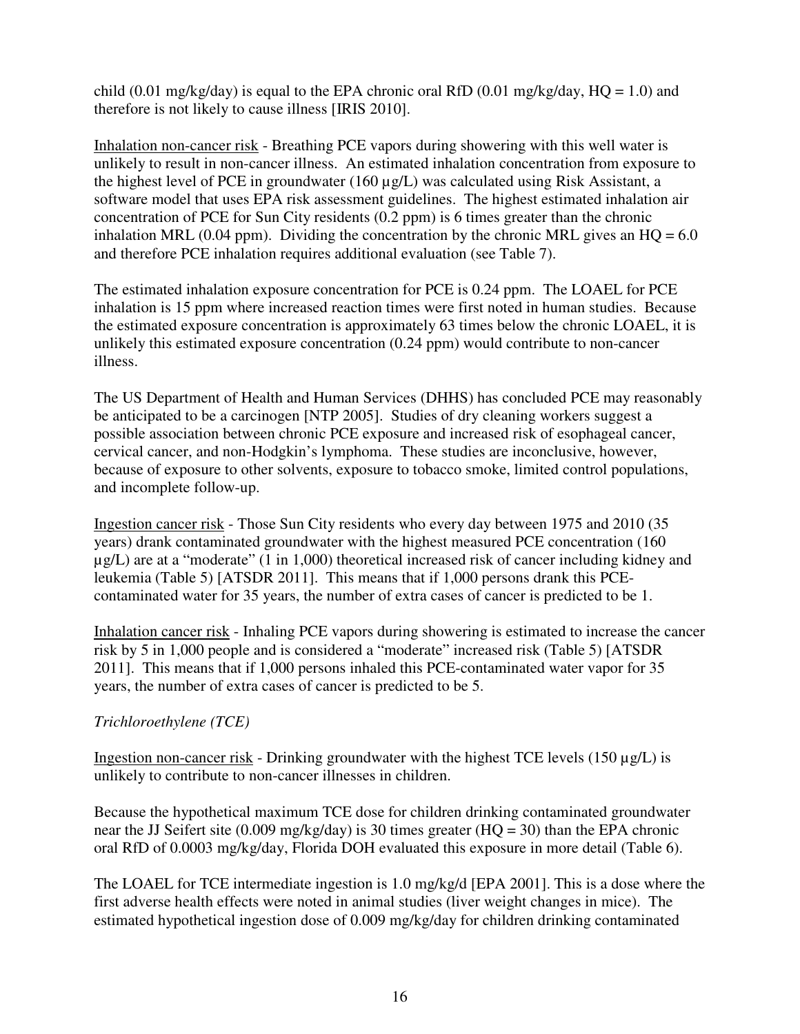child (0.01 mg/kg/day) is equal to the EPA chronic oral RfD (0.01 mg/kg/day, HQ = 1.0) and therefore is not likely to cause illness [IRIS 2010].

Inhalation non-cancer risk - Breathing PCE vapors during showering with this well water is unlikely to result in non-cancer illness. An estimated inhalation concentration from exposure to the highest level of PCE in groundwater (160 µg/L) was calculated using Risk Assistant, a software model that uses EPA risk assessment guidelines. The highest estimated inhalation air concentration of PCE for Sun City residents (0.2 ppm) is 6 times greater than the chronic inhalation MRL (0.04 ppm). Dividing the concentration by the chronic MRL gives an HQ = 6.0 and therefore PCE inhalation requires additional evaluation (see Table 7).

The estimated inhalation exposure concentration for PCE is 0.24 ppm. The LOAEL for PCE inhalation is 15 ppm where increased reaction times were first noted in human studies. Because the estimated exposure concentration is approximately 63 times below the chronic LOAEL, it is unlikely this estimated exposure concentration (0.24 ppm) would contribute to non-cancer illness.

The US Department of Health and Human Services (DHHS) has concluded PCE may reasonably be anticipated to be a carcinogen [NTP 2005]. Studies of dry cleaning workers suggest a possible association between chronic PCE exposure and increased risk of esophageal cancer, cervical cancer, and non-Hodgkin's lymphoma. These studies are inconclusive, however, because of exposure to other solvents, exposure to tobacco smoke, limited control populations, and incomplete follow-up.

Ingestion cancer risk - Those Sun City residents who every day between 1975 and 2010 (35 years) drank contaminated groundwater with the highest measured PCE concentration (160 µg/L) are at a "moderate" (1 in 1,000) theoretical increased risk of cancer including kidney and leukemia (Table 5) [ATSDR 2011]. This means that if 1,000 persons drank this PCE-contaminated water for 35 years, the number of extra cases of cancer is predicted to be 1.

Inhalation cancer risk - Inhaling PCE vapors during showering is estimated to increase the cancer risk by 5 in 1,000 people and is considered a "moderate" increased risk (Table 5) [ATSDR 2011]. This means that if 1,000 persons inhaled this PCE-contaminated water vapor for 35 years, the number of extra cases of cancer is predicted to be 5.

*Trichloroethylene (TCE)*

Ingestion non-cancer risk - Drinking groundwater with the highest TCE levels (150 µg/L) is unlikely to contribute to non-cancer illnesses in children.

Because the hypothetical maximum TCE dose for children drinking contaminated groundwater near the JJ Seifert site (0.009 mg/kg/day) is 30 times greater (HQ = 30) than the EPA chronic oral RfD of 0.0003 mg/kg/day, Florida DOH evaluated this exposure in more detail (Table 6).

The LOAEL for TCE intermediate ingestion is 1.0 mg/kg/d [EPA 2001]. This is a dose where the first adverse health effects were noted in animal studies (liver weight changes in mice). The estimated hypothetical ingestion dose of 0.009 mg/kg/day for children drinking contaminated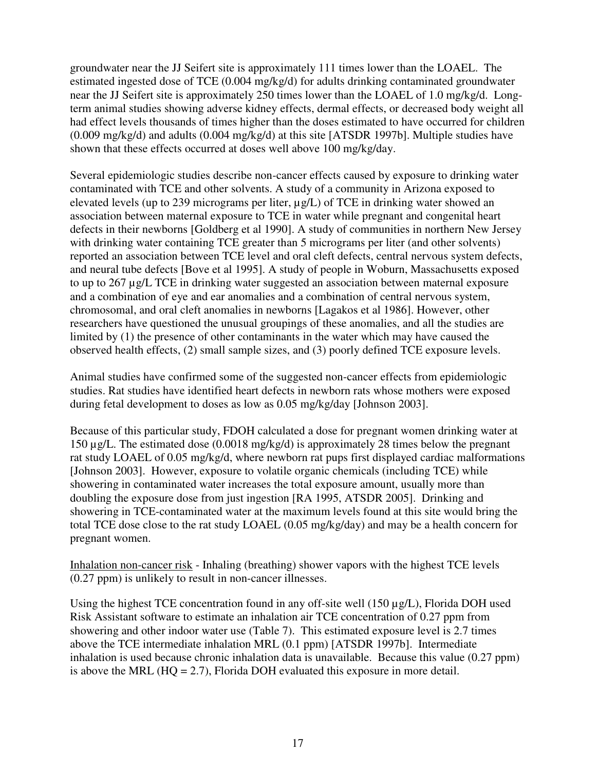groundwater near the JJ Seifert site is approximately 111 times lower than the LOAEL. The estimated ingested dose of TCE (0.004 mg/kg/d) for adults drinking contaminated groundwater near the JJ Seifert site is approximately 250 times lower than the LOAEL of 1.0 mg/kg/d. Long-term animal studies showing adverse kidney effects, dermal effects, or decreased body weight all had effect levels thousands of times higher than the doses estimated to have occurred for children (0.009 mg/kg/d) and adults (0.004 mg/kg/d) at this site [ATSDR 1997b]. Multiple studies have shown that these effects occurred at doses well above 100 mg/kg/day.

Several epidemiologic studies describe non-cancer effects caused by exposure to drinking water contaminated with TCE and other solvents. A study of a community in Arizona exposed to elevated levels (up to 239 micrograms per liter, µg/L) of TCE in drinking water showed an association between maternal exposure to TCE in water while pregnant and congenital heart defects in their newborns [Goldberg et al 1990]. A study of communities in northern New Jersey with drinking water containing TCE greater than 5 micrograms per liter (and other solvents) reported an association between TCE level and oral cleft defects, central nervous system defects, and neural tube defects [Bove et al 1995]. A study of people in Woburn, Massachusetts exposed to up to 267 µg/L TCE in drinking water suggested an association between maternal exposure and a combination of eye and ear anomalies and a combination of central nervous system, chromosomal, and oral cleft anomalies in newborns [Lagakos et al 1986]. However, other researchers have questioned the unusual groupings of these anomalies, and all the studies are limited by (1) the presence of other contaminants in the water which may have caused the observed health effects, (2) small sample sizes, and (3) poorly defined TCE exposure levels.

Animal studies have confirmed some of the suggested non-cancer effects from epidemiologic studies. Rat studies have identified heart defects in newborn rats whose mothers were exposed during fetal development to doses as low as 0.05 mg/kg/day [Johnson 2003].

Because of this particular study, FDOH calculated a dose for pregnant women drinking water at 150 µg/L. The estimated dose (0.0018 mg/kg/d) is approximately 28 times below the pregnant rat study LOAEL of 0.05 mg/kg/d, where newborn rat pups first displayed cardiac malformations [Johnson 2003]. However, exposure to volatile organic chemicals (including TCE) while showering in contaminated water increases the total exposure amount, usually more than doubling the exposure dose from just ingestion [RA 1995, ATSDR 2005]. Drinking and showering in TCE-contaminated water at the maximum levels found at this site would bring the total TCE dose close to the rat study LOAEL (0.05 mg/kg/day) and may be a health concern for pregnant women.

Inhalation non-cancer risk - Inhaling (breathing) shower vapors with the highest TCE levels (0.27 ppm) is unlikely to result in non-cancer illnesses.

Using the highest TCE concentration found in any off-site well (150 µg/L), Florida DOH used Risk Assistant software to estimate an inhalation air TCE concentration of 0.27 ppm from showering and other indoor water use (Table 7). This estimated exposure level is 2.7 times above the TCE intermediate inhalation MRL (0.1 ppm) [ATSDR 1997b]. Intermediate inhalation is used because chronic inhalation data is unavailable. Because this value (0.27 ppm) is above the MRL (HQ = 2.7), Florida DOH evaluated this exposure in more detail.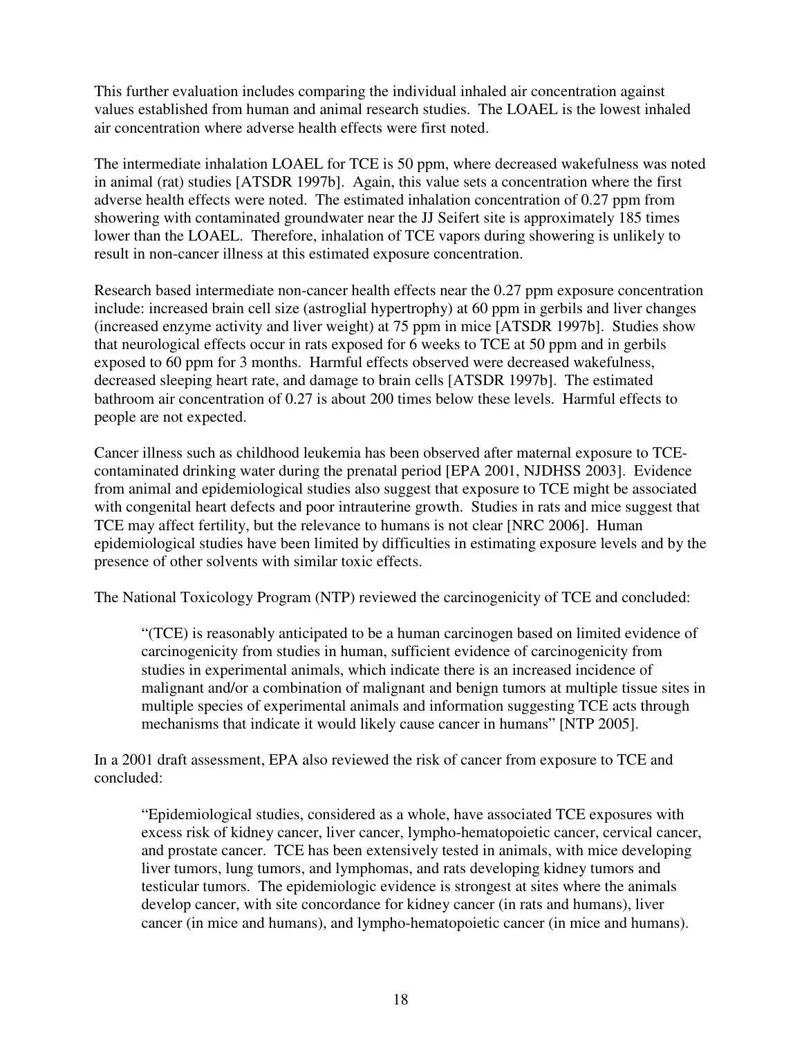This further evaluation includes comparing the individual inhaled air concentration against values established from human and animal research studies. The LOAEL is the lowest inhaled air concentration where adverse health effects were first noted.

The intermediate inhalation LOAEL for TCE is 50 ppm, where decreased wakefulness was noted in animal (rat) studies [ATSDR 1997b]. Again, this value sets a concentration where the first adverse health effects were noted. The estimated inhalation concentration of 0.27 ppm from showering with contaminated groundwater near the JJ Seifert site is approximately 185 times lower than the LOAEL. Therefore, inhalation of TCE vapors during showering is unlikely to result in non-cancer illness at this estimated exposure concentration.

Research based intermediate non-cancer health effects near the 0.27 ppm exposure concentration include: increased brain cell size (astroglial hypertrophy) at 60 ppm in gerbils and liver changes (increased enzyme activity and liver weight) at 75 ppm in mice [ATSDR 1997b]. Studies show that neurological effects occur in rats exposed for 6 weeks to TCE at 50 ppm and in gerbils exposed to 60 ppm for 3 months. Harmful effects observed were decreased wakefulness, decreased sleeping heart rate, and damage to brain cells [ATSDR 1997b]. The estimated bathroom air concentration of 0.27 is about 200 times below these levels. Harmful effects to people are not expected.

Cancer illness such as childhood leukemia has been observed after maternal exposure to TCE-contaminated drinking water during the prenatal period [EPA 2001, NJDHSS 2003]. Evidence from animal and epidemiological studies also suggest that exposure to TCE might be associated with congenital heart defects and poor intrauterine growth. Studies in rats and mice suggest that TCE may affect fertility, but the relevance to humans is not clear [NRC 2006]. Human epidemiological studies have been limited by difficulties in estimating exposure levels and by the presence of other solvents with similar toxic effects.

The National Toxicology Program (NTP) reviewed the carcinogenicity of TCE and concluded:

> "(TCE) is reasonably anticipated to be a human carcinogen based on limited evidence of carcinogenicity from studies in human, sufficient evidence of carcinogenicity from studies in experimental animals, which indicate there is an increased incidence of malignant and/or a combination of malignant and benign tumors at multiple tissue sites in multiple species of experimental animals and information suggesting TCE acts through mechanisms that indicate it would likely cause cancer in humans" [NTP 2005].

In a 2001 draft assessment, EPA also reviewed the risk of cancer from exposure to TCE and concluded:

> "Epidemiological studies, considered as a whole, have associated TCE exposures with excess risk of kidney cancer, liver cancer, lympho-hematopoietic cancer, cervical cancer, and prostate cancer. TCE has been extensively tested in animals, with mice developing liver tumors, lung tumors, and lymphomas, and rats developing kidney tumors and testicular tumors. The epidemiologic evidence is strongest at sites where the animals develop cancer, with site concordance for kidney cancer (in rats and humans), liver cancer (in mice and humans), and lympho-hematopoietic cancer (in mice and humans).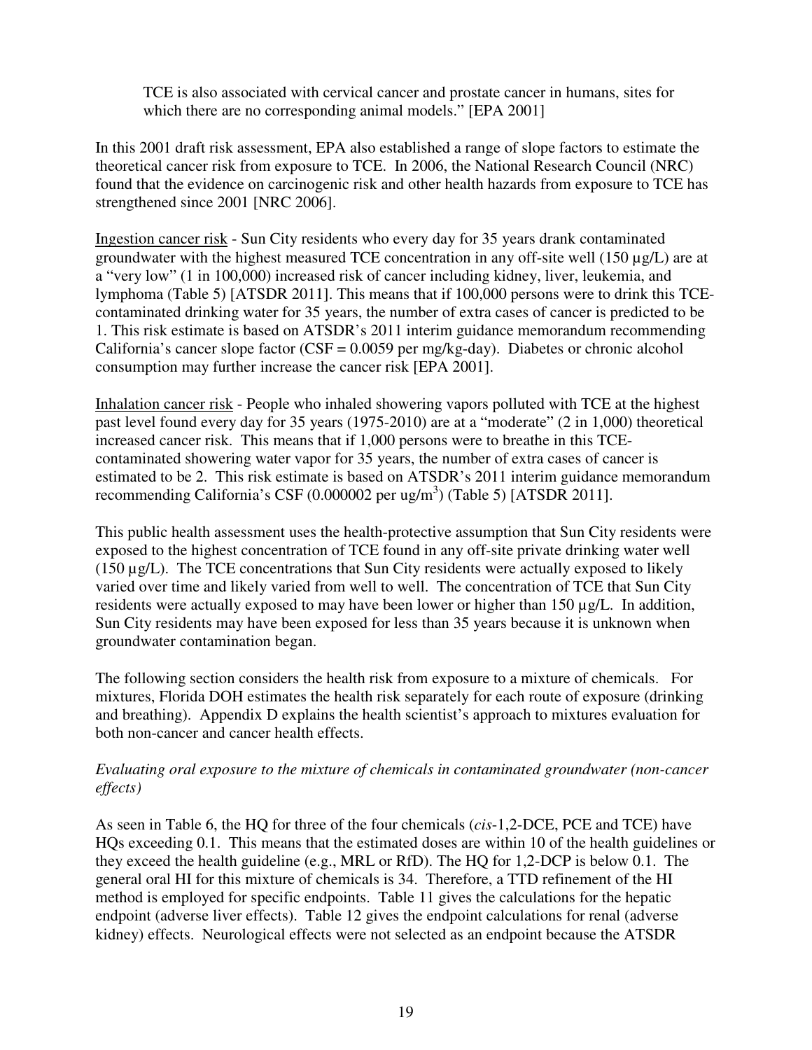TCE is also associated with cervical cancer and prostate cancer in humans, sites for which there are no corresponding animal models." [EPA 2001]

In this 2001 draft risk assessment, EPA also established a range of slope factors to estimate the theoretical cancer risk from exposure to TCE. In 2006, the National Research Council (NRC) found that the evidence on carcinogenic risk and other health hazards from exposure to TCE has strengthened since 2001 [NRC 2006].

Ingestion cancer risk - Sun City residents who every day for 35 years drank contaminated groundwater with the highest measured TCE concentration in any off-site well (150 µg/L) are at a "very low" (1 in 100,000) increased risk of cancer including kidney, liver, leukemia, and lymphoma (Table 5) [ATSDR 2011]. This means that if 100,000 persons were to drink this TCE-contaminated drinking water for 35 years, the number of extra cases of cancer is predicted to be 1. This risk estimate is based on ATSDR's 2011 interim guidance memorandum recommending California's cancer slope factor (CSF = 0.0059 per mg/kg-day). Diabetes or chronic alcohol consumption may further increase the cancer risk [EPA 2001].

Inhalation cancer risk - People who inhaled showering vapors polluted with TCE at the highest past level found every day for 35 years (1975-2010) are at a "moderate" (2 in 1,000) theoretical increased cancer risk. This means that if 1,000 persons were to breathe in this TCE-contaminated showering water vapor for 35 years, the number of extra cases of cancer is estimated to be 2. This risk estimate is based on ATSDR's 2011 interim guidance memorandum recommending California's CSF (0.000002 per ug/m$^3$) (Table 5) [ATSDR 2011].

This public health assessment uses the health-protective assumption that Sun City residents were exposed to the highest concentration of TCE found in any off-site private drinking water well (150 µg/L). The TCE concentrations that Sun City residents were actually exposed to likely varied over time and likely varied from well to well. The concentration of TCE that Sun City residents were actually exposed to may have been lower or higher than 150 µg/L. In addition, Sun City residents may have been exposed for less than 35 years because it is unknown when groundwater contamination began.

The following section considers the health risk from exposure to a mixture of chemicals. For mixtures, Florida DOH estimates the health risk separately for each route of exposure (drinking and breathing). Appendix D explains the health scientist's approach to mixtures evaluation for both non-cancer and cancer health effects.

*Evaluating oral exposure to the mixture of chemicals in contaminated groundwater (non-cancer effects)*

As seen in Table 6, the HQ for three of the four chemicals (*cis*-1,2-DCE, PCE and TCE) have HQs exceeding 0.1. This means that the estimated doses are within 10 of the health guidelines or they exceed the health guideline (e.g., MRL or RfD). The HQ for 1,2-DCP is below 0.1. The general oral HI for this mixture of chemicals is 34. Therefore, a TTD refinement of the HI method is employed for specific endpoints. Table 11 gives the calculations for the hepatic endpoint (adverse liver effects). Table 12 gives the endpoint calculations for renal (adverse kidney) effects. Neurological effects were not selected as an endpoint because the ATSDR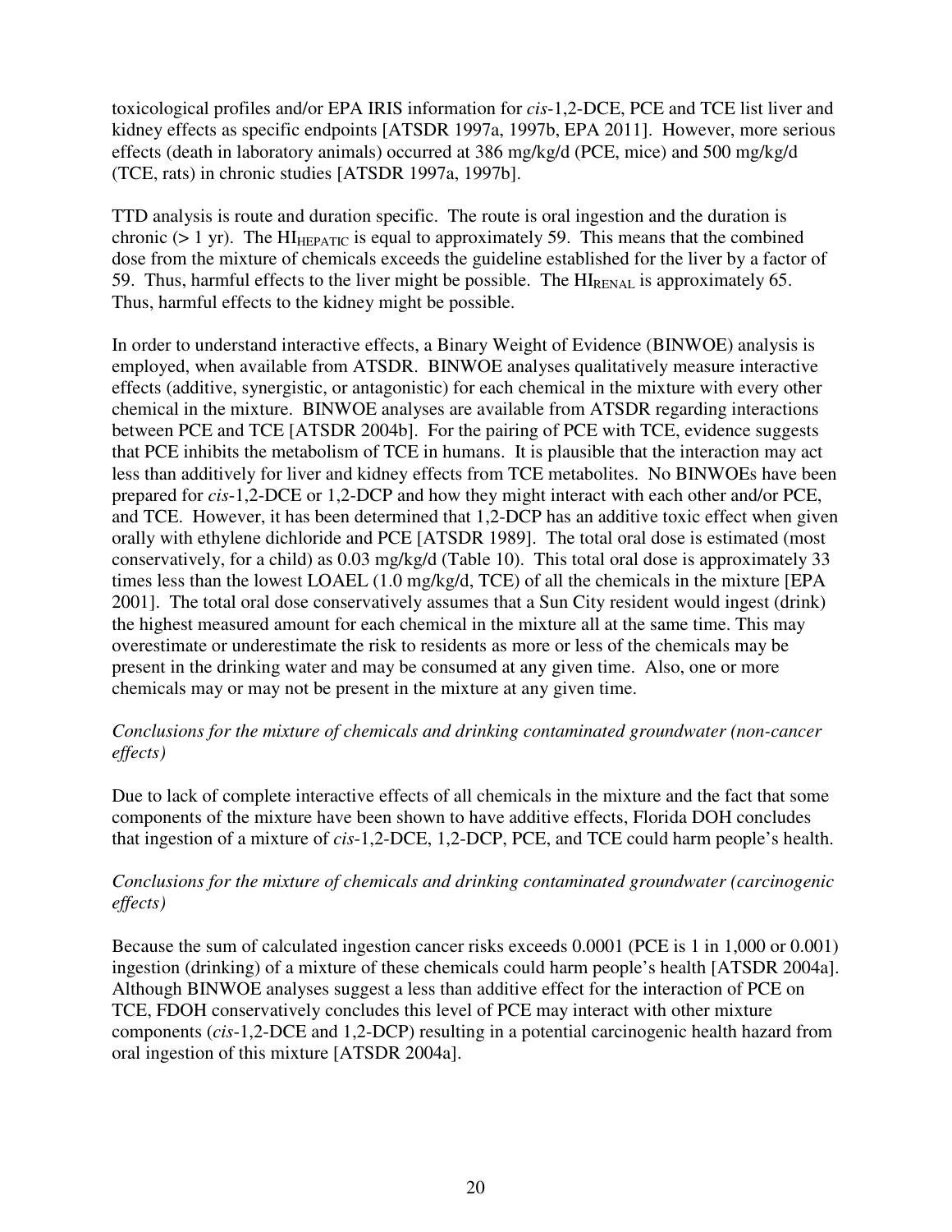toxicological profiles and/or EPA IRIS information for *cis*-1,2-DCE, PCE and TCE list liver and kidney effects as specific endpoints [ATSDR 1997a, 1997b, EPA 2011]. However, more serious effects (death in laboratory animals) occurred at 386 mg/kg/d (PCE, mice) and 500 mg/kg/d (TCE, rats) in chronic studies [ATSDR 1997a, 1997b].

TTD analysis is route and duration specific. The route is oral ingestion and the duration is chronic (> 1 yr). The $HI_{HEPATIC}$ is equal to approximately 59. This means that the combined dose from the mixture of chemicals exceeds the guideline established for the liver by a factor of 59. Thus, harmful effects to the liver might be possible. The $HI_{RENAL}$ is approximately 65. Thus, harmful effects to the kidney might be possible.

In order to understand interactive effects, a Binary Weight of Evidence (BINWOE) analysis is employed, when available from ATSDR. BINWOE analyses qualitatively measure interactive effects (additive, synergistic, or antagonistic) for each chemical in the mixture with every other chemical in the mixture. BINWOE analyses are available from ATSDR regarding interactions between PCE and TCE [ATSDR 2004b]. For the pairing of PCE with TCE, evidence suggests that PCE inhibits the metabolism of TCE in humans. It is plausible that the interaction may act less than additively for liver and kidney effects from TCE metabolites. No BINWOEs have been prepared for *cis*-1,2-DCE or 1,2-DCP and how they might interact with each other and/or PCE, and TCE. However, it has been determined that 1,2-DCP has an additive toxic effect when given orally with ethylene dichloride and PCE [ATSDR 1989]. The total oral dose is estimated (most conservatively, for a child) as 0.03 mg/kg/d (Table 10). This total oral dose is approximately 33 times less than the lowest LOAEL (1.0 mg/kg/d, TCE) of all the chemicals in the mixture [EPA 2001]. The total oral dose conservatively assumes that a Sun City resident would ingest (drink) the highest measured amount for each chemical in the mixture all at the same time. This may overestimate or underestimate the risk to residents as more or less of the chemicals may be present in the drinking water and may be consumed at any given time. Also, one or more chemicals may or may not be present in the mixture at any given time.

*Conclusions for the mixture of chemicals and drinking contaminated groundwater (non-cancer effects)*

Due to lack of complete interactive effects of all chemicals in the mixture and the fact that some components of the mixture have been shown to have additive effects, Florida DOH concludes that ingestion of a mixture of *cis*-1,2-DCE, 1,2-DCP, PCE, and TCE could harm people's health.

*Conclusions for the mixture of chemicals and drinking contaminated groundwater (carcinogenic effects)*

Because the sum of calculated ingestion cancer risks exceeds 0.0001 (PCE is 1 in 1,000 or 0.001) ingestion (drinking) of a mixture of these chemicals could harm people's health [ATSDR 2004a]. Although BINWOE analyses suggest a less than additive effect for the interaction of PCE on TCE, FDOH conservatively concludes this level of PCE may interact with other mixture components (*cis*-1,2-DCE and 1,2-DCP) resulting in a potential carcinogenic health hazard from oral ingestion of this mixture [ATSDR 2004a].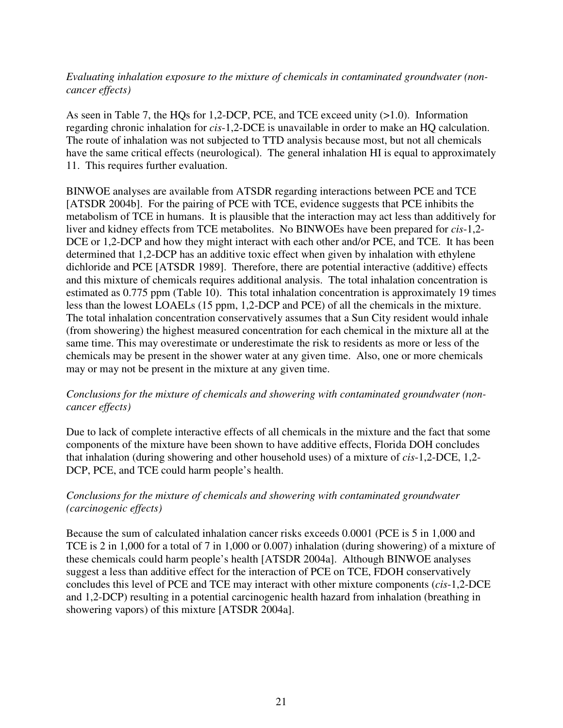*Evaluating inhalation exposure to the mixture of chemicals in contaminated groundwater (non-cancer effects)*

As seen in Table 7, the HQs for 1,2-DCP, PCE, and TCE exceed unity (>1.0). Information regarding chronic inhalation for *cis*-1,2-DCE is unavailable in order to make an HQ calculation. The route of inhalation was not subjected to TTD analysis because most, but not all chemicals have the same critical effects (neurological). The general inhalation HI is equal to approximately 11. This requires further evaluation.

BINWOE analyses are available from ATSDR regarding interactions between PCE and TCE [ATSDR 2004b]. For the pairing of PCE with TCE, evidence suggests that PCE inhibits the metabolism of TCE in humans. It is plausible that the interaction may act less than additively for liver and kidney effects from TCE metabolites. No BINWOEs have been prepared for *cis*-1,2-DCE or 1,2-DCP and how they might interact with each other and/or PCE, and TCE. It has been determined that 1,2-DCP has an additive toxic effect when given by inhalation with ethylene dichloride and PCE [ATSDR 1989]. Therefore, there are potential interactive (additive) effects and this mixture of chemicals requires additional analysis. The total inhalation concentration is estimated as 0.775 ppm (Table 10). This total inhalation concentration is approximately 19 times less than the lowest LOAELs (15 ppm, 1,2-DCP and PCE) of all the chemicals in the mixture. The total inhalation concentration conservatively assumes that a Sun City resident would inhale (from showering) the highest measured concentration for each chemical in the mixture all at the same time. This may overestimate or underestimate the risk to residents as more or less of the chemicals may be present in the shower water at any given time. Also, one or more chemicals may or may not be present in the mixture at any given time.

*Conclusions for the mixture of chemicals and showering with contaminated groundwater (non-cancer effects)*

Due to lack of complete interactive effects of all chemicals in the mixture and the fact that some components of the mixture have been shown to have additive effects, Florida DOH concludes that inhalation (during showering and other household uses) of a mixture of *cis*-1,2-DCE, 1,2-DCP, PCE, and TCE could harm people's health.

*Conclusions for the mixture of chemicals and showering with contaminated groundwater (carcinogenic effects)*

Because the sum of calculated inhalation cancer risks exceeds 0.0001 (PCE is 5 in 1,000 and TCE is 2 in 1,000 for a total of 7 in 1,000 or 0.007) inhalation (during showering) of a mixture of these chemicals could harm people's health [ATSDR 2004a]. Although BINWOE analyses suggest a less than additive effect for the interaction of PCE on TCE, FDOH conservatively concludes this level of PCE and TCE may interact with other mixture components (*cis*-1,2-DCE and 1,2-DCP) resulting in a potential carcinogenic health hazard from inhalation (breathing in showering vapors) of this mixture [ATSDR 2004a].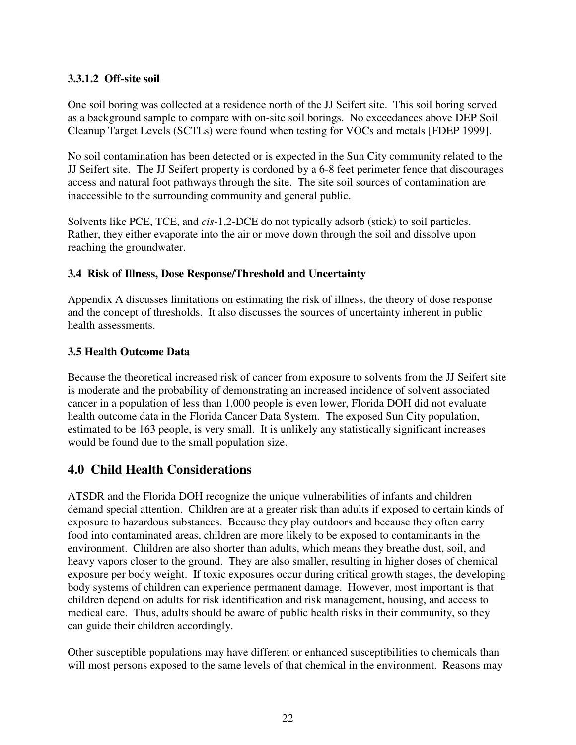#### 3.3.1.2 Off-site soil

One soil boring was collected at a residence north of the JJ Seifert site. This soil boring served as a background sample to compare with on-site soil borings. No exceedances above DEP Soil Cleanup Target Levels (SCTLs) were found when testing for VOCs and metals [FDEP 1999].

No soil contamination has been detected or is expected in the Sun City community related to the JJ Seifert site. The JJ Seifert property is cordoned by a 6-8 feet perimeter fence that discourages access and natural foot pathways through the site. The site soil sources of contamination are inaccessible to the surrounding community and general public.

Solvents like PCE, TCE, and *cis*-1,2-DCE do not typically adsorb (stick) to soil particles. Rather, they either evaporate into the air or move down through the soil and dissolve upon reaching the groundwater.

### 3.4 Risk of Illness, Dose Response/Threshold and Uncertainty

Appendix A discusses limitations on estimating the risk of illness, the theory of dose response and the concept of thresholds. It also discusses the sources of uncertainty inherent in public health assessments.

### 3.5 Health Outcome Data

Because the theoretical increased risk of cancer from exposure to solvents from the JJ Seifert site is moderate and the probability of demonstrating an increased incidence of solvent associated cancer in a population of less than 1,000 people is even lower, Florida DOH did not evaluate health outcome data in the Florida Cancer Data System. The exposed Sun City population, estimated to be 163 people, is very small. It is unlikely any statistically significant increases would be found due to the small population size.

## 4.0 Child Health Considerations

ATSDR and the Florida DOH recognize the unique vulnerabilities of infants and children demand special attention. Children are at a greater risk than adults if exposed to certain kinds of exposure to hazardous substances. Because they play outdoors and because they often carry food into contaminated areas, children are more likely to be exposed to contaminants in the environment. Children are also shorter than adults, which means they breathe dust, soil, and heavy vapors closer to the ground. They are also smaller, resulting in higher doses of chemical exposure per body weight. If toxic exposures occur during critical growth stages, the developing body systems of children can experience permanent damage. However, most important is that children depend on adults for risk identification and risk management, housing, and access to medical care. Thus, adults should be aware of public health risks in their community, so they can guide their children accordingly.

Other susceptible populations may have different or enhanced susceptibilities to chemicals than will most persons exposed to the same levels of that chemical in the environment. Reasons may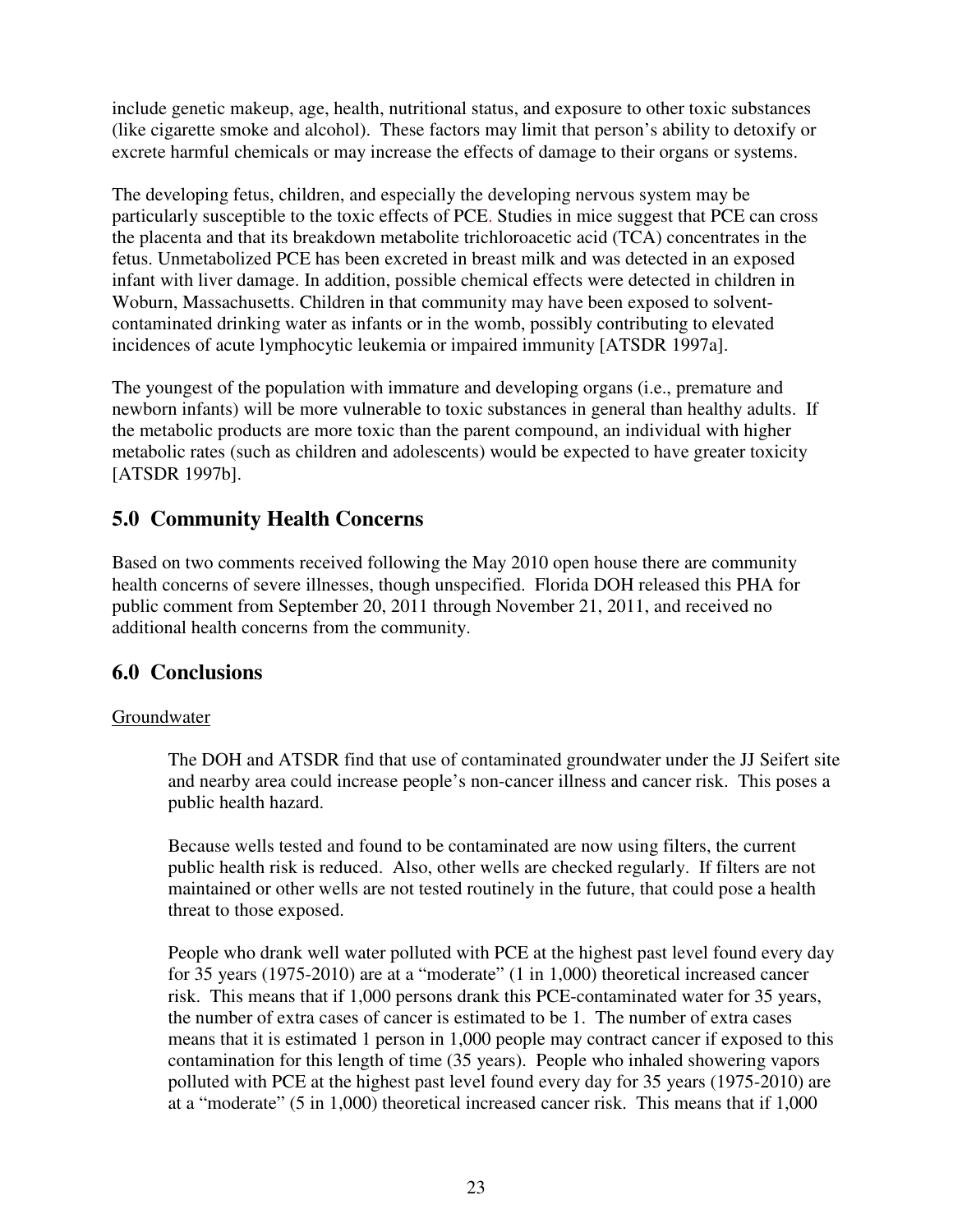include genetic makeup, age, health, nutritional status, and exposure to other toxic substances (like cigarette smoke and alcohol). These factors may limit that person's ability to detoxify or excrete harmful chemicals or may increase the effects of damage to their organs or systems.

The developing fetus, children, and especially the developing nervous system may be particularly susceptible to the toxic effects of PCE. Studies in mice suggest that PCE can cross the placenta and that its breakdown metabolite trichloroacetic acid (TCA) concentrates in the fetus. Unmetabolized PCE has been excreted in breast milk and was detected in an exposed infant with liver damage. In addition, possible chemical effects were detected in children in Woburn, Massachusetts. Children in that community may have been exposed to solvent-contaminated drinking water as infants or in the womb, possibly contributing to elevated incidences of acute lymphocytic leukemia or impaired immunity [ATSDR 1997a].

The youngest of the population with immature and developing organs (i.e., premature and newborn infants) will be more vulnerable to toxic substances in general than healthy adults. If the metabolic products are more toxic than the parent compound, an individual with higher metabolic rates (such as children and adolescents) would be expected to have greater toxicity [ATSDR 1997b].

## 5.0 Community Health Concerns

Based on two comments received following the May 2010 open house there are community health concerns of severe illnesses, though unspecified. Florida DOH released this PHA for public comment from September 20, 2011 through November 21, 2011, and received no additional health concerns from the community.

## 6.0 Conclusions

Groundwater

> The DOH and ATSDR find that use of contaminated groundwater under the JJ Seifert site and nearby area could increase people's non-cancer illness and cancer risk. This poses a public health hazard.
>
> Because wells tested and found to be contaminated are now using filters, the current public health risk is reduced. Also, other wells are checked regularly. If filters are not maintained or other wells are not tested routinely in the future, that could pose a health threat to those exposed.
>
> People who drank well water polluted with PCE at the highest past level found every day for 35 years (1975-2010) are at a "moderate" (1 in 1,000) theoretical increased cancer risk. This means that if 1,000 persons drank this PCE-contaminated water for 35 years, the number of extra cases of cancer is estimated to be 1. The number of extra cases means that it is estimated 1 person in 1,000 people may contract cancer if exposed to this contamination for this length of time (35 years). People who inhaled showering vapors polluted with PCE at the highest past level found every day for 35 years (1975-2010) are at a "moderate" (5 in 1,000) theoretical increased cancer risk. This means that if 1,000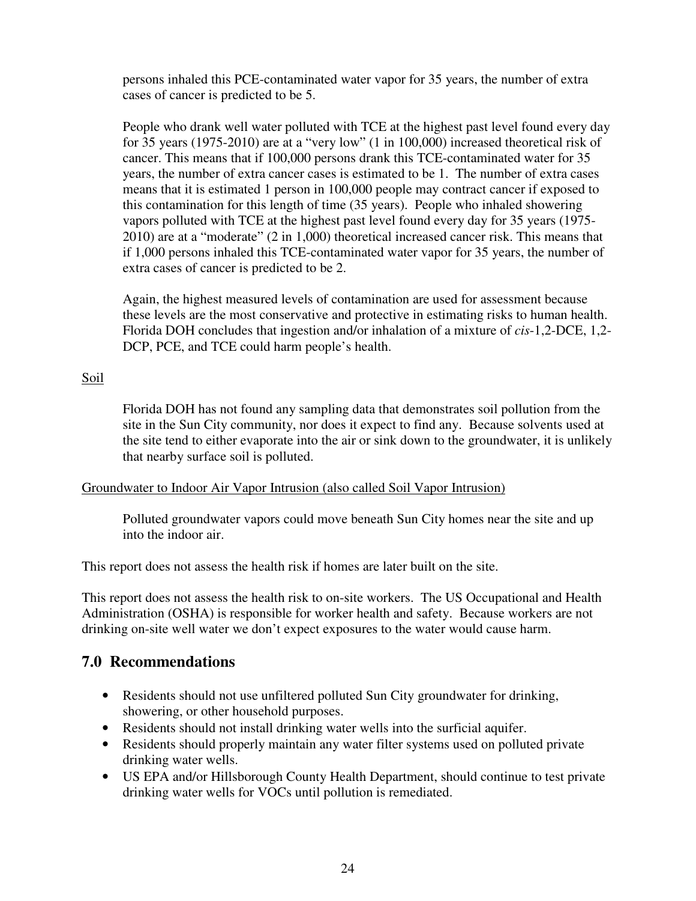persons inhaled this PCE-contaminated water vapor for 35 years, the number of extra cases of cancer is predicted to be 5.

People who drank well water polluted with TCE at the highest past level found every day for 35 years (1975-2010) are at a "very low" (1 in 100,000) increased theoretical risk of cancer. This means that if 100,000 persons drank this TCE-contaminated water for 35 years, the number of extra cancer cases is estimated to be 1. The number of extra cases means that it is estimated 1 person in 100,000 people may contract cancer if exposed to this contamination for this length of time (35 years). People who inhaled showering vapors polluted with TCE at the highest past level found every day for 35 years (1975-2010) are at a "moderate" (2 in 1,000) theoretical increased cancer risk. This means that if 1,000 persons inhaled this TCE-contaminated water vapor for 35 years, the number of extra cases of cancer is predicted to be 2.

Again, the highest measured levels of contamination are used for assessment because these levels are the most conservative and protective in estimating risks to human health. Florida DOH concludes that ingestion and/or inhalation of a mixture of *cis*-1,2-DCE, 1,2-DCP, PCE, and TCE could harm people's health.

Soil

Florida DOH has not found any sampling data that demonstrates soil pollution from the site in the Sun City community, nor does it expect to find any. Because solvents used at the site tend to either evaporate into the air or sink down to the groundwater, it is unlikely that nearby surface soil is polluted.

Groundwater to Indoor Air Vapor Intrusion (also called Soil Vapor Intrusion)

Polluted groundwater vapors could move beneath Sun City homes near the site and up into the indoor air.

This report does not assess the health risk if homes are later built on the site.

This report does not assess the health risk to on-site workers. The US Occupational and Health Administration (OSHA) is responsible for worker health and safety. Because workers are not drinking on-site well water we don't expect exposures to the water would cause harm.

## 7.0 Recommendations

- Residents should not use unfiltered polluted Sun City groundwater for drinking, showering, or other household purposes.
- Residents should not install drinking water wells into the surficial aquifer.
- Residents should properly maintain any water filter systems used on polluted private drinking water wells.
- US EPA and/or Hillsborough County Health Department, should continue to test private drinking water wells for VOCs until pollution is remediated.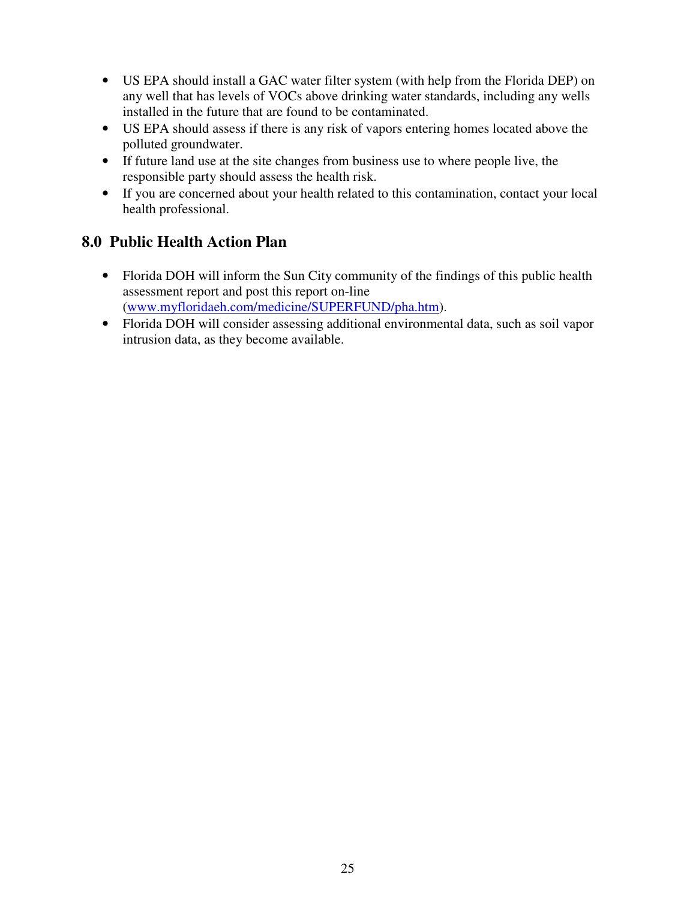- US EPA should install a GAC water filter system (with help from the Florida DEP) on any well that has levels of VOCs above drinking water standards, including any wells installed in the future that are found to be contaminated.
- US EPA should assess if there is any risk of vapors entering homes located above the polluted groundwater.
- If future land use at the site changes from business use to where people live, the responsible party should assess the health risk.
- If you are concerned about your health related to this contamination, contact your local health professional.

## 8.0 Public Health Action Plan

- Florida DOH will inform the Sun City community of the findings of this public health assessment report and post this report on-line (www.myfloridaeh.com/medicine/SUPERFUND/pha.htm).
- Florida DOH will consider assessing additional environmental data, such as soil vapor intrusion data, as they become available.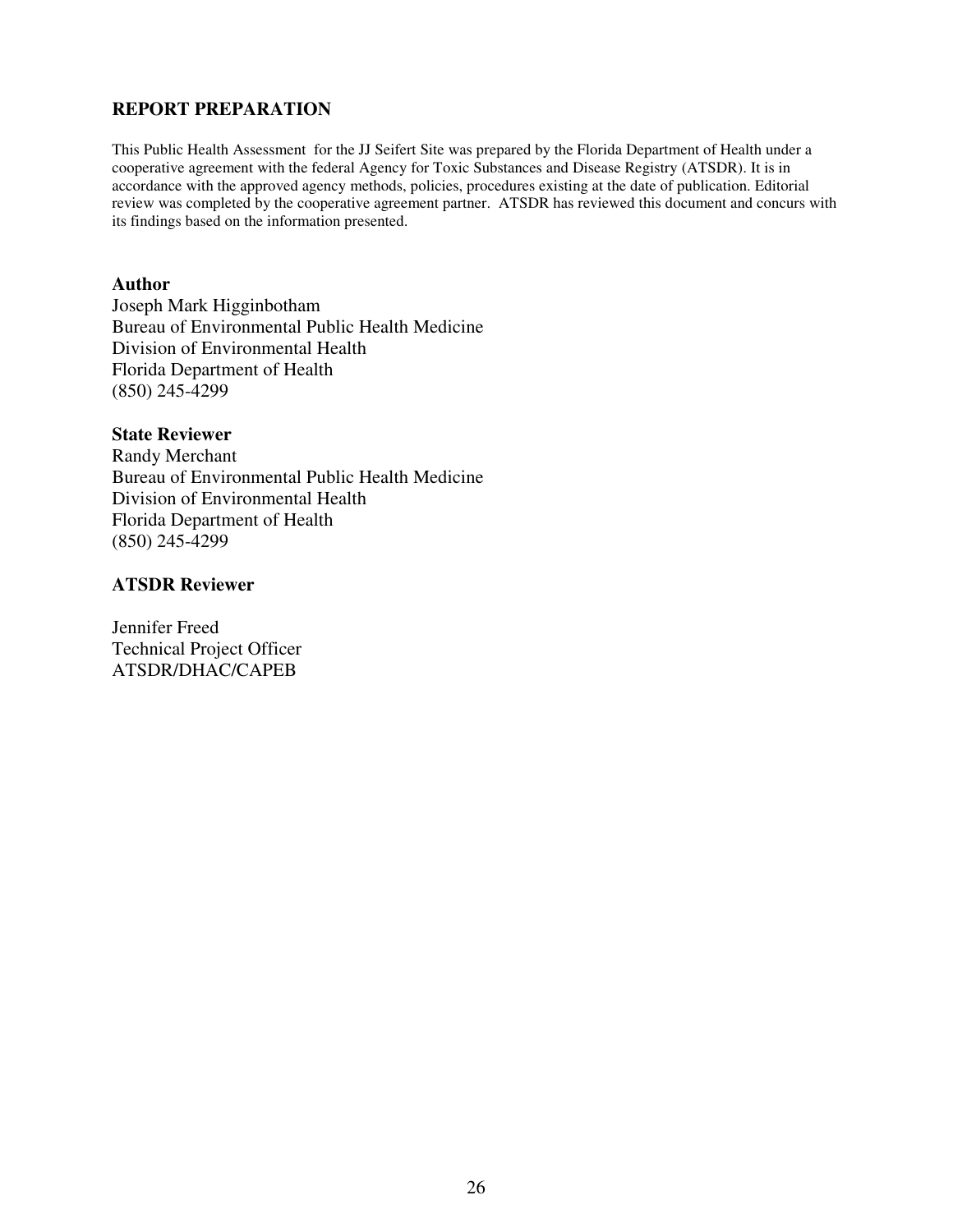## REPORT PREPARATION

This Public Health Assessment for the JJ Seifert Site was prepared by the Florida Department of Health under a cooperative agreement with the federal Agency for Toxic Substances and Disease Registry (ATSDR). It is in accordance with the approved agency methods, policies, procedures existing at the date of publication. Editorial review was completed by the cooperative agreement partner. ATSDR has reviewed this document and concurs with its findings based on the information presented.

### Author

Joseph Mark Higginbotham
Bureau of Environmental Public Health Medicine
Division of Environmental Health
Florida Department of Health
(850) 245-4299

### State Reviewer

Randy Merchant
Bureau of Environmental Public Health Medicine
Division of Environmental Health
Florida Department of Health
(850) 245-4299

### ATSDR Reviewer

Jennifer Freed
Technical Project Officer
ATSDR/DHAC/CAPEB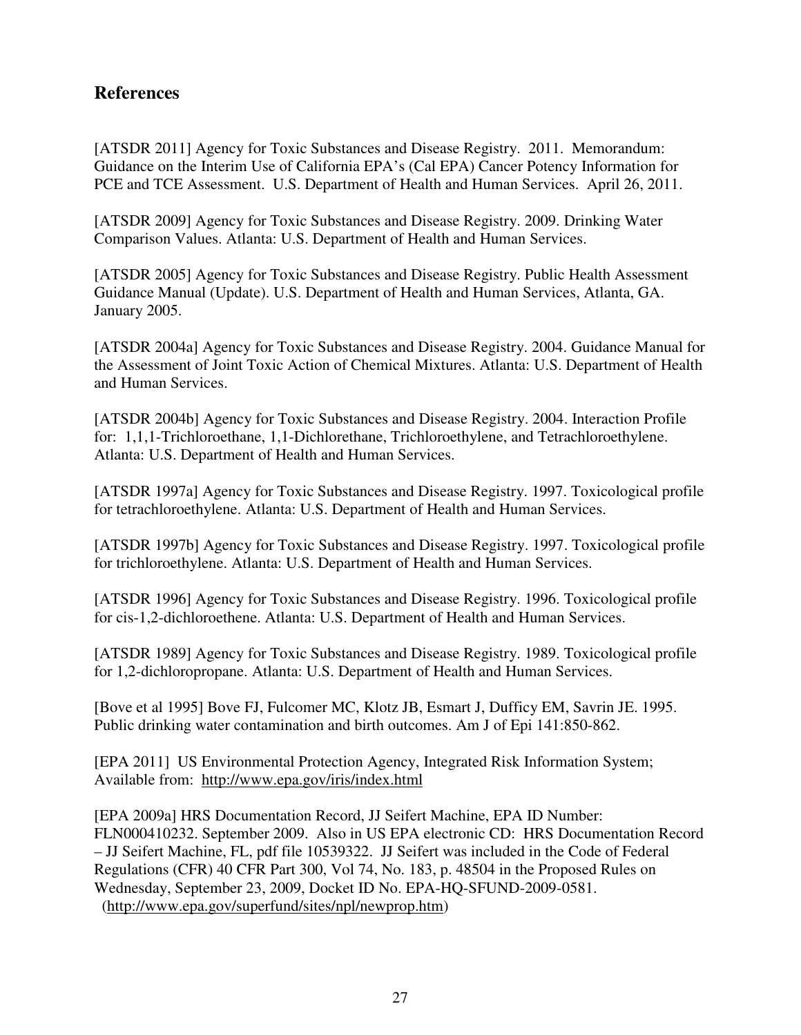## References

[ATSDR 2011] Agency for Toxic Substances and Disease Registry. 2011. Memorandum: Guidance on the Interim Use of California EPA's (Cal EPA) Cancer Potency Information for PCE and TCE Assessment. U.S. Department of Health and Human Services. April 26, 2011.

[ATSDR 2009] Agency for Toxic Substances and Disease Registry. 2009. Drinking Water Comparison Values. Atlanta: U.S. Department of Health and Human Services.

[ATSDR 2005] Agency for Toxic Substances and Disease Registry. Public Health Assessment Guidance Manual (Update). U.S. Department of Health and Human Services, Atlanta, GA. January 2005.

[ATSDR 2004a] Agency for Toxic Substances and Disease Registry. 2004. Guidance Manual for the Assessment of Joint Toxic Action of Chemical Mixtures. Atlanta: U.S. Department of Health and Human Services.

[ATSDR 2004b] Agency for Toxic Substances and Disease Registry. 2004. Interaction Profile for: 1,1,1-Trichloroethane, 1,1-Dichlorethane, Trichloroethylene, and Tetrachloroethylene. Atlanta: U.S. Department of Health and Human Services.

[ATSDR 1997a] Agency for Toxic Substances and Disease Registry. 1997. Toxicological profile for tetrachloroethylene. Atlanta: U.S. Department of Health and Human Services.

[ATSDR 1997b] Agency for Toxic Substances and Disease Registry. 1997. Toxicological profile for trichloroethylene. Atlanta: U.S. Department of Health and Human Services.

[ATSDR 1996] Agency for Toxic Substances and Disease Registry. 1996. Toxicological profile for cis-1,2-dichloroethene. Atlanta: U.S. Department of Health and Human Services.

[ATSDR 1989] Agency for Toxic Substances and Disease Registry. 1989. Toxicological profile for 1,2-dichloropropane. Atlanta: U.S. Department of Health and Human Services.

[Bove et al 1995] Bove FJ, Fulcomer MC, Klotz JB, Esmart J, Dufficy EM, Savrin JE. 1995. Public drinking water contamination and birth outcomes. Am J of Epi 141:850-862.

[EPA 2011] US Environmental Protection Agency, Integrated Risk Information System; Available from: http://www.epa.gov/iris/index.html

[EPA 2009a] HRS Documentation Record, JJ Seifert Machine, EPA ID Number: FLN000410232. September 2009. Also in US EPA electronic CD: HRS Documentation Record – JJ Seifert Machine, FL, pdf file 10539322. JJ Seifert was included in the Code of Federal Regulations (CFR) 40 CFR Part 300, Vol 74, No. 183, p. 48504 in the Proposed Rules on Wednesday, September 23, 2009, Docket ID No. EPA-HQ-SFUND-2009-0581. (http://www.epa.gov/superfund/sites/npl/newprop.htm)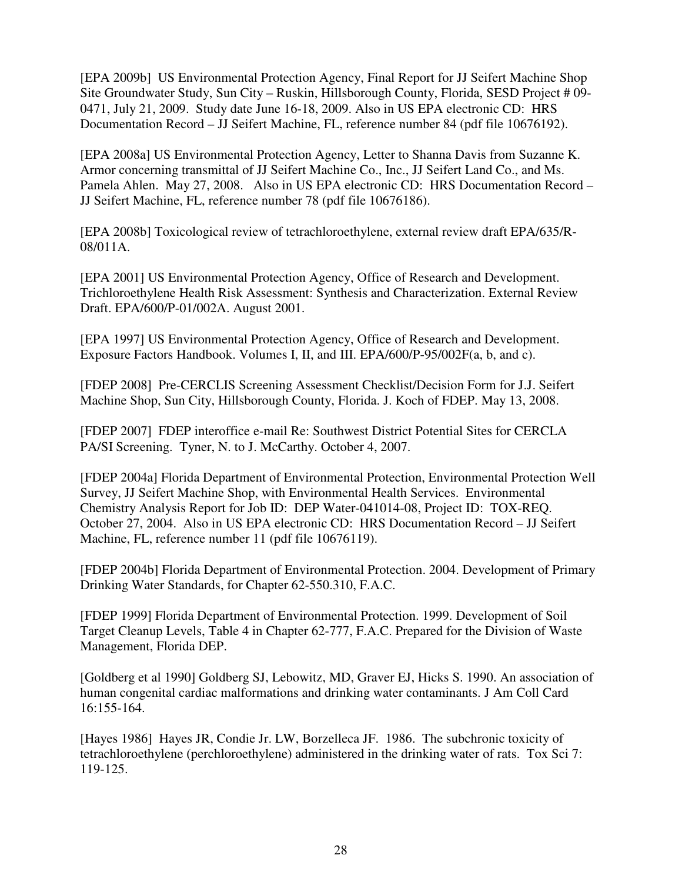[EPA 2009b] US Environmental Protection Agency, Final Report for JJ Seifert Machine Shop Site Groundwater Study, Sun City – Ruskin, Hillsborough County, Florida, SESD Project # 09-0471, July 21, 2009. Study date June 16-18, 2009. Also in US EPA electronic CD: HRS Documentation Record – JJ Seifert Machine, FL, reference number 84 (pdf file 10676192).

[EPA 2008a] US Environmental Protection Agency, Letter to Shanna Davis from Suzanne K. Armor concerning transmittal of JJ Seifert Machine Co., Inc., JJ Seifert Land Co., and Ms. Pamela Ahlen. May 27, 2008. Also in US EPA electronic CD: HRS Documentation Record – JJ Seifert Machine, FL, reference number 78 (pdf file 10676186).

[EPA 2008b] Toxicological review of tetrachloroethylene, external review draft EPA/635/R-08/011A.

[EPA 2001] US Environmental Protection Agency, Office of Research and Development. Trichloroethylene Health Risk Assessment: Synthesis and Characterization. External Review Draft. EPA/600/P-01/002A. August 2001.

[EPA 1997] US Environmental Protection Agency, Office of Research and Development. Exposure Factors Handbook. Volumes I, II, and III. EPA/600/P-95/002F(a, b, and c).

[FDEP 2008] Pre-CERCLIS Screening Assessment Checklist/Decision Form for J.J. Seifert Machine Shop, Sun City, Hillsborough County, Florida. J. Koch of FDEP. May 13, 2008.

[FDEP 2007] FDEP interoffice e-mail Re: Southwest District Potential Sites for CERCLA PA/SI Screening. Tyner, N. to J. McCarthy. October 4, 2007.

[FDEP 2004a] Florida Department of Environmental Protection, Environmental Protection Well Survey, JJ Seifert Machine Shop, with Environmental Health Services. Environmental Chemistry Analysis Report for Job ID: DEP Water-041014-08, Project ID: TOX-REQ. October 27, 2004. Also in US EPA electronic CD: HRS Documentation Record – JJ Seifert Machine, FL, reference number 11 (pdf file 10676119).

[FDEP 2004b] Florida Department of Environmental Protection. 2004. Development of Primary Drinking Water Standards, for Chapter 62-550.310, F.A.C.

[FDEP 1999] Florida Department of Environmental Protection. 1999. Development of Soil Target Cleanup Levels, Table 4 in Chapter 62-777, F.A.C. Prepared for the Division of Waste Management, Florida DEP.

[Goldberg et al 1990] Goldberg SJ, Lebowitz, MD, Graver EJ, Hicks S. 1990. An association of human congenital cardiac malformations and drinking water contaminants. J Am Coll Card 16:155-164.

[Hayes 1986] Hayes JR, Condie Jr. LW, Borzelleca JF. 1986. The subchronic toxicity of tetrachloroethylene (perchloroethylene) administered in the drinking water of rats. Tox Sci 7: 119-125.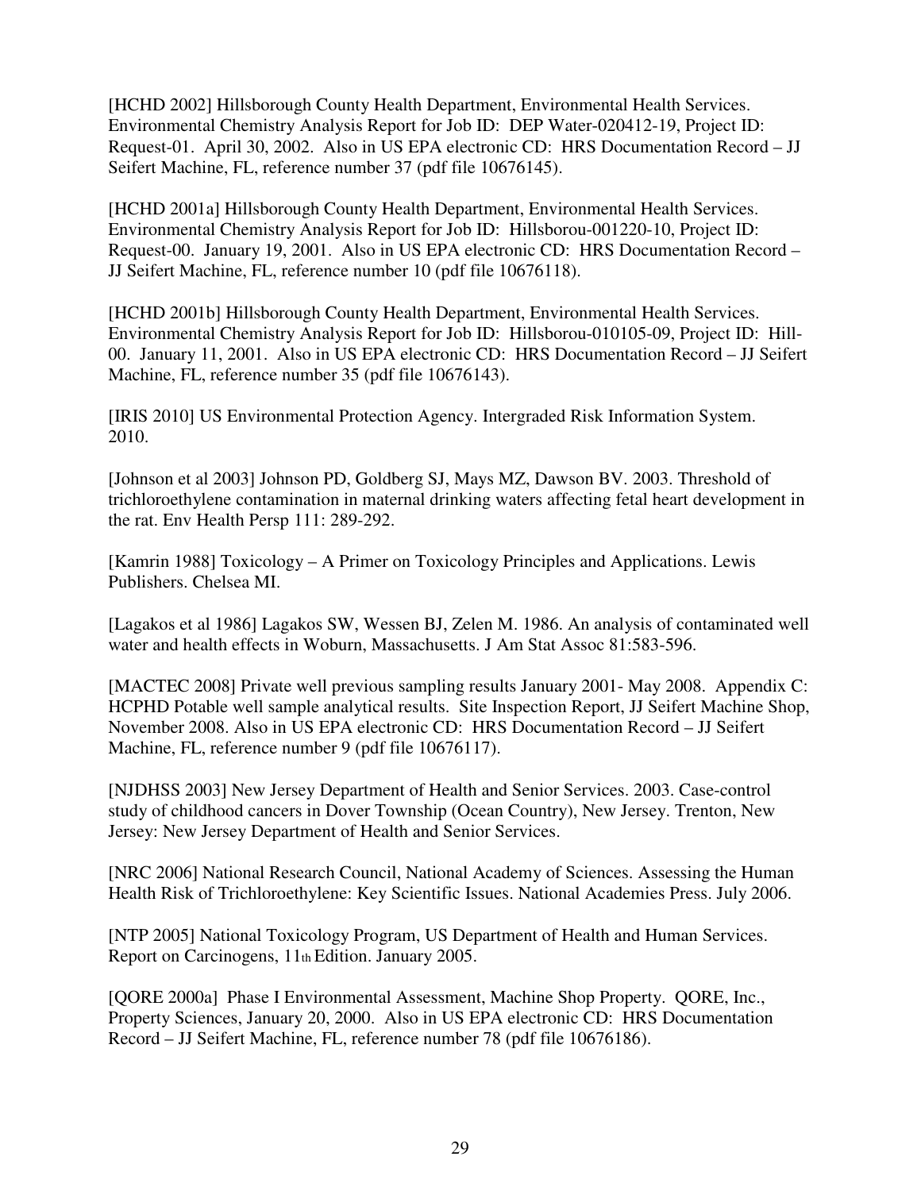[HCHD 2002] Hillsborough County Health Department, Environmental Health Services. Environmental Chemistry Analysis Report for Job ID: DEP Water-020412-19, Project ID: Request-01. April 30, 2002. Also in US EPA electronic CD: HRS Documentation Record – JJ Seifert Machine, FL, reference number 37 (pdf file 10676145).

[HCHD 2001a] Hillsborough County Health Department, Environmental Health Services. Environmental Chemistry Analysis Report for Job ID: Hillsborou-001220-10, Project ID: Request-00. January 19, 2001. Also in US EPA electronic CD: HRS Documentation Record – JJ Seifert Machine, FL, reference number 10 (pdf file 10676118).

[HCHD 2001b] Hillsborough County Health Department, Environmental Health Services. Environmental Chemistry Analysis Report for Job ID: Hillsborou-010105-09, Project ID: Hill-00. January 11, 2001. Also in US EPA electronic CD: HRS Documentation Record – JJ Seifert Machine, FL, reference number 35 (pdf file 10676143).

[IRIS 2010] US Environmental Protection Agency. Intergraded Risk Information System. 2010.

[Johnson et al 2003] Johnson PD, Goldberg SJ, Mays MZ, Dawson BV. 2003. Threshold of trichloroethylene contamination in maternal drinking waters affecting fetal heart development in the rat. Env Health Persp 111: 289-292.

[Kamrin 1988] Toxicology – A Primer on Toxicology Principles and Applications. Lewis Publishers. Chelsea MI.

[Lagakos et al 1986] Lagakos SW, Wessen BJ, Zelen M. 1986. An analysis of contaminated well water and health effects in Woburn, Massachusetts. J Am Stat Assoc 81:583-596.

[MACTEC 2008] Private well previous sampling results January 2001- May 2008. Appendix C: HCPHD Potable well sample analytical results. Site Inspection Report, JJ Seifert Machine Shop, November 2008. Also in US EPA electronic CD: HRS Documentation Record – JJ Seifert Machine, FL, reference number 9 (pdf file 10676117).

[NJDHSS 2003] New Jersey Department of Health and Senior Services. 2003. Case-control study of childhood cancers in Dover Township (Ocean Country), New Jersey. Trenton, New Jersey: New Jersey Department of Health and Senior Services.

[NRC 2006] National Research Council, National Academy of Sciences. Assessing the Human Health Risk of Trichloroethylene: Key Scientific Issues. National Academies Press. July 2006.

[NTP 2005] National Toxicology Program, US Department of Health and Human Services. Report on Carcinogens, 11th Edition. January 2005.

[QORE 2000a] Phase I Environmental Assessment, Machine Shop Property. QORE, Inc., Property Sciences, January 20, 2000. Also in US EPA electronic CD: HRS Documentation Record – JJ Seifert Machine, FL, reference number 78 (pdf file 10676186).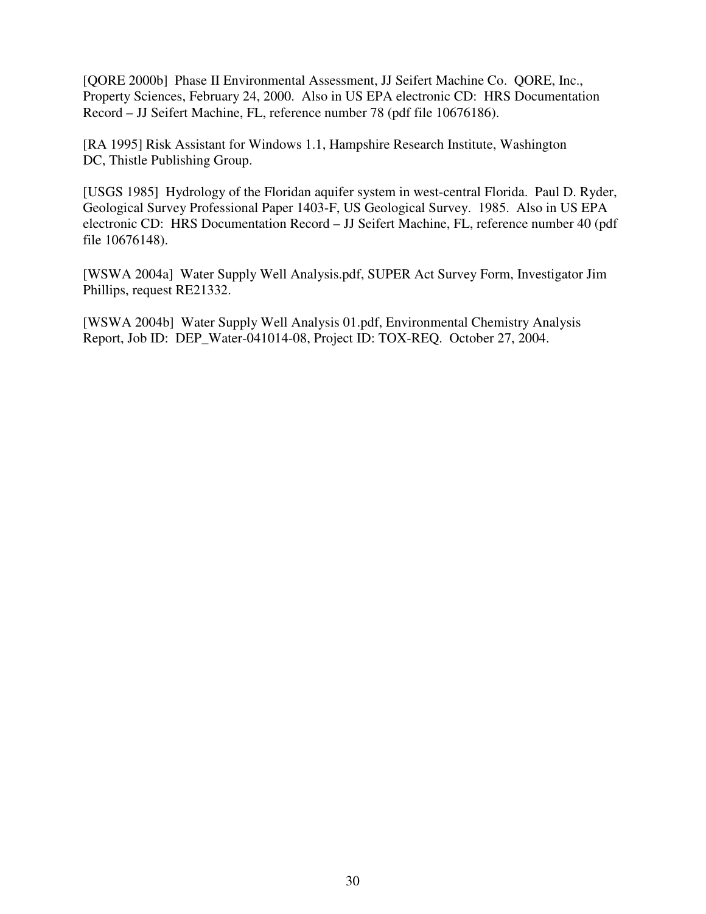[QORE 2000b]  Phase II Environmental Assessment, JJ Seifert Machine Co.  QORE, Inc., Property Sciences, February 24, 2000.  Also in US EPA electronic CD:  HRS Documentation Record – JJ Seifert Machine, FL, reference number 78 (pdf file 10676186).

[RA 1995] Risk Assistant for Windows 1.1, Hampshire Research Institute, Washington DC, Thistle Publishing Group.

[USGS 1985]  Hydrology of the Floridan aquifer system in west-central Florida.  Paul D. Ryder, Geological Survey Professional Paper 1403-F, US Geological Survey.  1985.  Also in US EPA electronic CD:  HRS Documentation Record – JJ Seifert Machine, FL, reference number 40 (pdf file 10676148).

[WSWA 2004a]  Water Supply Well Analysis.pdf, SUPER Act Survey Form, Investigator Jim Phillips, request RE21332.

[WSWA 2004b]  Water Supply Well Analysis 01.pdf, Environmental Chemistry Analysis Report, Job ID:  DEP_Water-041014-08, Project ID: TOX-REQ.  October 27, 2004.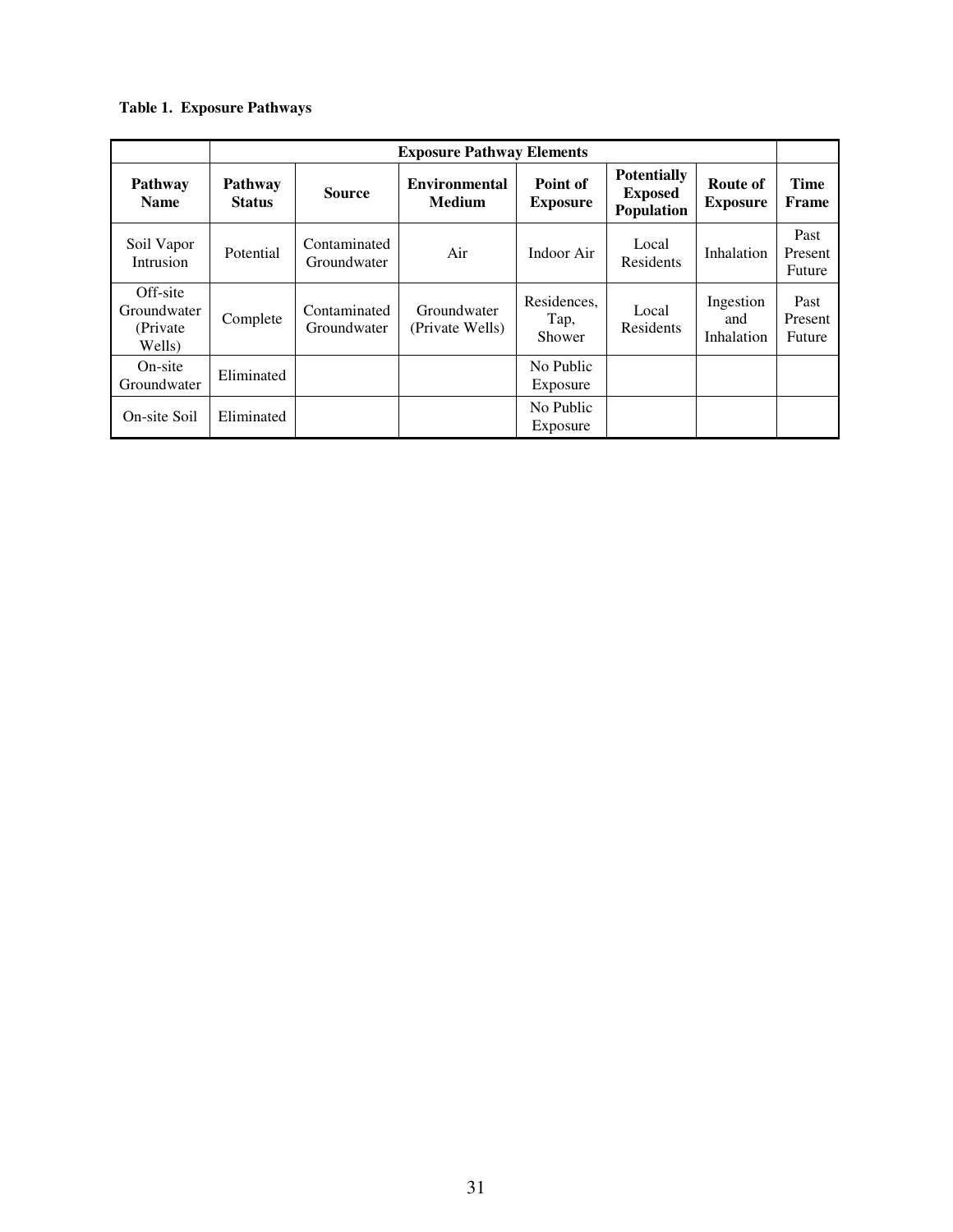**Table 1. Exposure Pathways**

| | Exposure Pathway Elements | | | | | | |
|---|---|---|---|---|---|---|---|
| **Pathway Name** | **Pathway Status** | **Source** | **Environmental Medium** | **Point of Exposure** | **Potentially Exposed Population** | **Route of Exposure** | **Time Frame** |
| Soil Vapor Intrusion | Potential | Contaminated Groundwater | Air | Indoor Air | Local Residents | Inhalation | Past Present Future |
| Off-site Groundwater (Private Wells) | Complete | Contaminated Groundwater | Groundwater (Private Wells) | Residences, Tap, Shower | Local Residents | Ingestion and Inhalation | Past Present Future |
| On-site Groundwater | Eliminated | | | No Public Exposure | | | |
| On-site Soil | Eliminated | | | No Public Exposure | | | |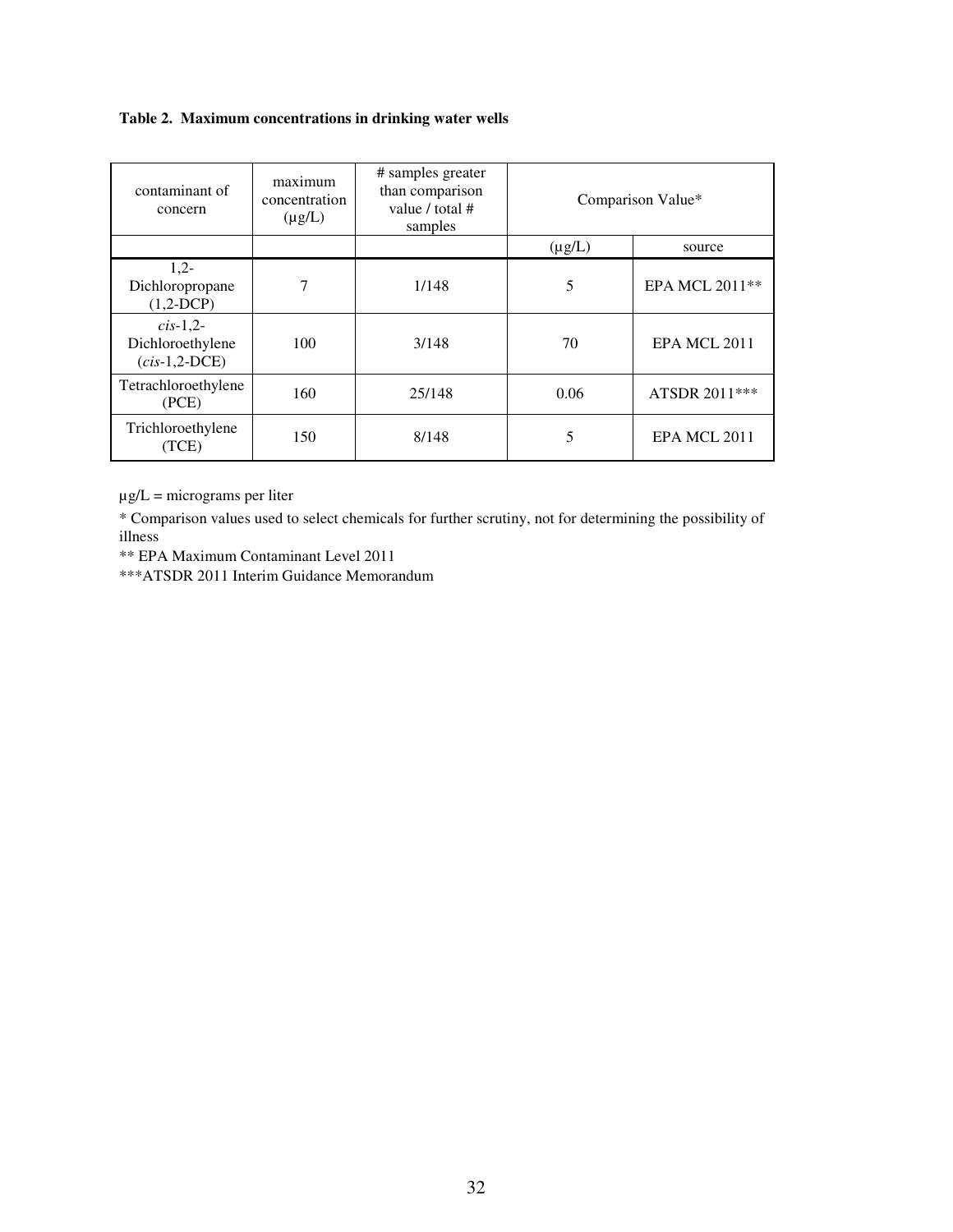**Table 2. Maximum concentrations in drinking water wells**

| contaminant of concern | maximum concentration (µg/L) | # samples greater than comparison value / total # samples | Comparison Value* | |
|---|---|---|---|---|
| | | | (µg/L) | source |
| 1,2-Dichloropropane (1,2-DCP) | 7 | 1/148 | 5 | EPA MCL 2011** |
| *cis*-1,2-Dichloroethylene (*cis*-1,2-DCE) | 100 | 3/148 | 70 | EPA MCL 2011 |
| Tetrachloroethylene (PCE) | 160 | 25/148 | 0.06 | ATSDR 2011*** |
| Trichloroethylene (TCE) | 150 | 8/148 | 5 | EPA MCL 2011 |

µg/L = micrograms per liter

\* Comparison values used to select chemicals for further scrutiny, not for determining the possibility of illness

** EPA Maximum Contaminant Level 2011

***ATSDR 2011 Interim Guidance Memorandum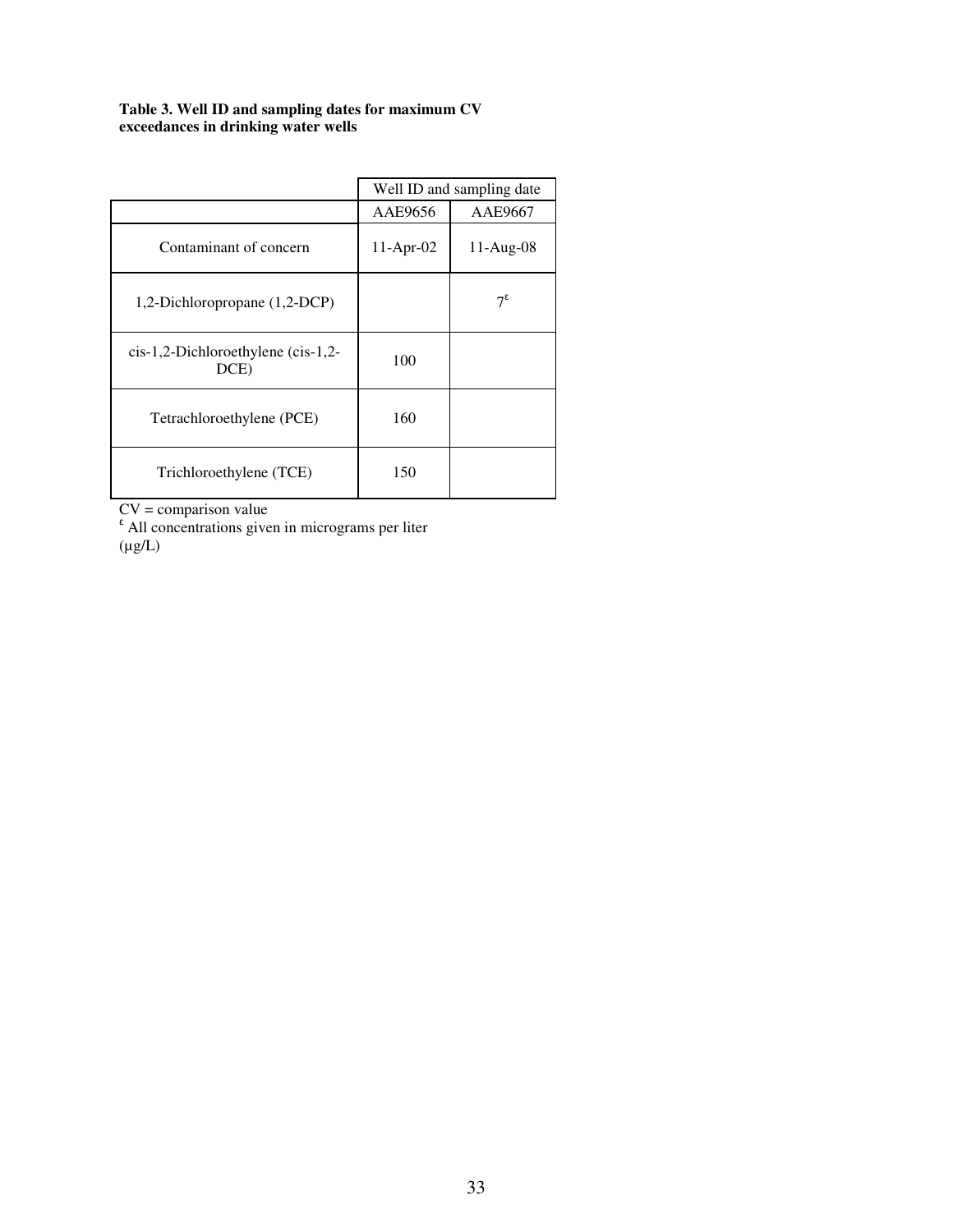**Table 3. Well ID and sampling dates for maximum CV exceedances in drinking water wells**

| | Well ID and sampling date | |
|---|---|---|
| | AAE9656 | AAE9667 |
| Contaminant of concern | 11-Apr-02 | 11-Aug-08 |
| 1,2-Dichloropropane (1,2-DCP) | | 7[ε] |
| cis-1,2-Dichloroethylene (cis-1,2-DCE) | 100 | |
| Tetrachloroethylene (PCE) | 160 | |
| Trichloroethylene (TCE) | 150 | |

CV = comparison value
[ε] All concentrations given in micrograms per liter (µg/L)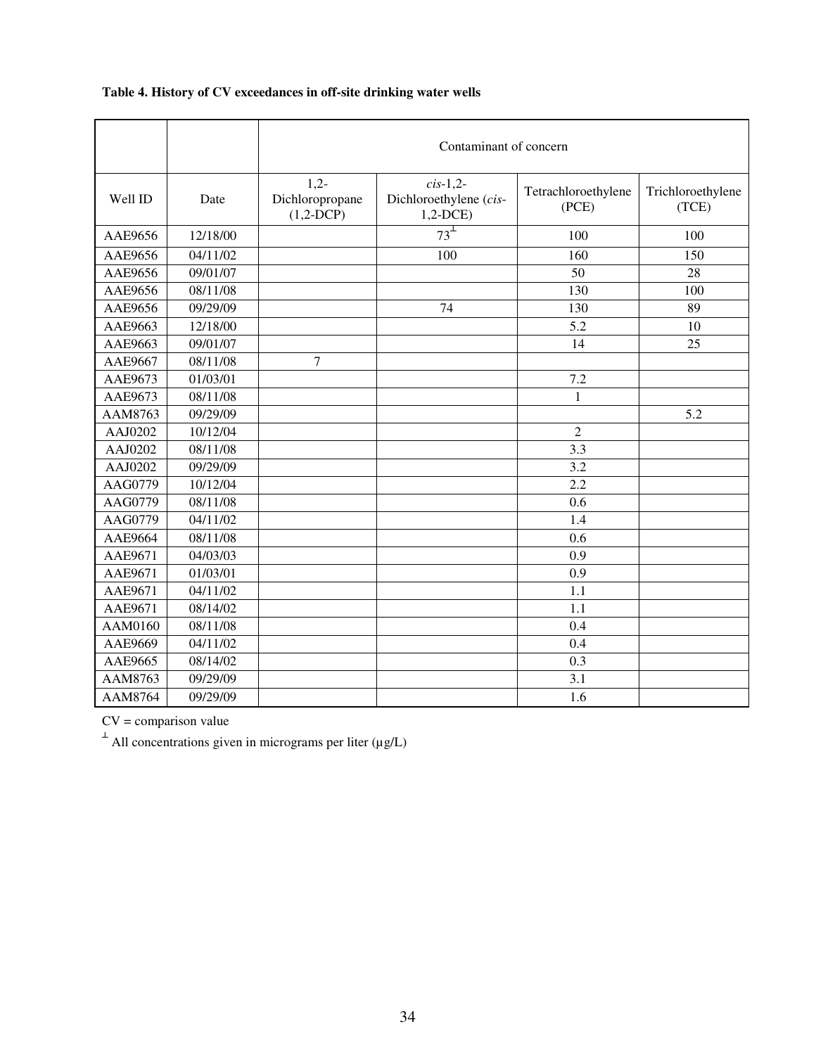**Table 4. History of CV exceedances in off-site drinking water wells**

| | | Contaminant of concern | | | |
|---|---|---|---|---|---|
| Well ID | Date | 1,2-Dichloropropane (1,2-DCP) | *cis*-1,2-Dichloroethylene (*cis*-1,2-DCE) | Tetrachloroethylene (PCE) | Trichloroethylene (TCE) |
| AAE9656 | 12/18/00 | | 73[⊥] | 100 | 100 |
| AAE9656 | 04/11/02 | | 100 | 160 | 150 |
| AAE9656 | 09/01/07 | | | 50 | 28 |
| AAE9656 | 08/11/08 | | | 130 | 100 |
| AAE9656 | 09/29/09 | | 74 | 130 | 89 |
| AAE9663 | 12/18/00 | | | 5.2 | 10 |
| AAE9663 | 09/01/07 | | | 14 | 25 |
| AAE9667 | 08/11/08 | 7 | | | |
| AAE9673 | 01/03/01 | | | 7.2 | |
| AAE9673 | 08/11/08 | | | 1 | |
| AAM8763 | 09/29/09 | | | | 5.2 |
| AAJ0202 | 10/12/04 | | | 2 | |
| AAJ0202 | 08/11/08 | | | 3.3 | |
| AAJ0202 | 09/29/09 | | | 3.2 | |
| AAG0779 | 10/12/04 | | | 2.2 | |
| AAG0779 | 08/11/08 | | | 0.6 | |
| AAG0779 | 04/11/02 | | | 1.4 | |
| AAE9664 | 08/11/08 | | | 0.6 | |
| AAE9671 | 04/03/03 | | | 0.9 | |
| AAE9671 | 01/03/01 | | | 0.9 | |
| AAE9671 | 04/11/02 | | | 1.1 | |
| AAE9671 | 08/14/02 | | | 1.1 | |
| AAM0160 | 08/11/08 | | | 0.4 | |
| AAE9669 | 04/11/02 | | | 0.4 | |
| AAE9665 | 08/14/02 | | | 0.3 | |
| AAM8763 | 09/29/09 | | | 3.1 | |
| AAM8764 | 09/29/09 | | | 1.6 | |

CV = comparison value

[⊥] All concentrations given in micrograms per liter (µg/L)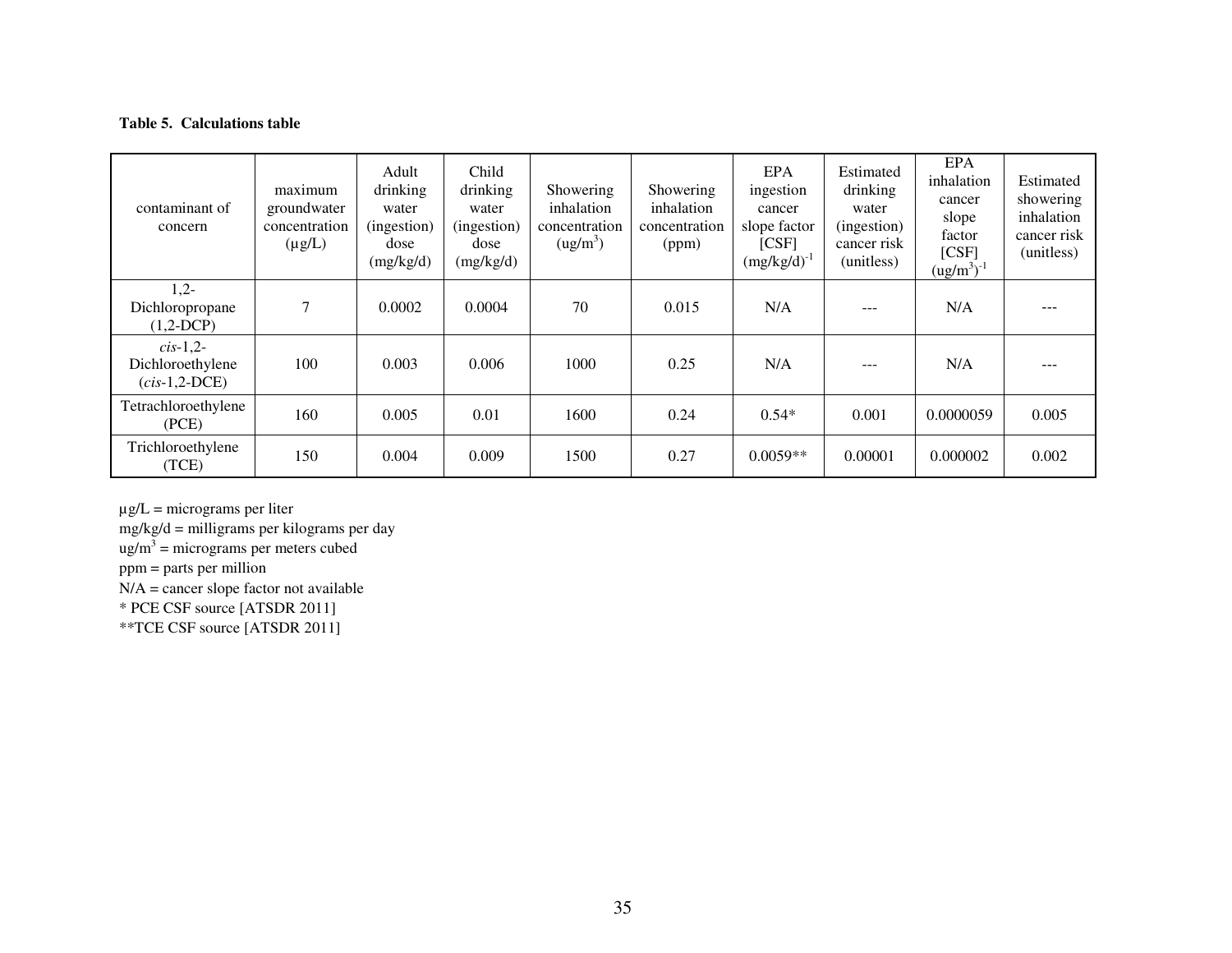**Table 5. Calculations table**

| contaminant of concern | maximum groundwater concentration (µg/L) | Adult drinking water (ingestion) dose (mg/kg/d) | Child drinking water (ingestion) dose (mg/kg/d) | Showering inhalation concentration (ug/m$^3$) | Showering inhalation concentration (ppm) | EPA ingestion cancer slope factor [CSF] (mg/kg/d)$^{-1}$ | Estimated drinking water (ingestion) cancer risk (unitless) | EPA inhalation cancer slope factor [CSF] (ug/m$^3$)$^{-1}$ | Estimated showering inhalation cancer risk (unitless) |
|---|---|---|---|---|---|---|---|---|---|
| 1,2-Dichloropropane (1,2-DCP) | 7 | 0.0002 | 0.0004 | 70 | 0.015 | N/A | --- | N/A | --- |
| *cis*-1,2-Dichloroethylene (*cis*-1,2-DCE) | 100 | 0.003 | 0.006 | 1000 | 0.25 | N/A | --- | N/A | --- |
| Tetrachloroethylene (PCE) | 160 | 0.005 | 0.01 | 1600 | 0.24 | 0.54* | 0.001 | 0.0000059 | 0.005 |
| Trichloroethylene (TCE) | 150 | 0.004 | 0.009 | 1500 | 0.27 | 0.0059** | 0.00001 | 0.000002 | 0.002 |

µg/L = micrograms per liter
mg/kg/d = milligrams per kilograms per day
ug/m$^3$ = micrograms per meters cubed
ppm = parts per million
N/A = cancer slope factor not available
* PCE CSF source [ATSDR 2011]
**TCE CSF source [ATSDR 2011]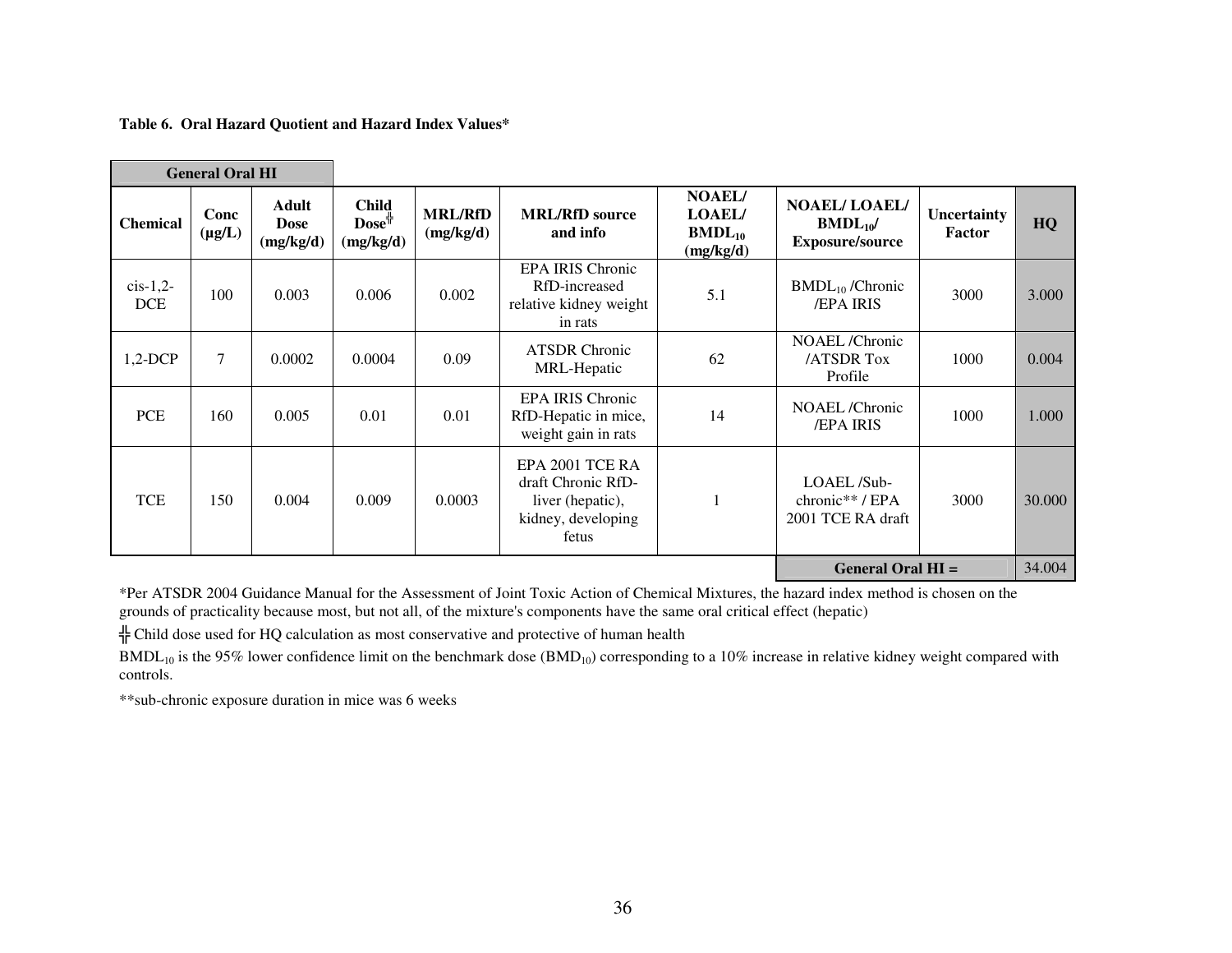**Table 6. Oral Hazard Quotient and Hazard Index Values***

| General Oral HI | | | | | | | | | |
|---|---|---|---|---|---|---|---|---|---|
| **Chemical** | **Conc (µg/L)** | **Adult Dose (mg/kg/d)** | **Child Dose╬ (mg/kg/d)** | **MRL/RfD (mg/kg/d)** | **MRL/RfD source and info** | **NOAEL/ LOAEL/ $BMDL_{10}$ (mg/kg/d)** | **NOAEL/ LOAEL/ $BMDL_{10}$/ Exposure/source** | **Uncertainty Factor** | **HQ** |
| cis-1,2-DCE | 100 | 0.003 | 0.006 | 0.002 | EPA IRIS Chronic RfD-increased relative kidney weight in rats | 5.1 | $BMDL_{10}$ /Chronic /EPA IRIS | 3000 | 3.000 |
| 1,2-DCP | 7 | 0.0002 | 0.0004 | 0.09 | ATSDR Chronic MRL-Hepatic | 62 | NOAEL /Chronic /ATSDR Tox Profile | 1000 | 0.004 |
| PCE | 160 | 0.005 | 0.01 | 0.01 | EPA IRIS Chronic RfD-Hepatic in mice, weight gain in rats | 14 | NOAEL /Chronic /EPA IRIS | 1000 | 1.000 |
| TCE | 150 | 0.004 | 0.009 | 0.0003 | EPA 2001 TCE RA draft Chronic RfD-liver (hepatic), kidney, developing fetus | 1 | LOAEL /Sub-chronic** / EPA 2001 TCE RA draft | 3000 | 30.000 |
| | | | | | | | **General Oral HI =** | | 34.004 |

*Per ATSDR 2004 Guidance Manual for the Assessment of Joint Toxic Action of Chemical Mixtures, the hazard index method is chosen on the grounds of practicality because most, but not all, of the mixture's components have the same oral critical effect (hepatic)

╬ Child dose used for HQ calculation as most conservative and protective of human health

$BMDL_{10}$ is the 95% lower confidence limit on the benchmark dose ($BMD_{10}$) corresponding to a 10% increase in relative kidney weight compared with controls.

**sub-chronic exposure duration in mice was 6 weeks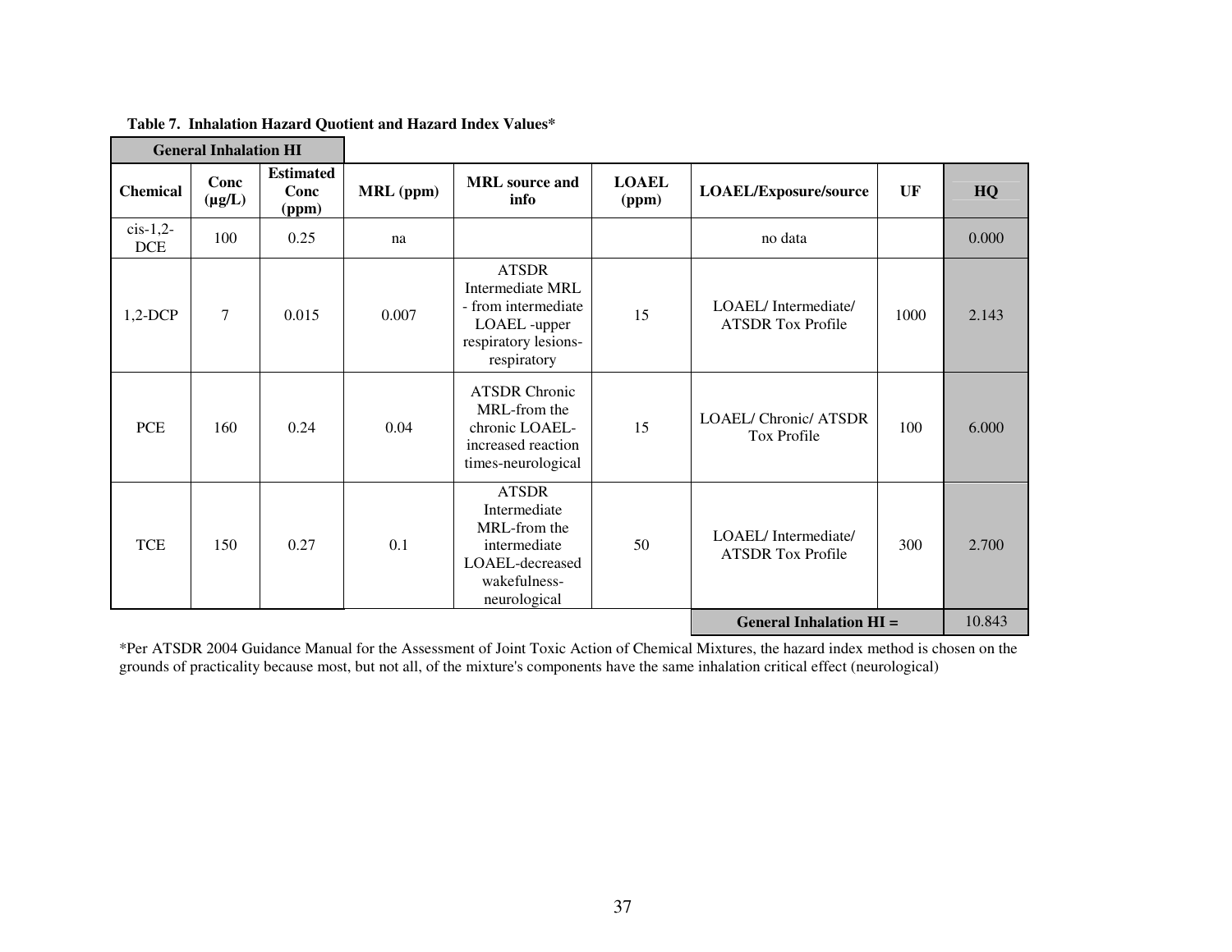**Table 7. Inhalation Hazard Quotient and Hazard Index Values***

| General Inhalation HI | | | | | | | | |
|---|---|---|---|---|---|---|---|---|
| **Chemical** | **Conc (µg/L)** | **Estimated Conc (ppm)** | **MRL (ppm)** | **MRL source and info** | **LOAEL (ppm)** | **LOAEL/Exposure/source** | **UF** | **HQ** |
| cis-1,2-DCE | 100 | 0.25 | na | | | no data | | 0.000 |
| 1,2-DCP | 7 | 0.015 | 0.007 | ATSDR Intermediate MRL - from intermediate LOAEL -upper respiratory lesions-respiratory | 15 | LOAEL/ Intermediate/ ATSDR Tox Profile | 1000 | 2.143 |
| PCE | 160 | 0.24 | 0.04 | ATSDR Chronic MRL-from the chronic LOAEL-increased reaction times-neurological | 15 | LOAEL/ Chronic/ ATSDR Tox Profile | 100 | 6.000 |
| TCE | 150 | 0.27 | 0.1 | ATSDR Intermediate MRL-from the intermediate LOAEL-decreased wakefulness-neurological | 50 | LOAEL/ Intermediate/ ATSDR Tox Profile | 300 | 2.700 |
| | | | | | | **General Inhalation HI =** | | 10.843 |

*Per ATSDR 2004 Guidance Manual for the Assessment of Joint Toxic Action of Chemical Mixtures, the hazard index method is chosen on the grounds of practicality because most, but not all, of the mixture's components have the same inhalation critical effect (neurological)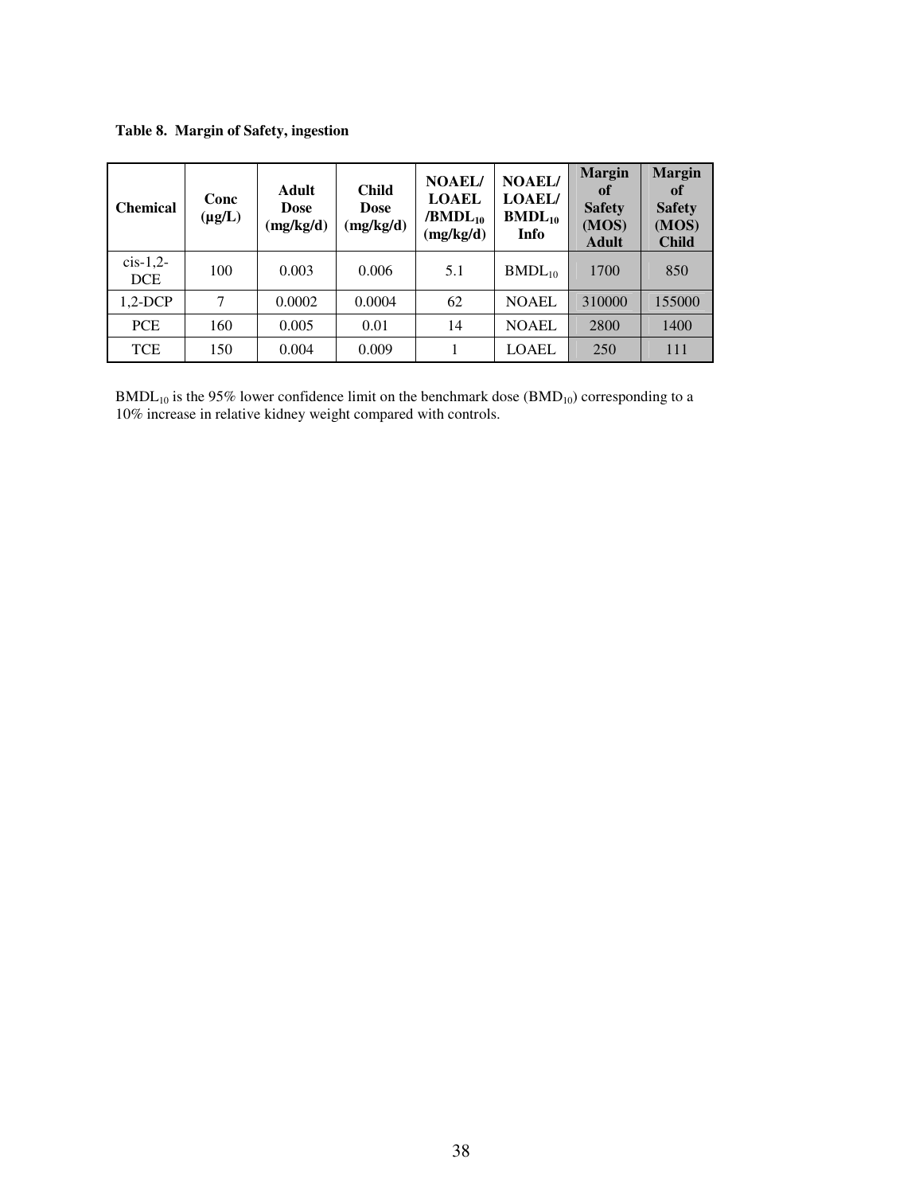**Table 8. Margin of Safety, ingestion**

| Chemical | Conc (μg/L) | Adult Dose (mg/kg/d) | Child Dose (mg/kg/d) | NOAEL/ LOAEL /$BMDL_{10}$ (mg/kg/d) | NOAEL/ LOAEL/ $BMDL_{10}$ Info | Margin of Safety (MOS) Adult | Margin of Safety (MOS) Child |
|---|---|---|---|---|---|---|---|
| cis-1,2-DCE | 100 | 0.003 | 0.006 | 5.1 | $BMDL_{10}$ | 1700 | 850 |
| 1,2-DCP | 7 | 0.0002 | 0.0004 | 62 | NOAEL | 310000 | 155000 |
| PCE | 160 | 0.005 | 0.01 | 14 | NOAEL | 2800 | 1400 |
| TCE | 150 | 0.004 | 0.009 | 1 | LOAEL | 250 | 111 |

$BMDL_{10}$ is the 95% lower confidence limit on the benchmark dose ($BMD_{10}$) corresponding to a 10% increase in relative kidney weight compared with controls.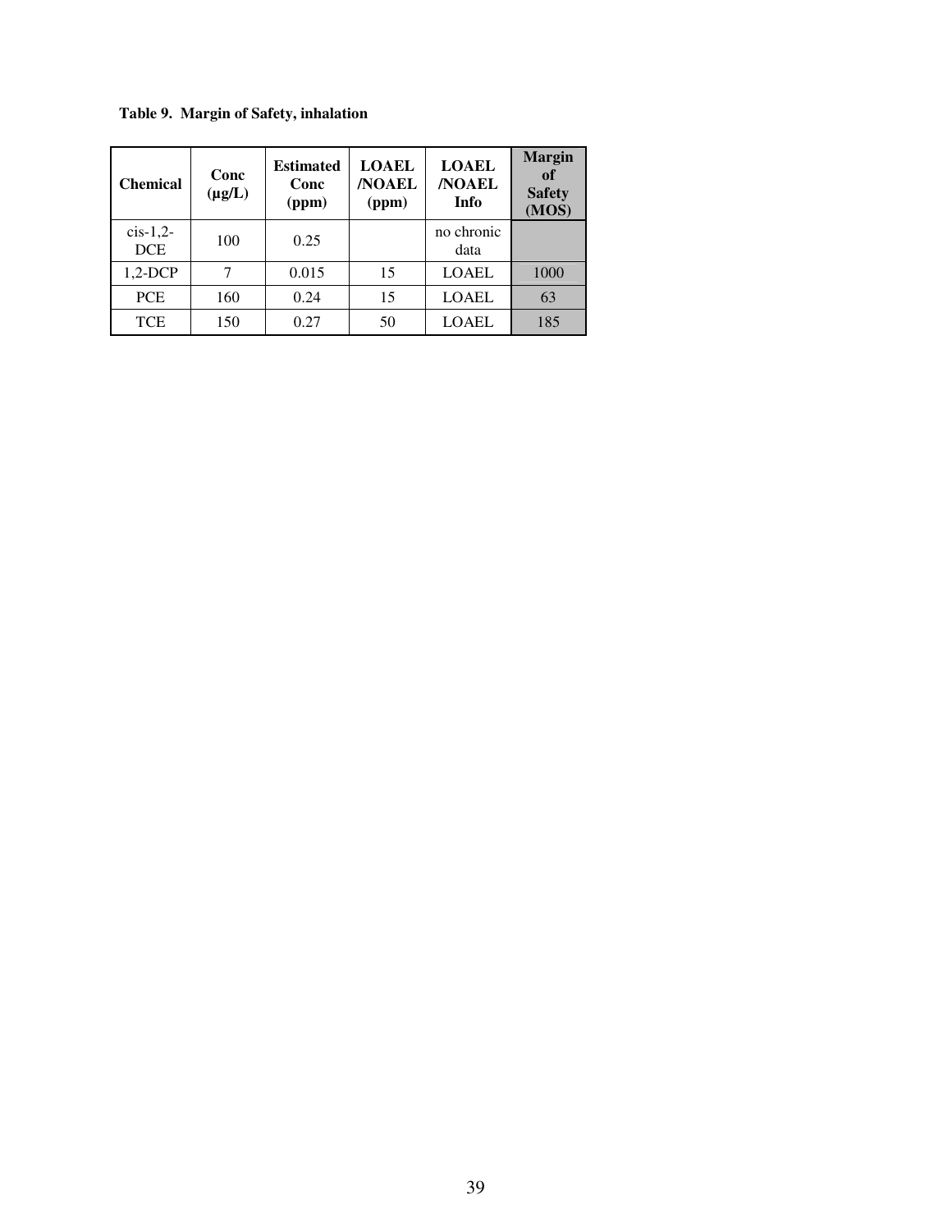**Table 9. Margin of Safety, inhalation**

| Chemical | Conc (μg/L) | Estimated Conc (ppm) | LOAEL /NOAEL (ppm) | LOAEL /NOAEL Info | Margin of Safety (MOS) |
|---|---|---|---|---|---|
| cis-1,2-DCE | 100 | 0.25 | | no chronic data | |
| 1,2-DCP | 7 | 0.015 | 15 | LOAEL | 1000 |
| PCE | 160 | 0.24 | 15 | LOAEL | 63 |
| TCE | 150 | 0.27 | 50 | LOAEL | 185 |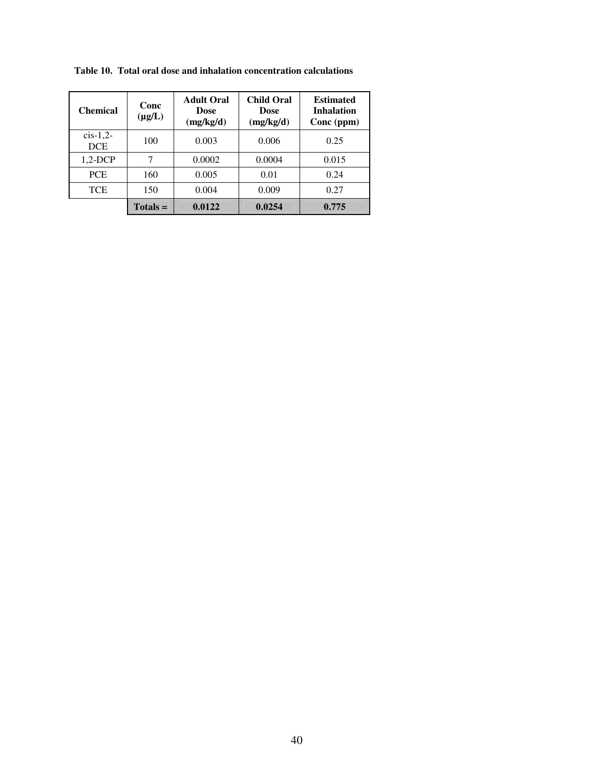**Table 10. Total oral dose and inhalation concentration calculations**

| Chemical | Conc (µg/L) | Adult Oral Dose (mg/kg/d) | Child Oral Dose (mg/kg/d) | Estimated Inhalation Conc (ppm) |
|---|---|---|---|---|
| cis-1,2-DCE | 100 | 0.003 | 0.006 | 0.25 |
| 1,2-DCP | 7 | 0.0002 | 0.0004 | 0.015 |
| PCE | 160 | 0.005 | 0.01 | 0.24 |
| TCE | 150 | 0.004 | 0.009 | 0.27 |
| | **Totals =** | **0.0122** | **0.0254** | **0.775** |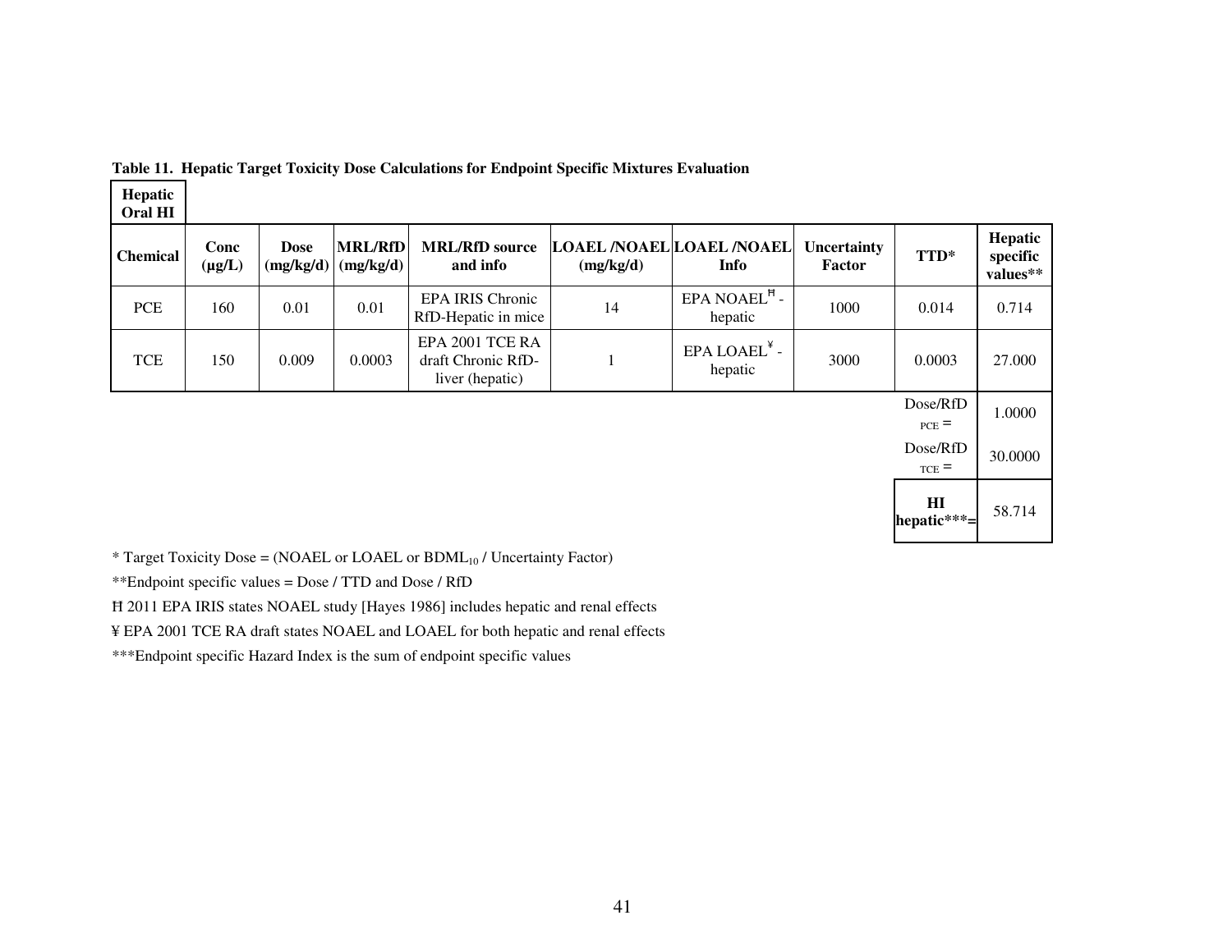**Table 11. Hepatic Target Toxicity Dose Calculations for Endpoint Specific Mixtures Evaluation**

**Hepatic Oral HI**

| Chemical | Conc (µg/L) | Dose (mg/kg/d) | MRL/RfD (mg/kg/d) | MRL/RfD source and info | LOAEL /NOAEL (mg/kg/d) | LOAEL /NOAEL Info | Uncertainty Factor | TTD* | Hepatic specific values** |
|---|---|---|---|---|---|---|---|---|---|
| PCE | 160 | 0.01 | 0.01 | EPA IRIS Chronic RfD-Hepatic in mice | 14 | EPA NOAEL[Ħ] - hepatic | 1000 | 0.014 | 0.714 |
| TCE | 150 | 0.009 | 0.0003 | EPA 2001 TCE RA draft Chronic RfD-liver (hepatic) | 1 | EPA LOAEL[¥] - hepatic | 3000 | 0.0003 | 27.000 |
| | | | | | | | | Dose/RfD $_{PCE}$ = | 1.0000 |
| | | | | | | | | Dose/RfD $_{TCE}$ = | 30.0000 |
| | | | | | | | | **HI hepatic***=** | 58.714 |

* Target Toxicity Dose = (NOAEL or LOAEL or $BDML_{10}$ / Uncertainty Factor)

**Endpoint specific values = Dose / TTD and Dose / RfD

Ħ 2011 EPA IRIS states NOAEL study [Hayes 1986] includes hepatic and renal effects

¥ EPA 2001 TCE RA draft states NOAEL and LOAEL for both hepatic and renal effects

***Endpoint specific Hazard Index is the sum of endpoint specific values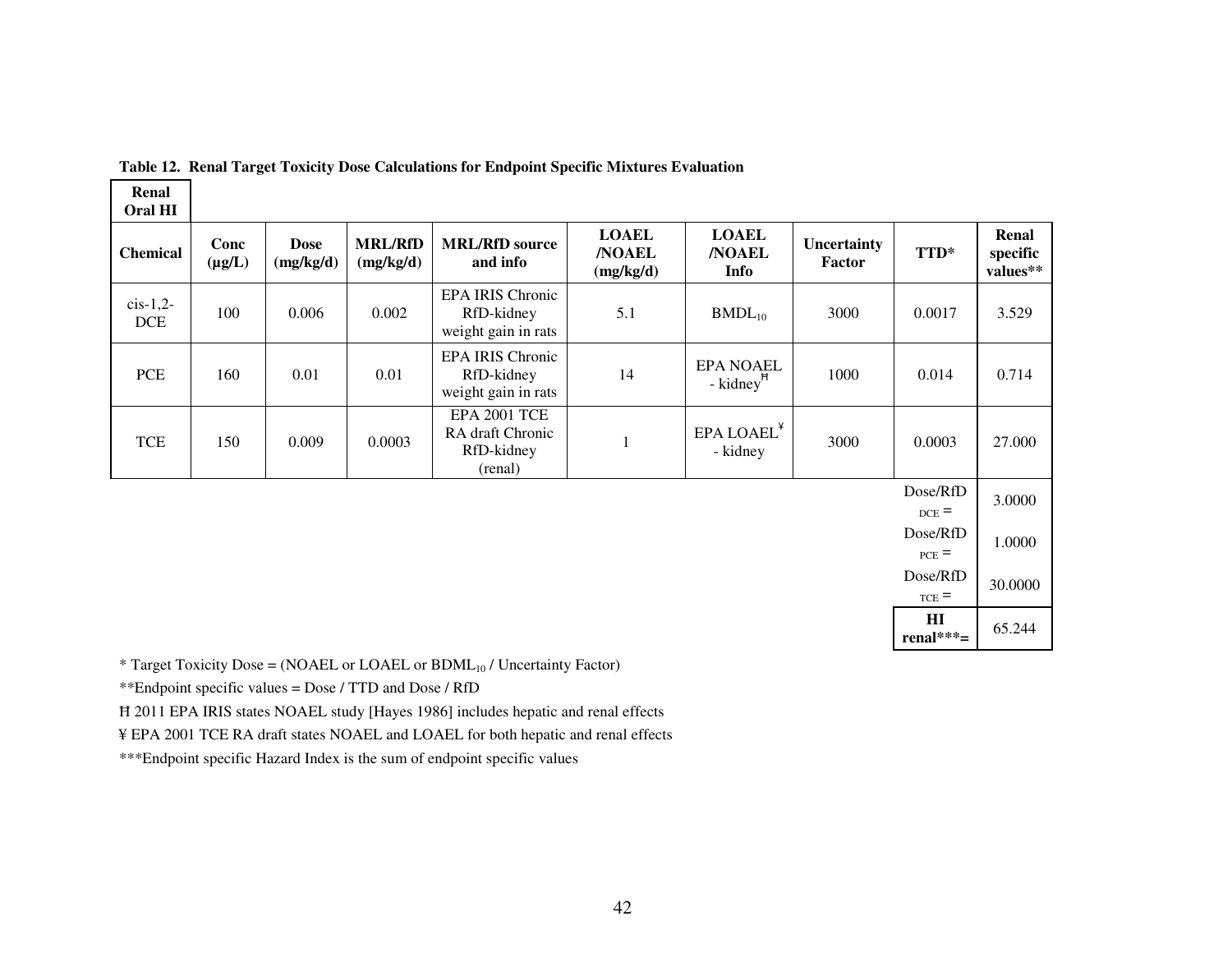**Table 12. Renal Target Toxicity Dose Calculations for Endpoint Specific Mixtures Evaluation**

**Renal Oral HI**

| Chemical | Conc (µg/L) | Dose (mg/kg/d) | MRL/RfD (mg/kg/d) | MRL/RfD source and info | LOAEL /NOAEL (mg/kg/d) | LOAEL /NOAEL Info | Uncertainty Factor | TTD* | Renal specific values** |
|---|---|---|---|---|---|---|---|---|---|
| cis-1,2-DCE | 100 | 0.006 | 0.002 | EPA IRIS Chronic RfD-kidney weight gain in rats | 5.1 | $BMDL_{10}$ | 3000 | 0.0017 | 3.529 |
| PCE | 160 | 0.01 | 0.01 | EPA IRIS Chronic RfD-kidney weight gain in rats | 14 | EPA NOAEL - kidney[Ħ] | 1000 | 0.014 | 0.714 |
| TCE | 150 | 0.009 | 0.0003 | EPA 2001 TCE RA draft Chronic RfD-kidney (renal) | 1 | EPA LOAEL[¥] - kidney | 3000 | 0.0003 | 27.000 |
| | | | | | | | | $Dose/RfD_{DCE}$ = | 3.0000 |
| | | | | | | | | $Dose/RfD_{PCE}$ = | 1.0000 |
| | | | | | | | | $Dose/RfD_{TCE}$ = | 30.0000 |
| | | | | | | | | **HI renal***=** | 65.244 |

* Target Toxicity Dose = (NOAEL or LOAEL or $BDML_{10}$ / Uncertainty Factor)

**Endpoint specific values = Dose / TTD and Dose / RfD

Ħ 2011 EPA IRIS states NOAEL study [Hayes 1986] includes hepatic and renal effects

¥ EPA 2001 TCE RA draft states NOAEL and LOAEL for both hepatic and renal effects

***Endpoint specific Hazard Index is the sum of endpoint specific values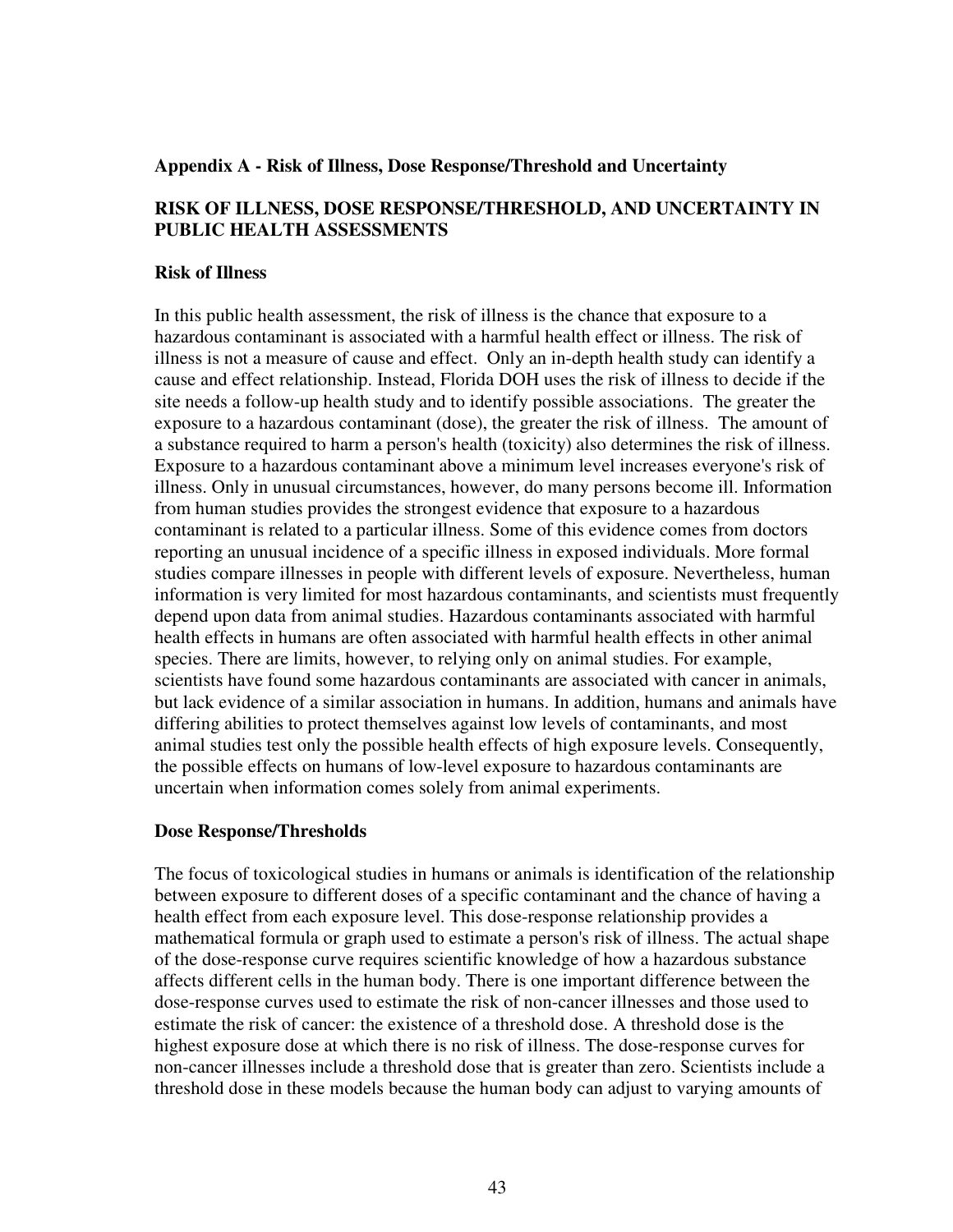**Appendix A - Risk of Illness, Dose Response/Threshold and Uncertainty**

**RISK OF ILLNESS, DOSE RESPONSE/THRESHOLD, AND UNCERTAINTY IN PUBLIC HEALTH ASSESSMENTS**

**Risk of Illness**

In this public health assessment, the risk of illness is the chance that exposure to a hazardous contaminant is associated with a harmful health effect or illness. The risk of illness is not a measure of cause and effect. Only an in-depth health study can identify a cause and effect relationship. Instead, Florida DOH uses the risk of illness to decide if the site needs a follow-up health study and to identify possible associations. The greater the exposure to a hazardous contaminant (dose), the greater the risk of illness. The amount of a substance required to harm a person's health (toxicity) also determines the risk of illness. Exposure to a hazardous contaminant above a minimum level increases everyone's risk of illness. Only in unusual circumstances, however, do many persons become ill. Information from human studies provides the strongest evidence that exposure to a hazardous contaminant is related to a particular illness. Some of this evidence comes from doctors reporting an unusual incidence of a specific illness in exposed individuals. More formal studies compare illnesses in people with different levels of exposure. Nevertheless, human information is very limited for most hazardous contaminants, and scientists must frequently depend upon data from animal studies. Hazardous contaminants associated with harmful health effects in humans are often associated with harmful health effects in other animal species. There are limits, however, to relying only on animal studies. For example, scientists have found some hazardous contaminants are associated with cancer in animals, but lack evidence of a similar association in humans. In addition, humans and animals have differing abilities to protect themselves against low levels of contaminants, and most animal studies test only the possible health effects of high exposure levels. Consequently, the possible effects on humans of low-level exposure to hazardous contaminants are uncertain when information comes solely from animal experiments.

**Dose Response/Thresholds**

The focus of toxicological studies in humans or animals is identification of the relationship between exposure to different doses of a specific contaminant and the chance of having a health effect from each exposure level. This dose-response relationship provides a mathematical formula or graph used to estimate a person's risk of illness. The actual shape of the dose-response curve requires scientific knowledge of how a hazardous substance affects different cells in the human body. There is one important difference between the dose-response curves used to estimate the risk of non-cancer illnesses and those used to estimate the risk of cancer: the existence of a threshold dose. A threshold dose is the highest exposure dose at which there is no risk of illness. The dose-response curves for non-cancer illnesses include a threshold dose that is greater than zero. Scientists include a threshold dose in these models because the human body can adjust to varying amounts of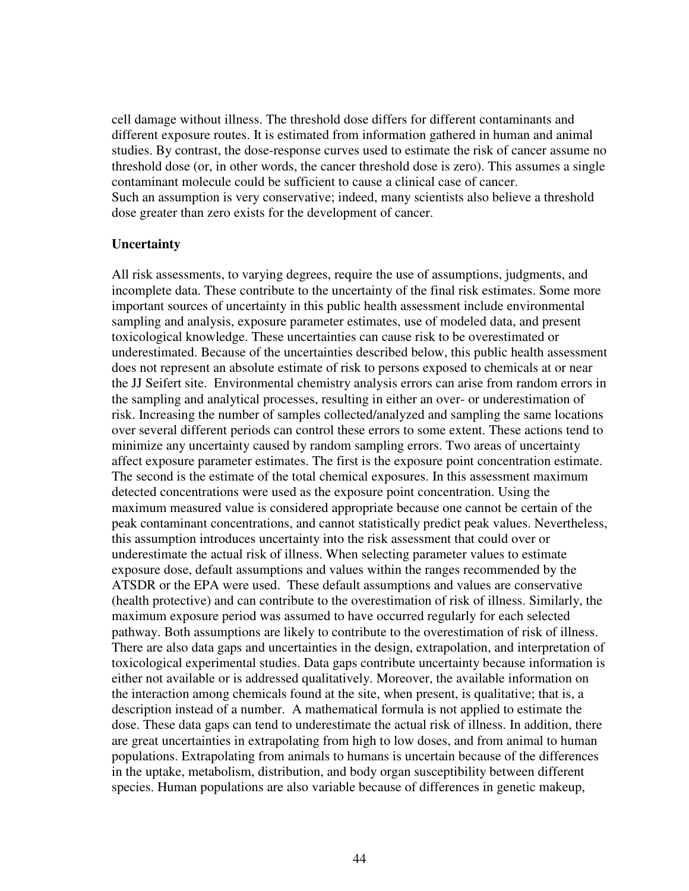cell damage without illness. The threshold dose differs for different contaminants and different exposure routes. It is estimated from information gathered in human and animal studies. By contrast, the dose-response curves used to estimate the risk of cancer assume no threshold dose (or, in other words, the cancer threshold dose is zero). This assumes a single contaminant molecule could be sufficient to cause a clinical case of cancer.
Such an assumption is very conservative; indeed, many scientists also believe a threshold dose greater than zero exists for the development of cancer.

**Uncertainty**

All risk assessments, to varying degrees, require the use of assumptions, judgments, and incomplete data. These contribute to the uncertainty of the final risk estimates. Some more important sources of uncertainty in this public health assessment include environmental sampling and analysis, exposure parameter estimates, use of modeled data, and present toxicological knowledge. These uncertainties can cause risk to be overestimated or underestimated. Because of the uncertainties described below, this public health assessment does not represent an absolute estimate of risk to persons exposed to chemicals at or near the JJ Seifert site. Environmental chemistry analysis errors can arise from random errors in the sampling and analytical processes, resulting in either an over- or underestimation of risk. Increasing the number of samples collected/analyzed and sampling the same locations over several different periods can control these errors to some extent. These actions tend to minimize any uncertainty caused by random sampling errors. Two areas of uncertainty affect exposure parameter estimates. The first is the exposure point concentration estimate. The second is the estimate of the total chemical exposures. In this assessment maximum detected concentrations were used as the exposure point concentration. Using the maximum measured value is considered appropriate because one cannot be certain of the peak contaminant concentrations, and cannot statistically predict peak values. Nevertheless, this assumption introduces uncertainty into the risk assessment that could over or underestimate the actual risk of illness. When selecting parameter values to estimate exposure dose, default assumptions and values within the ranges recommended by the ATSDR or the EPA were used. These default assumptions and values are conservative (health protective) and can contribute to the overestimation of risk of illness. Similarly, the maximum exposure period was assumed to have occurred regularly for each selected pathway. Both assumptions are likely to contribute to the overestimation of risk of illness. There are also data gaps and uncertainties in the design, extrapolation, and interpretation of toxicological experimental studies. Data gaps contribute uncertainty because information is either not available or is addressed qualitatively. Moreover, the available information on the interaction among chemicals found at the site, when present, is qualitative; that is, a description instead of a number. A mathematical formula is not applied to estimate the dose. These data gaps can tend to underestimate the actual risk of illness. In addition, there are great uncertainties in extrapolating from high to low doses, and from animal to human populations. Extrapolating from animals to humans is uncertain because of the differences in the uptake, metabolism, distribution, and body organ susceptibility between different species. Human populations are also variable because of differences in genetic makeup,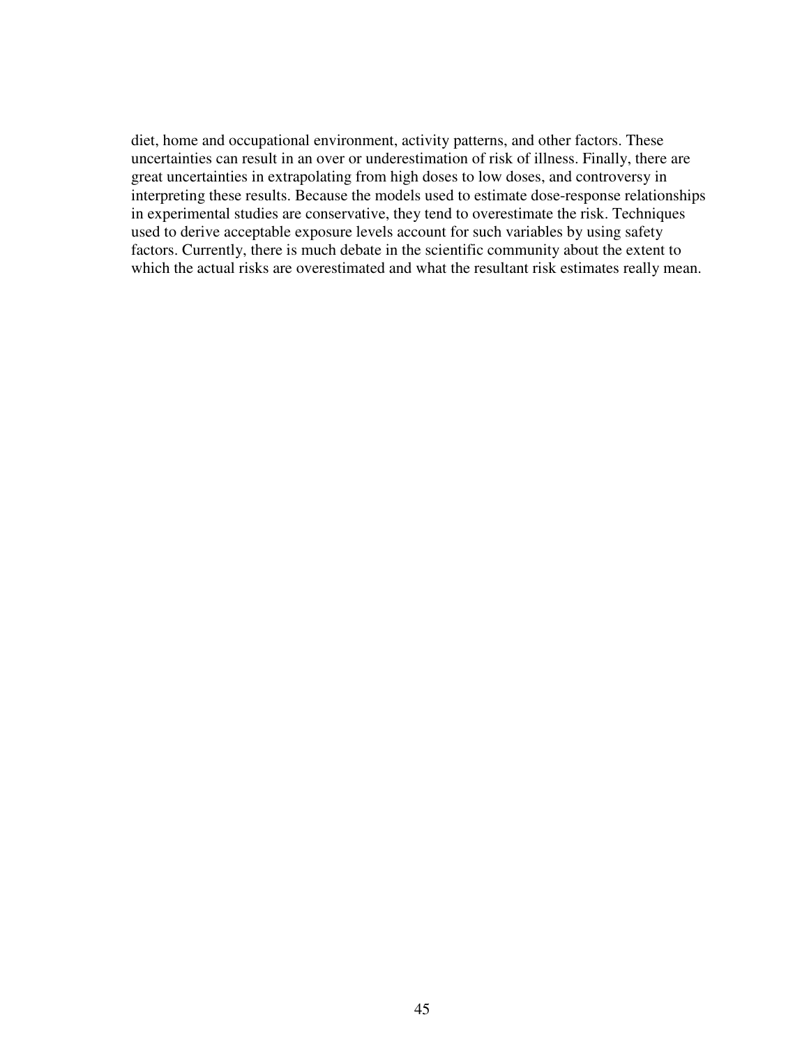diet, home and occupational environment, activity patterns, and other factors. These uncertainties can result in an over or underestimation of risk of illness. Finally, there are great uncertainties in extrapolating from high doses to low doses, and controversy in interpreting these results. Because the models used to estimate dose-response relationships in experimental studies are conservative, they tend to overestimate the risk. Techniques used to derive acceptable exposure levels account for such variables by using safety factors. Currently, there is much debate in the scientific community about the extent to which the actual risks are overestimated and what the resultant risk estimates really mean.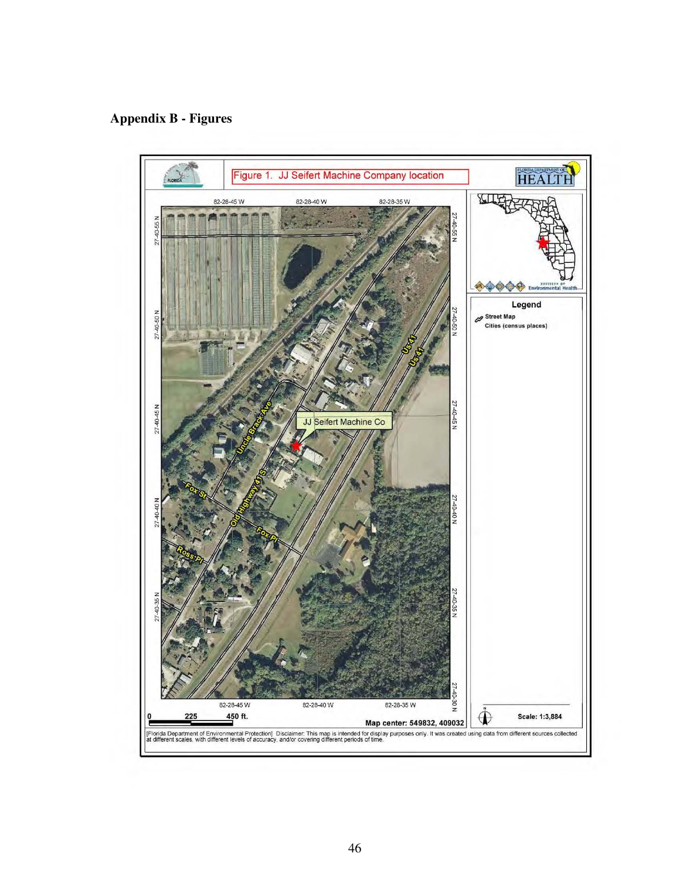## Appendix B - Figures

Figure 1. JJ Seifert Machine Company location

82-28-45 W 82-28-40 W 82-28-35 W

27-40-55 N 27-40-50 N 27-40-45 N 27-40-40 N 27-40-35 N 27-40-30 N

JJ Seifert Machine Co

Uncle Brack Ave

Old Highway 41 S

Fox St

Fox Pl

Ross Pl

Us 41

Legend

Street Map

Cities (census places)

0 225 450 ft.

Map center: 549832, 409032

Scale: 1:3,884

[Florida Department of Environmental Protection] Disclaimer: This map is intended for display purposes only. It was created using data from different sources collected at different scales, with different levels of accuracy, and/or covering different periods of time.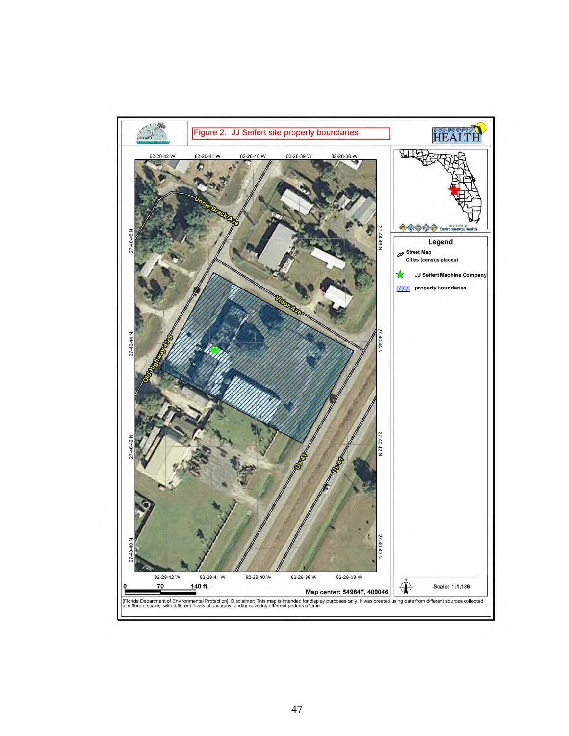Figure 2. JJ Seifert site property boundaries

FLORIDA DEPARTMENT OF HEALTH

82-28-42 W | 82-28-41 W | 82-28-40 W | 82-28-39 W | 82-28-38 W

27-40-46 N | 27-40-44 N | 27-40-42 N | 27-40-40 N

Uncle Brack Ave

Vidor Ave

Old Highway 41 S

Us 41

Us 41

**Legend**

Street Map

Cities (census places)

JJ Seifert Machine Company

property boundaries

DIVISION OF Environmental Health

0 70 140 ft.

Map center: 549847, 409046

Scale: 1:1,186

[Florida Department of Environmental Protection] Disclaimer: This map is intended for display purposes only. It was created using data from different sources collected at different scales, with different levels of accuracy, and/or covering different periods of time.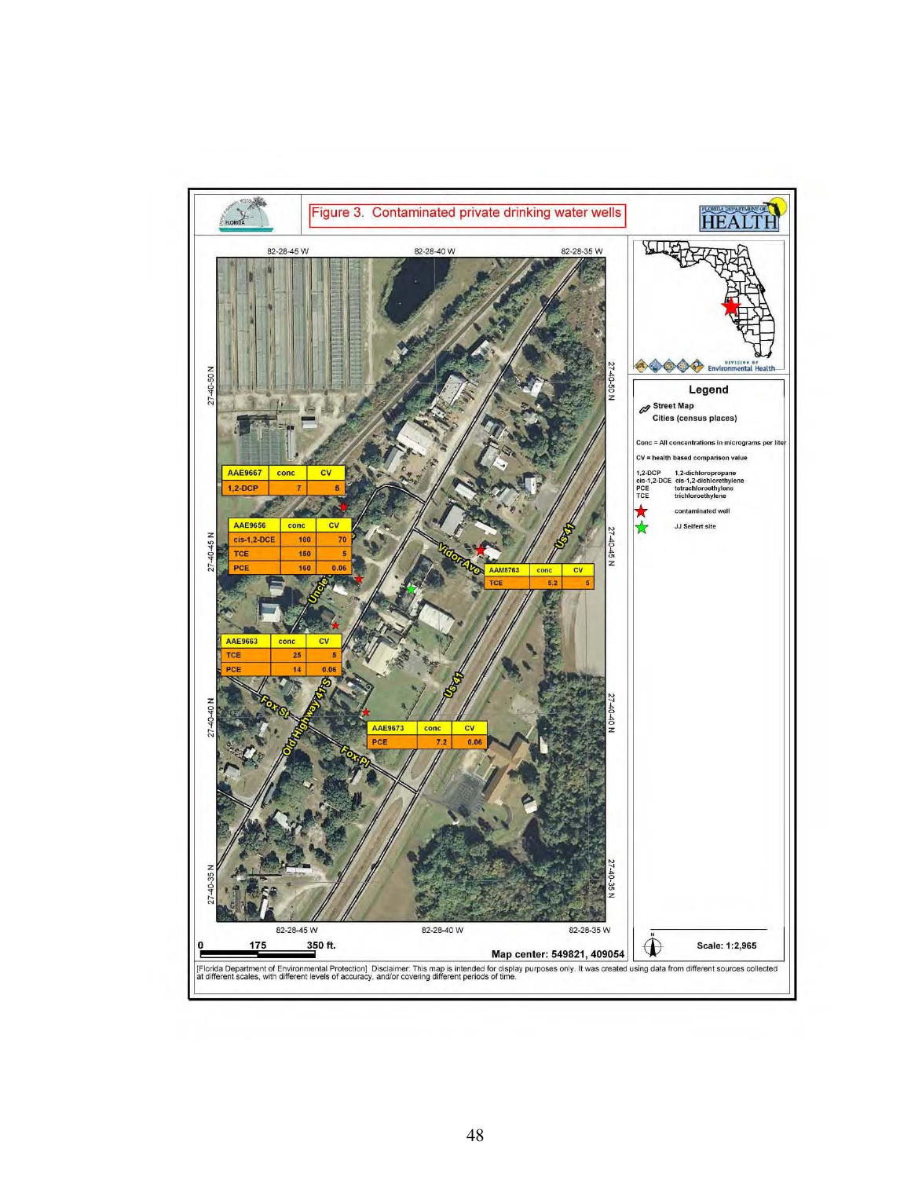Figure 3. Contaminated private drinking water wells

| AAE9667 | conc | CV |
| --- | --- | --- |
| 1,2-DCP | 7 | 5 |

| AAE9656 | conc | CV |
| --- | --- | --- |
| cis-1,2-DCE | 100 | 70 |
| TCE | 150 | 5 |
| PCE | 160 | 0.06 |

| AAM8763 | conc | CV |
| --- | --- | --- |
| TCE | 5.2 | 5 |

| AAE9663 | conc | CV |
| --- | --- | --- |
| TCE | 25 | 5 |
| PCE | 14 | 0.06 |

| AAE9673 | conc | CV |
| --- | --- | --- |
| PCE | 7.2 | 0.06 |

**Legend**

- Street Map
- Cities (census places)

Conc = All concentrations in micrograms per liter

CV = health based comparison value

- 1,2-DCP: 1,2-dichloropropane
- cis-1,2-DCE: cis-1,2-dichlorethylene
- PCE: tetrachloroethylene
- TCE: trichloroethylene
- Red star: contaminated well
- Green star: JJ Seifert site

Map center: 549821, 409054

Scale: 1:2,965

[Florida Department of Environmental Protection] Disclaimer: This map is intended for display purposes only. It was created using data from different sources collected at different scales, with different levels of accuracy, and/or covering different periods of time.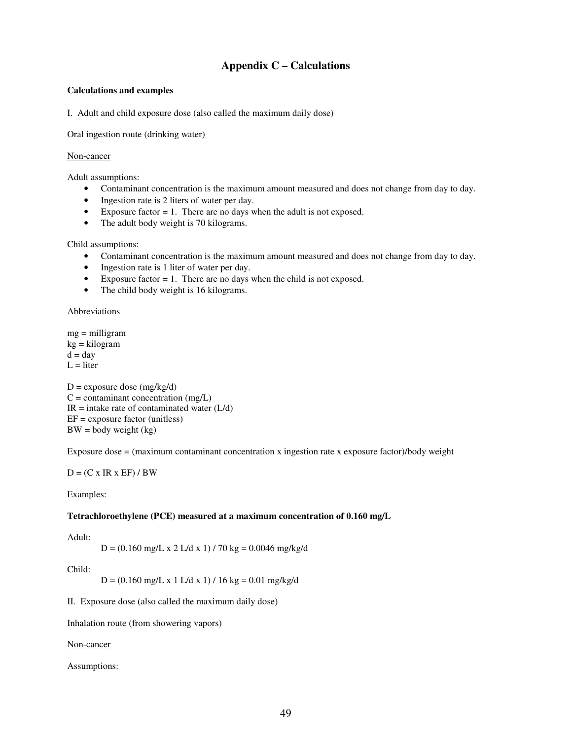## Appendix C – Calculations

**Calculations and examples**

I. Adult and child exposure dose (also called the maximum daily dose)

Oral ingestion route (drinking water)

Non-cancer

Adult assumptions:

- Contaminant concentration is the maximum amount measured and does not change from day to day.
- Ingestion rate is 2 liters of water per day.
- Exposure factor = 1. There are no days when the adult is not exposed.
- The adult body weight is 70 kilograms.

Child assumptions:

- Contaminant concentration is the maximum amount measured and does not change from day to day.
- Ingestion rate is 1 liter of water per day.
- Exposure factor = 1. There are no days when the child is not exposed.
- The child body weight is 16 kilograms.

Abbreviations

mg = milligram
kg = kilogram
d = day
L = liter

D = exposure dose (mg/kg/d)
C = contaminant concentration (mg/L)
IR = intake rate of contaminated water (L/d)
EF = exposure factor (unitless)
BW = body weight (kg)

Exposure dose = (maximum contaminant concentration x ingestion rate x exposure factor)/body weight

$D = (C \times IR \times EF) / BW$

Examples:

**Tetrachloroethylene (PCE) measured at a maximum concentration of 0.160 mg/L**

Adult:

$D = (0.160 \text{ mg/L} \times 2 \text{ L/d} \times 1) / 70 \text{ kg} = 0.0046 \text{ mg/kg/d}$

Child:

$D = (0.160 \text{ mg/L} \times 1 \text{ L/d} \times 1) / 16 \text{ kg} = 0.01 \text{ mg/kg/d}$

II. Exposure dose (also called the maximum daily dose)

Inhalation route (from showering vapors)

Non-cancer

Assumptions: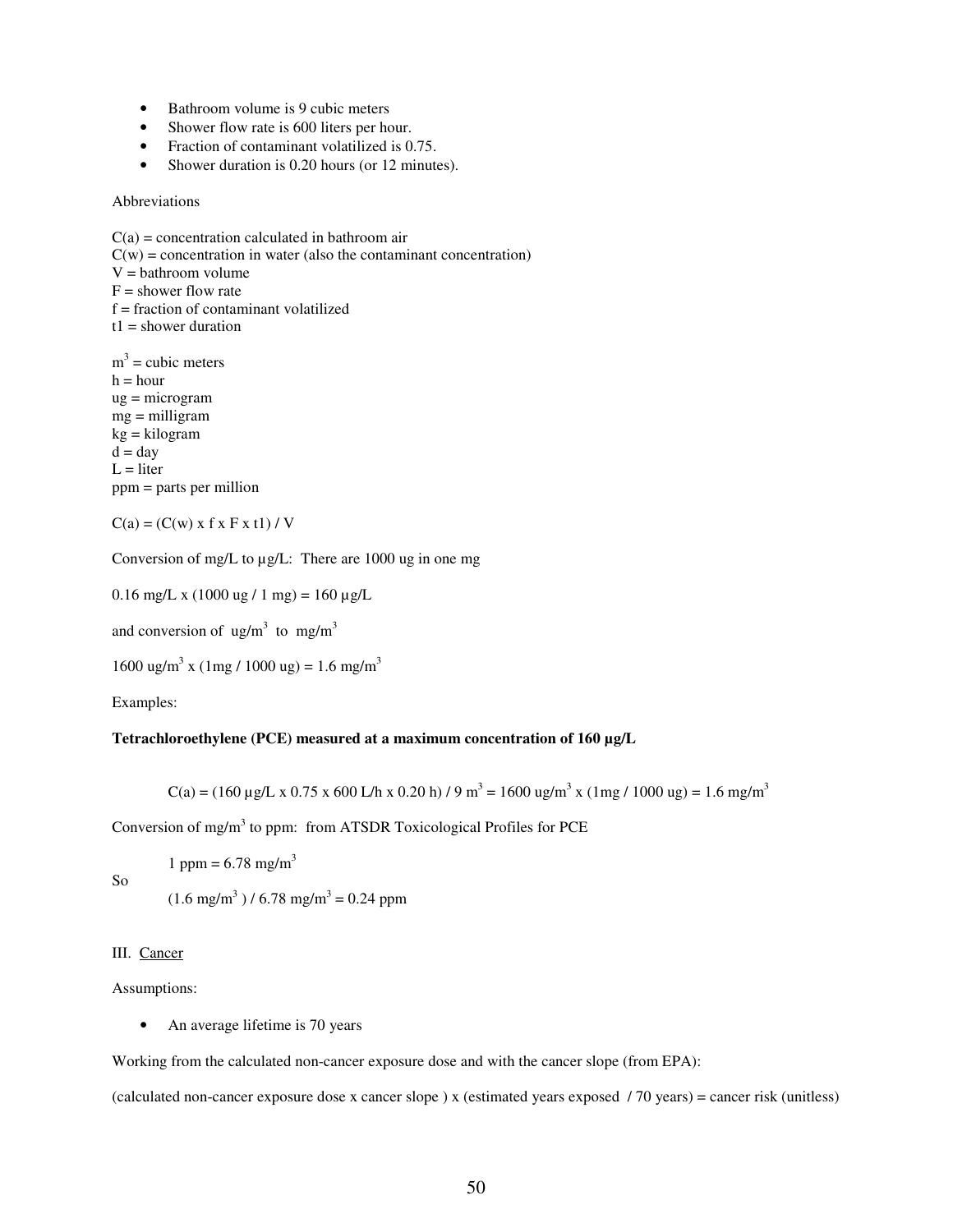- Bathroom volume is 9 cubic meters
- Shower flow rate is 600 liters per hour.
- Fraction of contaminant volatilized is 0.75.
- Shower duration is 0.20 hours (or 12 minutes).

Abbreviations

C(a) = concentration calculated in bathroom air
C(w) = concentration in water (also the contaminant concentration)
V = bathroom volume
F = shower flow rate
f = fraction of contaminant volatilized
t1 = shower duration

$m^3$ = cubic meters
h = hour
ug = microgram
mg = milligram
kg = kilogram
d = day
L = liter
ppm = parts per million

C(a) = (C(w) x f x F x t1) / V

Conversion of mg/L to µg/L: There are 1000 ug in one mg

0.16 mg/L x (1000 ug / 1 mg) = 160 µg/L

and conversion of $ug/m^3$ to $mg/m^3$

1600 $ug/m^3$ x (1mg / 1000 ug) = 1.6 $mg/m^3$

Examples:

**Tetrachloroethylene (PCE) measured at a maximum concentration of 160 µg/L**

C(a) = (160 µg/L x 0.75 x 600 L/h x 0.20 h) / 9 $m^3$ = 1600 $ug/m^3$ x (1mg / 1000 ug) = 1.6 $mg/m^3$

Conversion of $mg/m^3$ to ppm: from ATSDR Toxicological Profiles for PCE

1 ppm = 6.78 $mg/m^3$

So

(1.6 $mg/m^3$ ) / 6.78 $mg/m^3$ = 0.24 ppm

III. Cancer

Assumptions:

- An average lifetime is 70 years

Working from the calculated non-cancer exposure dose and with the cancer slope (from EPA):

(calculated non-cancer exposure dose x cancer slope ) x (estimated years exposed / 70 years) = cancer risk (unitless)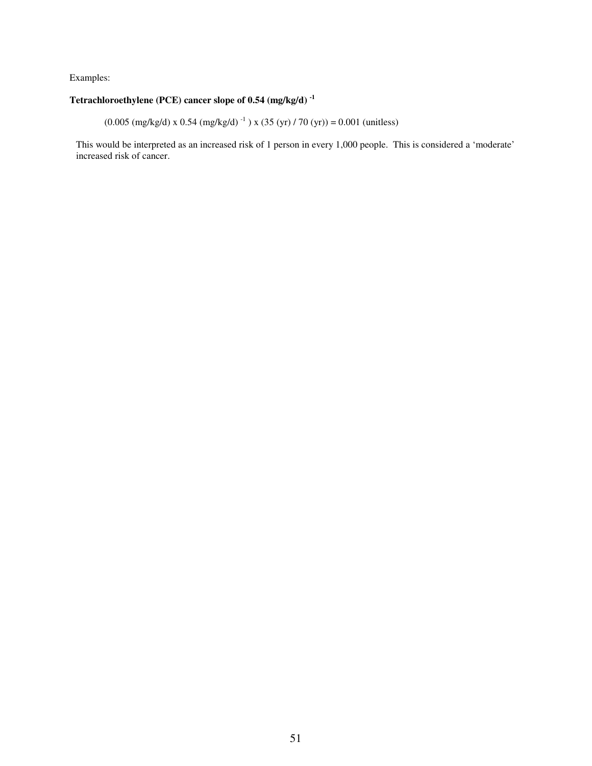Examples:

**Tetrachloroethylene (PCE) cancer slope of 0.54 $(mg/kg/d)^{-1}$**

$$(0.005\ (mg/kg/d) \times 0.54\ (mg/kg/d)^{-1}) \times (35\ (yr) / 70\ (yr)) = 0.001\ (unitless)$$

This would be interpreted as an increased risk of 1 person in every 1,000 people. This is considered a 'moderate' increased risk of cancer.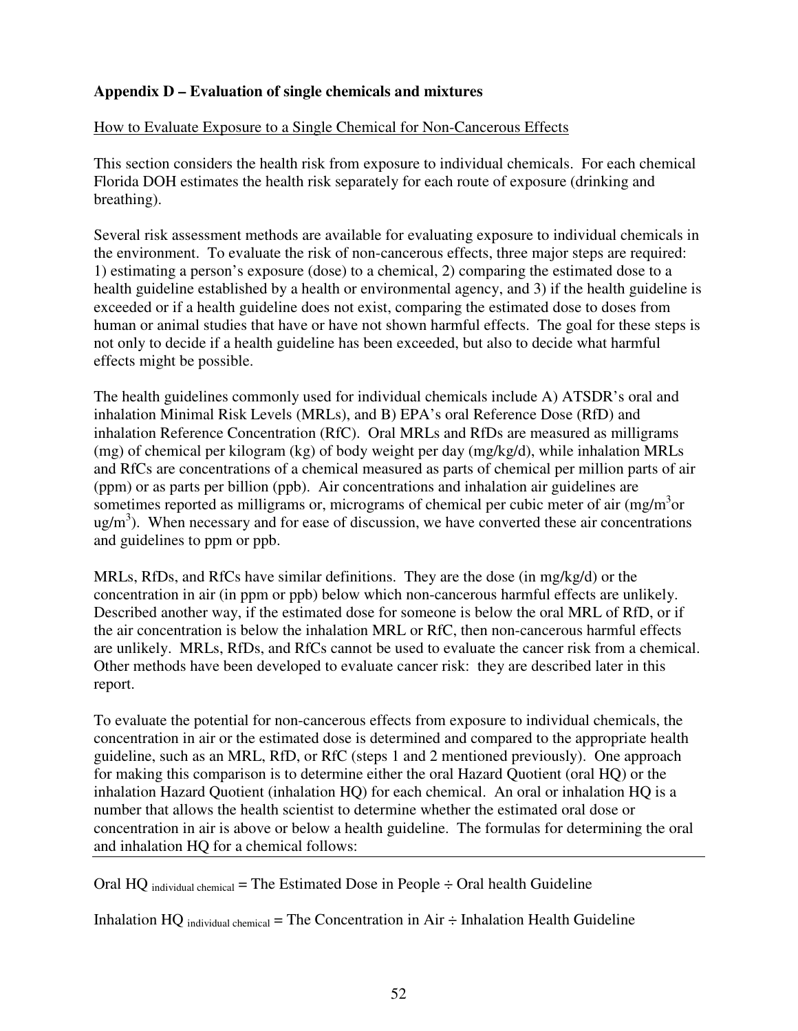**Appendix D – Evaluation of single chemicals and mixtures**

How to Evaluate Exposure to a Single Chemical for Non-Cancerous Effects

This section considers the health risk from exposure to individual chemicals. For each chemical Florida DOH estimates the health risk separately for each route of exposure (drinking and breathing).

Several risk assessment methods are available for evaluating exposure to individual chemicals in the environment. To evaluate the risk of non-cancerous effects, three major steps are required: 1) estimating a person's exposure (dose) to a chemical, 2) comparing the estimated dose to a health guideline established by a health or environmental agency, and 3) if the health guideline is exceeded or if a health guideline does not exist, comparing the estimated dose to doses from human or animal studies that have or have not shown harmful effects. The goal for these steps is not only to decide if a health guideline has been exceeded, but also to decide what harmful effects might be possible.

The health guidelines commonly used for individual chemicals include A) ATSDR's oral and inhalation Minimal Risk Levels (MRLs), and B) EPA's oral Reference Dose (RfD) and inhalation Reference Concentration (RfC). Oral MRLs and RfDs are measured as milligrams (mg) of chemical per kilogram (kg) of body weight per day (mg/kg/d), while inhalation MRLs and RfCs are concentrations of a chemical measured as parts of chemical per million parts of air (ppm) or as parts per billion (ppb). Air concentrations and inhalation air guidelines are sometimes reported as milligrams or, micrograms of chemical per cubic meter of air ($mg/m^3$or $ug/m^3$). When necessary and for ease of discussion, we have converted these air concentrations and guidelines to ppm or ppb.

MRLs, RfDs, and RfCs have similar definitions. They are the dose (in mg/kg/d) or the concentration in air (in ppm or ppb) below which non-cancerous harmful effects are unlikely. Described another way, if the estimated dose for someone is below the oral MRL of RfD, or if the air concentration is below the inhalation MRL or RfC, then non-cancerous harmful effects are unlikely. MRLs, RfDs, and RfCs cannot be used to evaluate the cancer risk from a chemical. Other methods have been developed to evaluate cancer risk: they are described later in this report.

To evaluate the potential for non-cancerous effects from exposure to individual chemicals, the concentration in air or the estimated dose is determined and compared to the appropriate health guideline, such as an MRL, RfD, or RfC (steps 1 and 2 mentioned previously). One approach for making this comparison is to determine either the oral Hazard Quotient (oral HQ) or the inhalation Hazard Quotient (inhalation HQ) for each chemical. An oral or inhalation HQ is a number that allows the health scientist to determine whether the estimated oral dose or concentration in air is above or below a health guideline. The formulas for determining the oral and inhalation HQ for a chemical follows:

---

Oral $HQ_{\text{individual chemical}}$ = The Estimated Dose in People ÷ Oral health Guideline

Inhalation $HQ_{\text{individual chemical}}$ = The Concentration in Air ÷ Inhalation Health Guideline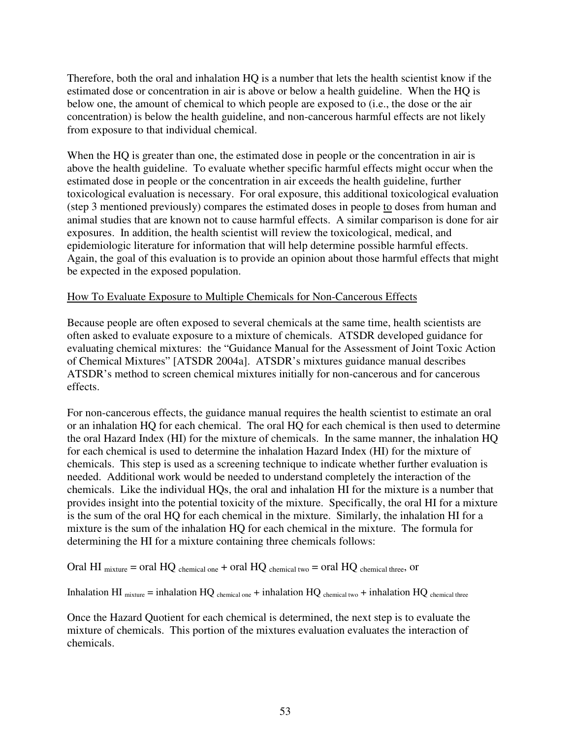Therefore, both the oral and inhalation HQ is a number that lets the health scientist know if the estimated dose or concentration in air is above or below a health guideline. When the HQ is below one, the amount of chemical to which people are exposed to (i.e., the dose or the air concentration) is below the health guideline, and non-cancerous harmful effects are not likely from exposure to that individual chemical.

When the HQ is greater than one, the estimated dose in people or the concentration in air is above the health guideline. To evaluate whether specific harmful effects might occur when the estimated dose in people or the concentration in air exceeds the health guideline, further toxicological evaluation is necessary. For oral exposure, this additional toxicological evaluation (step 3 mentioned previously) compares the estimated doses in people to doses from human and animal studies that are known not to cause harmful effects. A similar comparison is done for air exposures. In addition, the health scientist will review the toxicological, medical, and epidemiologic literature for information that will help determine possible harmful effects. Again, the goal of this evaluation is to provide an opinion about those harmful effects that might be expected in the exposed population.

How To Evaluate Exposure to Multiple Chemicals for Non-Cancerous Effects

Because people are often exposed to several chemicals at the same time, health scientists are often asked to evaluate exposure to a mixture of chemicals. ATSDR developed guidance for evaluating chemical mixtures: the "Guidance Manual for the Assessment of Joint Toxic Action of Chemical Mixtures" [ATSDR 2004a]. ATSDR's mixtures guidance manual describes ATSDR's method to screen chemical mixtures initially for non-cancerous and for cancerous effects.

For non-cancerous effects, the guidance manual requires the health scientist to estimate an oral or an inhalation HQ for each chemical. The oral HQ for each chemical is then used to determine the oral Hazard Index (HI) for the mixture of chemicals. In the same manner, the inhalation HQ for each chemical is used to determine the inhalation Hazard Index (HI) for the mixture of chemicals. This step is used as a screening technique to indicate whether further evaluation is needed. Additional work would be needed to understand completely the interaction of the chemicals. Like the individual HQs, the oral and inhalation HI for the mixture is a number that provides insight into the potential toxicity of the mixture. Specifically, the oral HI for a mixture is the sum of the oral HQ for each chemical in the mixture. Similarly, the inhalation HI for a mixture is the sum of the inhalation HQ for each chemical in the mixture. The formula for determining the HI for a mixture containing three chemicals follows:

$\text{Oral HI}_{\text{mixture}} = \text{oral HQ}_{\text{chemical one}} + \text{oral HQ}_{\text{chemical two}} = \text{oral HQ}_{\text{chemical three}}$, or

$\text{Inhalation HI}_{\text{mixture}} = \text{inhalation HQ}_{\text{chemical one}} + \text{inhalation HQ}_{\text{chemical two}} + \text{inhalation HQ}_{\text{chemical three}}$

Once the Hazard Quotient for each chemical is determined, the next step is to evaluate the mixture of chemicals. This portion of the mixtures evaluation evaluates the interaction of chemicals.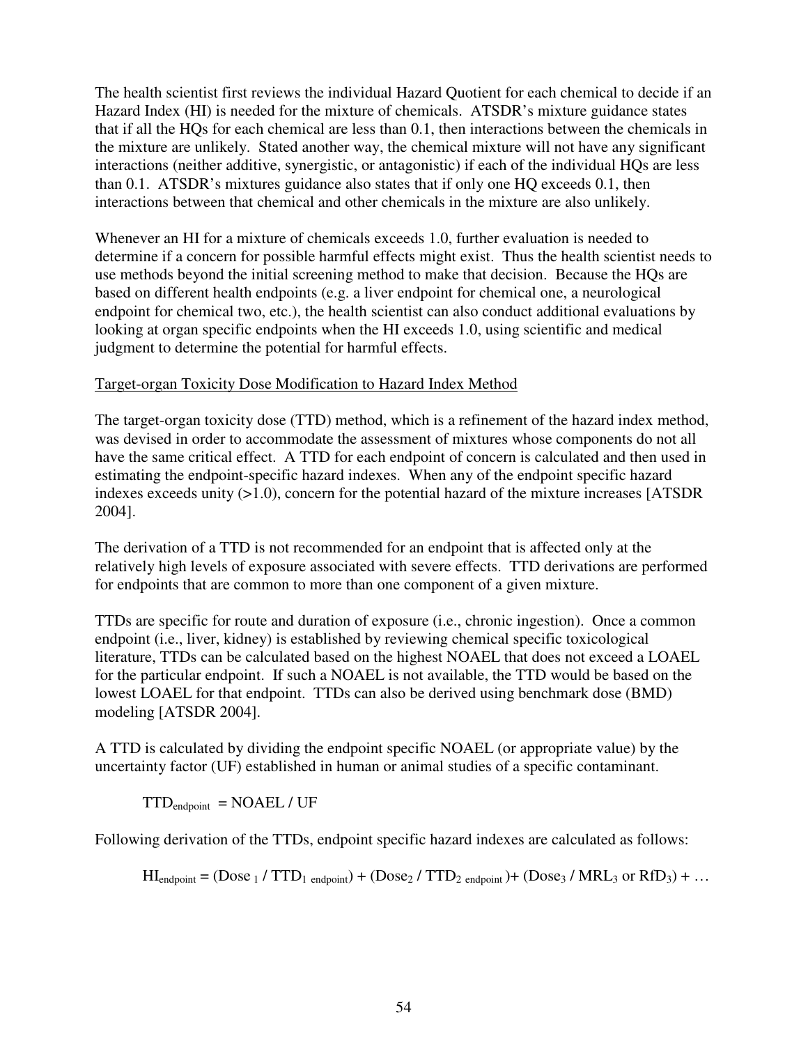The health scientist first reviews the individual Hazard Quotient for each chemical to decide if an Hazard Index (HI) is needed for the mixture of chemicals. ATSDR's mixture guidance states that if all the HQs for each chemical are less than 0.1, then interactions between the chemicals in the mixture are unlikely. Stated another way, the chemical mixture will not have any significant interactions (neither additive, synergistic, or antagonistic) if each of the individual HQs are less than 0.1. ATSDR's mixtures guidance also states that if only one HQ exceeds 0.1, then interactions between that chemical and other chemicals in the mixture are also unlikely.

Whenever an HI for a mixture of chemicals exceeds 1.0, further evaluation is needed to determine if a concern for possible harmful effects might exist. Thus the health scientist needs to use methods beyond the initial screening method to make that decision. Because the HQs are based on different health endpoints (e.g. a liver endpoint for chemical one, a neurological endpoint for chemical two, etc.), the health scientist can also conduct additional evaluations by looking at organ specific endpoints when the HI exceeds 1.0, using scientific and medical judgment to determine the potential for harmful effects.

<u>Target-organ Toxicity Dose Modification to Hazard Index Method</u>

The target-organ toxicity dose (TTD) method, which is a refinement of the hazard index method, was devised in order to accommodate the assessment of mixtures whose components do not all have the same critical effect. A TTD for each endpoint of concern is calculated and then used in estimating the endpoint-specific hazard indexes. When any of the endpoint specific hazard indexes exceeds unity (>1.0), concern for the potential hazard of the mixture increases [ATSDR 2004].

The derivation of a TTD is not recommended for an endpoint that is affected only at the relatively high levels of exposure associated with severe effects. TTD derivations are performed for endpoints that are common to more than one component of a given mixture.

TTDs are specific for route and duration of exposure (i.e., chronic ingestion). Once a common endpoint (i.e., liver, kidney) is established by reviewing chemical specific toxicological literature, TTDs can be calculated based on the highest NOAEL that does not exceed a LOAEL for the particular endpoint. If such a NOAEL is not available, the TTD would be based on the lowest LOAEL for that endpoint. TTDs can also be derived using benchmark dose (BMD) modeling [ATSDR 2004].

A TTD is calculated by dividing the endpoint specific NOAEL (or appropriate value) by the uncertainty factor (UF) established in human or animal studies of a specific contaminant.

$$TTD_{endpoint} = NOAEL / UF$$

Following derivation of the TTDs, endpoint specific hazard indexes are calculated as follows:

$$HI_{endpoint} = (Dose_1 / TTD_{1\ endpoint}) + (Dose_2 / TTD_{2\ endpoint}) + (Dose_3 / MRL_3 \text{ or } RfD_3) + \ldots$$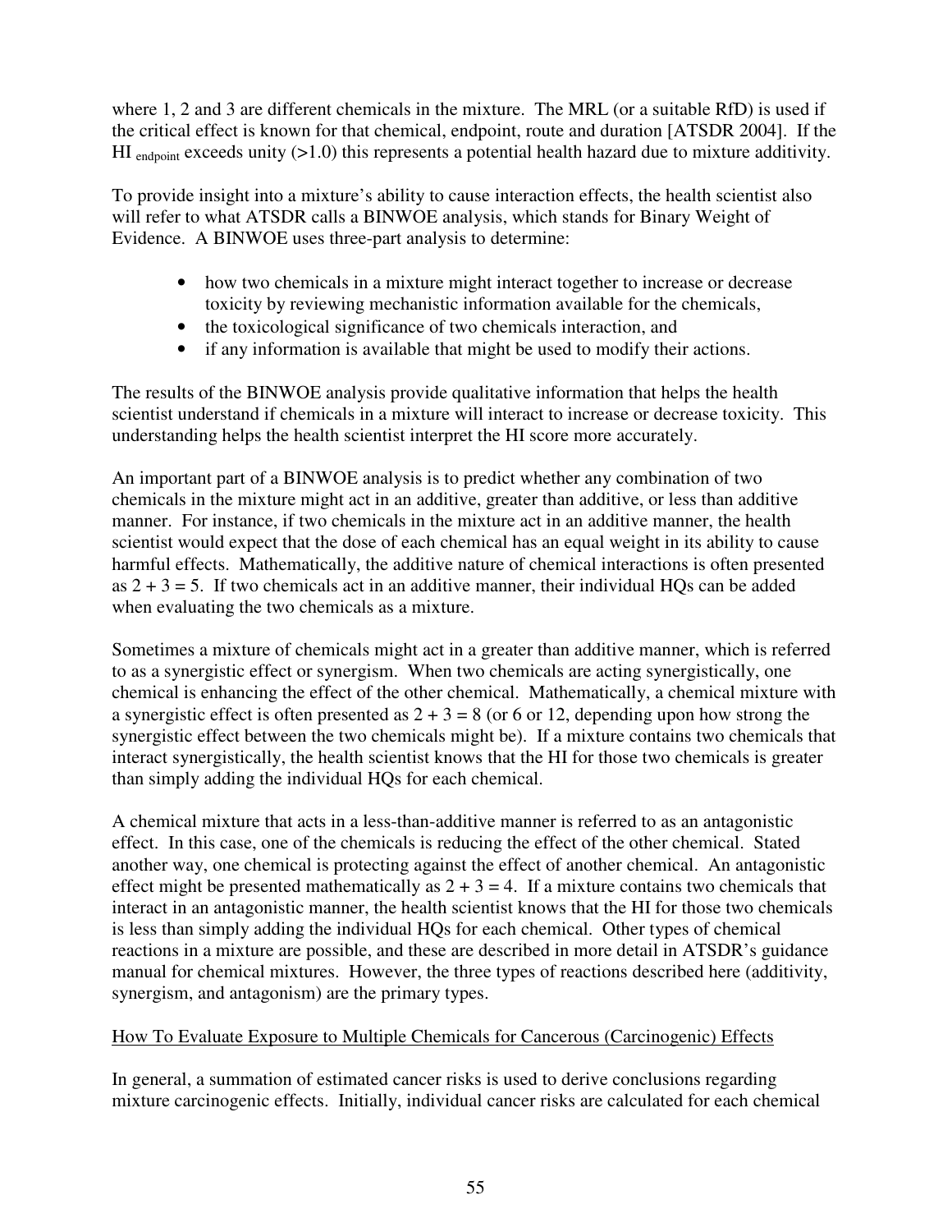where 1, 2 and 3 are different chemicals in the mixture. The MRL (or a suitable RfD) is used if the critical effect is known for that chemical, endpoint, route and duration [ATSDR 2004]. If the $HI_{endpoint}$ exceeds unity (>1.0) this represents a potential health hazard due to mixture additivity.

To provide insight into a mixture's ability to cause interaction effects, the health scientist also will refer to what ATSDR calls a BINWOE analysis, which stands for Binary Weight of Evidence. A BINWOE uses three-part analysis to determine:

- how two chemicals in a mixture might interact together to increase or decrease toxicity by reviewing mechanistic information available for the chemicals,
- the toxicological significance of two chemicals interaction, and
- if any information is available that might be used to modify their actions.

The results of the BINWOE analysis provide qualitative information that helps the health scientist understand if chemicals in a mixture will interact to increase or decrease toxicity. This understanding helps the health scientist interpret the HI score more accurately.

An important part of a BINWOE analysis is to predict whether any combination of two chemicals in the mixture might act in an additive, greater than additive, or less than additive manner. For instance, if two chemicals in the mixture act in an additive manner, the health scientist would expect that the dose of each chemical has an equal weight in its ability to cause harmful effects. Mathematically, the additive nature of chemical interactions is often presented as $2 + 3 = 5$. If two chemicals act in an additive manner, their individual HQs can be added when evaluating the two chemicals as a mixture.

Sometimes a mixture of chemicals might act in a greater than additive manner, which is referred to as a synergistic effect or synergism. When two chemicals are acting synergistically, one chemical is enhancing the effect of the other chemical. Mathematically, a chemical mixture with a synergistic effect is often presented as $2 + 3 = 8$ (or 6 or 12, depending upon how strong the synergistic effect between the two chemicals might be). If a mixture contains two chemicals that interact synergistically, the health scientist knows that the HI for those two chemicals is greater than simply adding the individual HQs for each chemical.

A chemical mixture that acts in a less-than-additive manner is referred to as an antagonistic effect. In this case, one of the chemicals is reducing the effect of the other chemical. Stated another way, one chemical is protecting against the effect of another chemical. An antagonistic effect might be presented mathematically as $2 + 3 = 4$. If a mixture contains two chemicals that interact in an antagonistic manner, the health scientist knows that the HI for those two chemicals is less than simply adding the individual HQs for each chemical. Other types of chemical reactions in a mixture are possible, and these are described in more detail in ATSDR's guidance manual for chemical mixtures. However, the three types of reactions described here (additivity, synergism, and antagonism) are the primary types.

How To Evaluate Exposure to Multiple Chemicals for Cancerous (Carcinogenic) Effects

In general, a summation of estimated cancer risks is used to derive conclusions regarding mixture carcinogenic effects. Initially, individual cancer risks are calculated for each chemical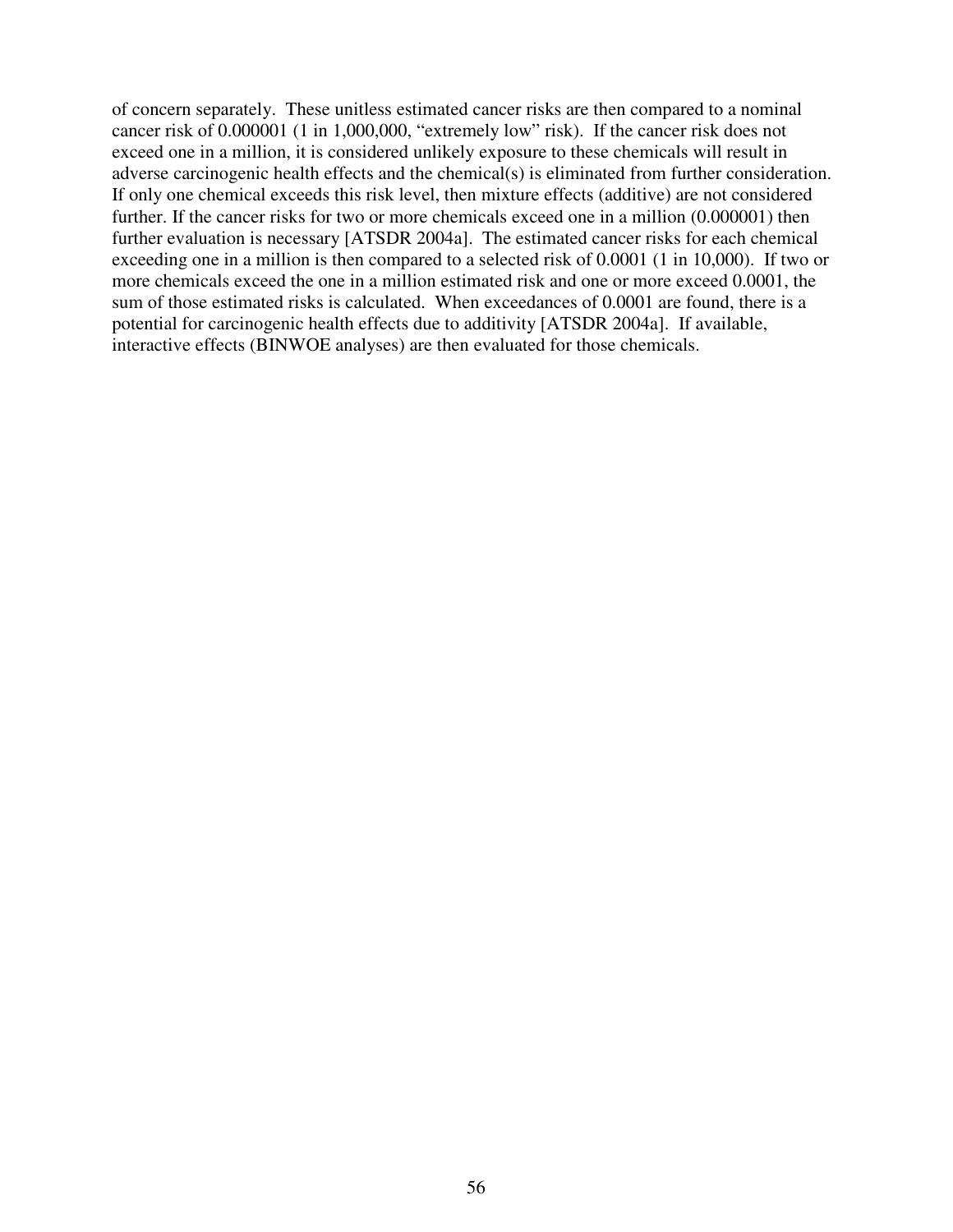of concern separately. These unitless estimated cancer risks are then compared to a nominal cancer risk of 0.000001 (1 in 1,000,000, "extremely low" risk). If the cancer risk does not exceed one in a million, it is considered unlikely exposure to these chemicals will result in adverse carcinogenic health effects and the chemical(s) is eliminated from further consideration. If only one chemical exceeds this risk level, then mixture effects (additive) are not considered further. If the cancer risks for two or more chemicals exceed one in a million (0.000001) then further evaluation is necessary [ATSDR 2004a]. The estimated cancer risks for each chemical exceeding one in a million is then compared to a selected risk of 0.0001 (1 in 10,000). If two or more chemicals exceed the one in a million estimated risk and one or more exceed 0.0001, the sum of those estimated risks is calculated. When exceedances of 0.0001 are found, there is a potential for carcinogenic health effects due to additivity [ATSDR 2004a]. If available, interactive effects (BINWOE analyses) are then evaluated for those chemicals.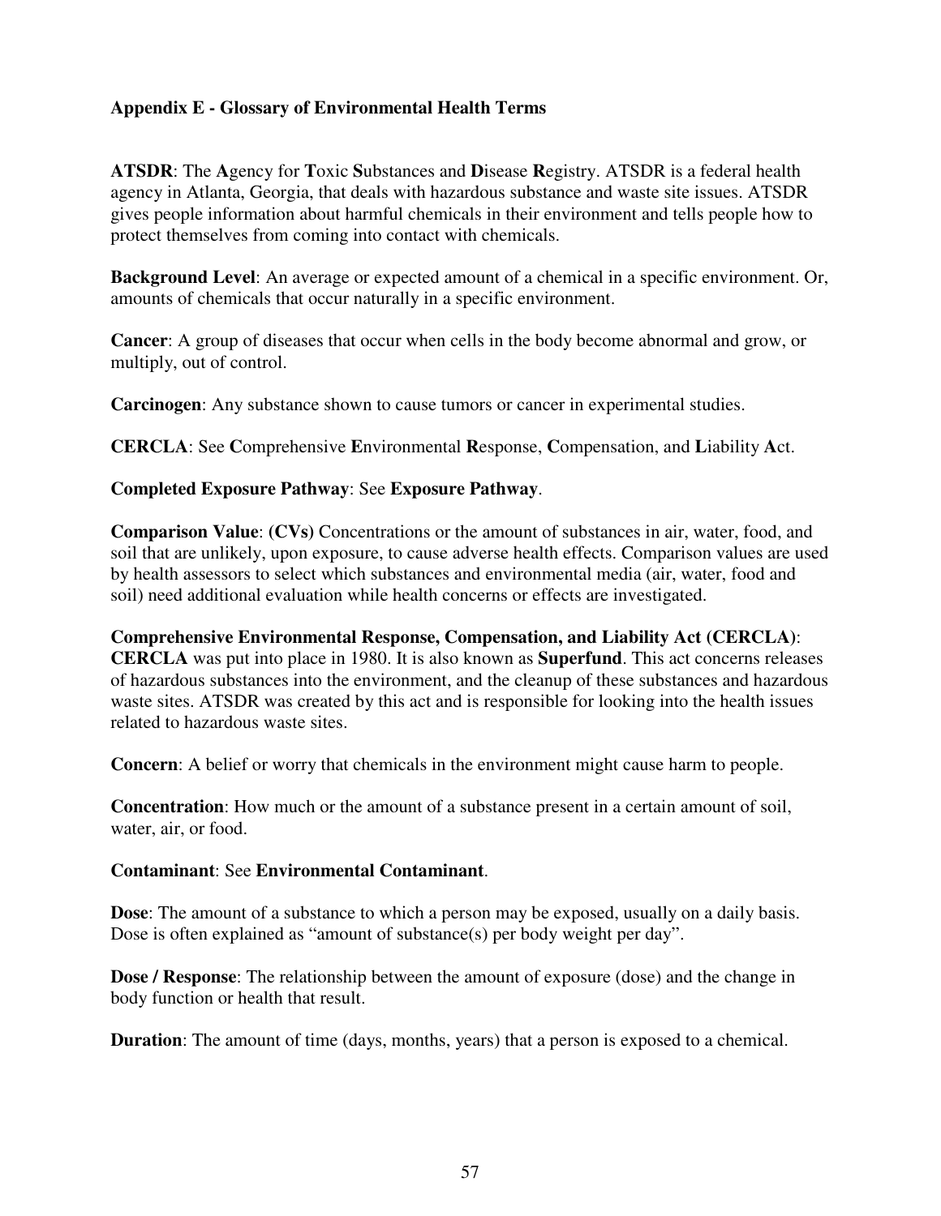## Appendix E - Glossary of Environmental Health Terms

**ATSDR**: The **A**gency for **T**oxic **S**ubstances and **D**isease **R**egistry. ATSDR is a federal health agency in Atlanta, Georgia, that deals with hazardous substance and waste site issues. ATSDR gives people information about harmful chemicals in their environment and tells people how to protect themselves from coming into contact with chemicals.

**Background Level**: An average or expected amount of a chemical in a specific environment. Or, amounts of chemicals that occur naturally in a specific environment.

**Cancer**: A group of diseases that occur when cells in the body become abnormal and grow, or multiply, out of control.

**Carcinogen**: Any substance shown to cause tumors or cancer in experimental studies.

**CERCLA**: See **C**omprehensive **E**nvironmental **R**esponse, **C**ompensation, and **L**iability **A**ct.

**Completed Exposure Pathway**: See **Exposure Pathway**.

**Comparison Value**: **(CVs)** Concentrations or the amount of substances in air, water, food, and soil that are unlikely, upon exposure, to cause adverse health effects. Comparison values are used by health assessors to select which substances and environmental media (air, water, food and soil) need additional evaluation while health concerns or effects are investigated.

**Comprehensive Environmental Response, Compensation, and Liability Act (CERCLA)**: **CERCLA** was put into place in 1980. It is also known as **Superfund**. This act concerns releases of hazardous substances into the environment, and the cleanup of these substances and hazardous waste sites. ATSDR was created by this act and is responsible for looking into the health issues related to hazardous waste sites.

**Concern**: A belief or worry that chemicals in the environment might cause harm to people.

**Concentration**: How much or the amount of a substance present in a certain amount of soil, water, air, or food.

**Contaminant**: See **Environmental Contaminant**.

**Dose**: The amount of a substance to which a person may be exposed, usually on a daily basis. Dose is often explained as "amount of substance(s) per body weight per day".

**Dose / Response**: The relationship between the amount of exposure (dose) and the change in body function or health that result.

**Duration**: The amount of time (days, months, years) that a person is exposed to a chemical.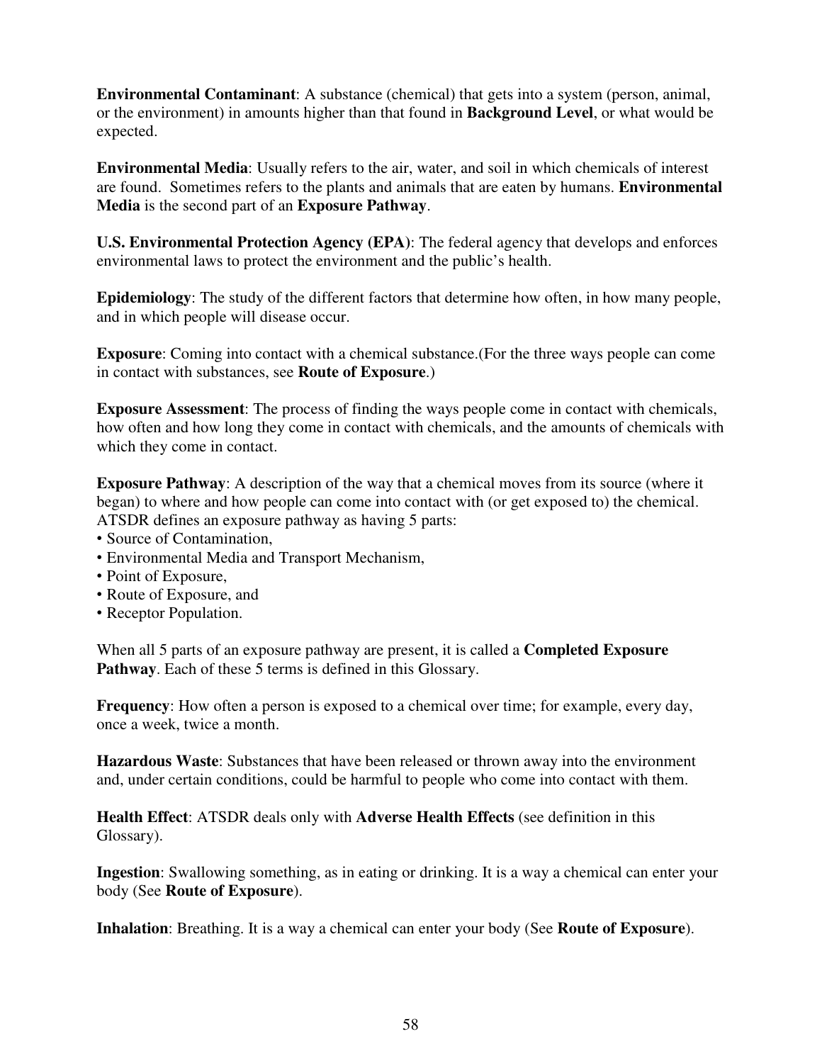**Environmental Contaminant**: A substance (chemical) that gets into a system (person, animal, or the environment) in amounts higher than that found in **Background Level**, or what would be expected.

**Environmental Media**: Usually refers to the air, water, and soil in which chemicals of interest are found. Sometimes refers to the plants and animals that are eaten by humans. **Environmental Media** is the second part of an **Exposure Pathway**.

**U.S. Environmental Protection Agency (EPA)**: The federal agency that develops and enforces environmental laws to protect the environment and the public's health.

**Epidemiology**: The study of the different factors that determine how often, in how many people, and in which people will disease occur.

**Exposure**: Coming into contact with a chemical substance.(For the three ways people can come in contact with substances, see **Route of Exposure**.)

**Exposure Assessment**: The process of finding the ways people come in contact with chemicals, how often and how long they come in contact with chemicals, and the amounts of chemicals with which they come in contact.

**Exposure Pathway**: A description of the way that a chemical moves from its source (where it began) to where and how people can come into contact with (or get exposed to) the chemical. ATSDR defines an exposure pathway as having 5 parts:

- Source of Contamination,
- Environmental Media and Transport Mechanism,
- Point of Exposure,
- Route of Exposure, and
- Receptor Population.

When all 5 parts of an exposure pathway are present, it is called a **Completed Exposure Pathway**. Each of these 5 terms is defined in this Glossary.

**Frequency**: How often a person is exposed to a chemical over time; for example, every day, once a week, twice a month.

**Hazardous Waste**: Substances that have been released or thrown away into the environment and, under certain conditions, could be harmful to people who come into contact with them.

**Health Effect**: ATSDR deals only with **Adverse Health Effects** (see definition in this Glossary).

**Ingestion**: Swallowing something, as in eating or drinking. It is a way a chemical can enter your body (See **Route of Exposure**).

**Inhalation**: Breathing. It is a way a chemical can enter your body (See **Route of Exposure**).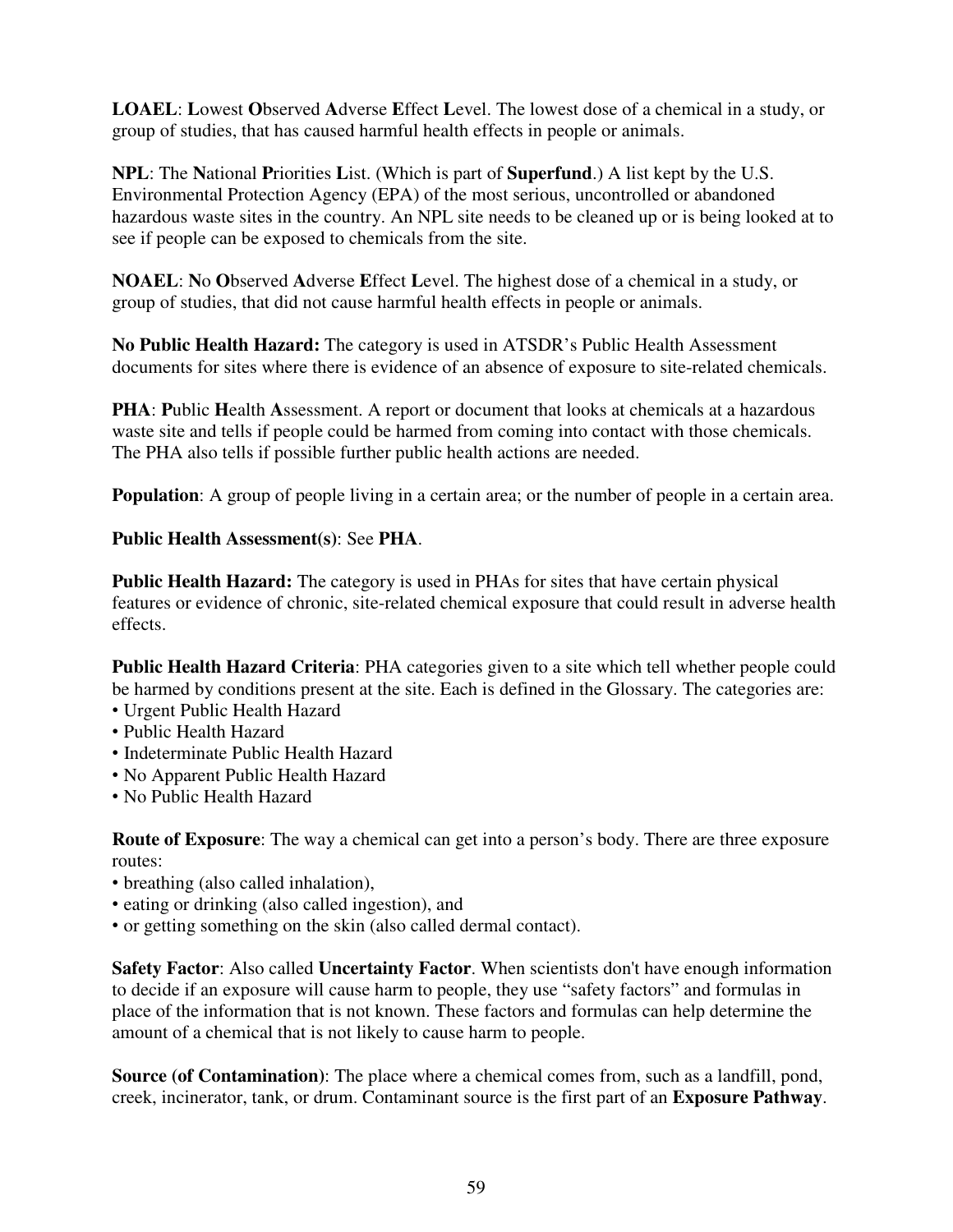**LOAEL**: **L**owest **O**bserved **A**dverse **E**ffect **L**evel. The lowest dose of a chemical in a study, or group of studies, that has caused harmful health effects in people or animals.

**NPL**: The **N**ational **P**riorities **L**ist. (Which is part of **Superfund**.) A list kept by the U.S. Environmental Protection Agency (EPA) of the most serious, uncontrolled or abandoned hazardous waste sites in the country. An NPL site needs to be cleaned up or is being looked at to see if people can be exposed to chemicals from the site.

**NOAEL**: **N**o **O**bserved **A**dverse **E**ffect **L**evel. The highest dose of a chemical in a study, or group of studies, that did not cause harmful health effects in people or animals.

**No Public Health Hazard:** The category is used in ATSDR's Public Health Assessment documents for sites where there is evidence of an absence of exposure to site-related chemicals.

**PHA**: **P**ublic **H**ealth **A**ssessment. A report or document that looks at chemicals at a hazardous waste site and tells if people could be harmed from coming into contact with those chemicals. The PHA also tells if possible further public health actions are needed.

**Population**: A group of people living in a certain area; or the number of people in a certain area.

**Public Health Assessment(s)**: See **PHA**.

**Public Health Hazard:** The category is used in PHAs for sites that have certain physical features or evidence of chronic, site-related chemical exposure that could result in adverse health effects.

**Public Health Hazard Criteria**: PHA categories given to a site which tell whether people could be harmed by conditions present at the site. Each is defined in the Glossary. The categories are:

- Urgent Public Health Hazard
- Public Health Hazard
- Indeterminate Public Health Hazard
- No Apparent Public Health Hazard
- No Public Health Hazard

**Route of Exposure**: The way a chemical can get into a person's body. There are three exposure routes:

- breathing (also called inhalation),
- eating or drinking (also called ingestion), and
- or getting something on the skin (also called dermal contact).

**Safety Factor**: Also called **Uncertainty Factor**. When scientists don't have enough information to decide if an exposure will cause harm to people, they use "safety factors" and formulas in place of the information that is not known. These factors and formulas can help determine the amount of a chemical that is not likely to cause harm to people.

**Source (of Contamination)**: The place where a chemical comes from, such as a landfill, pond, creek, incinerator, tank, or drum. Contaminant source is the first part of an **Exposure Pathway**.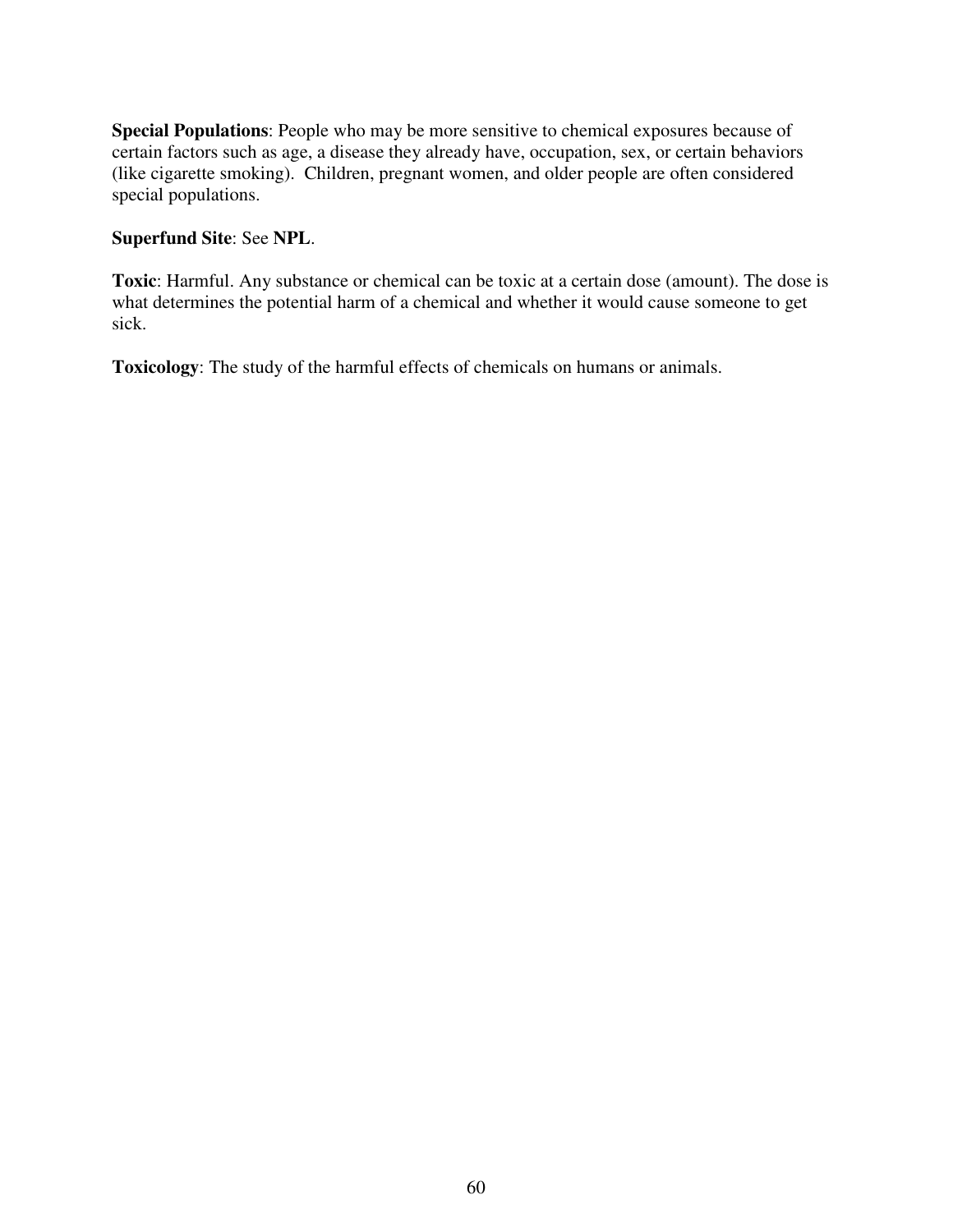**Special Populations**: People who may be more sensitive to chemical exposures because of certain factors such as age, a disease they already have, occupation, sex, or certain behaviors (like cigarette smoking). Children, pregnant women, and older people are often considered special populations.

**Superfund Site**: See **NPL**.

**Toxic**: Harmful. Any substance or chemical can be toxic at a certain dose (amount). The dose is what determines the potential harm of a chemical and whether it would cause someone to get sick.

**Toxicology**: The study of the harmful effects of chemicals on humans or animals.